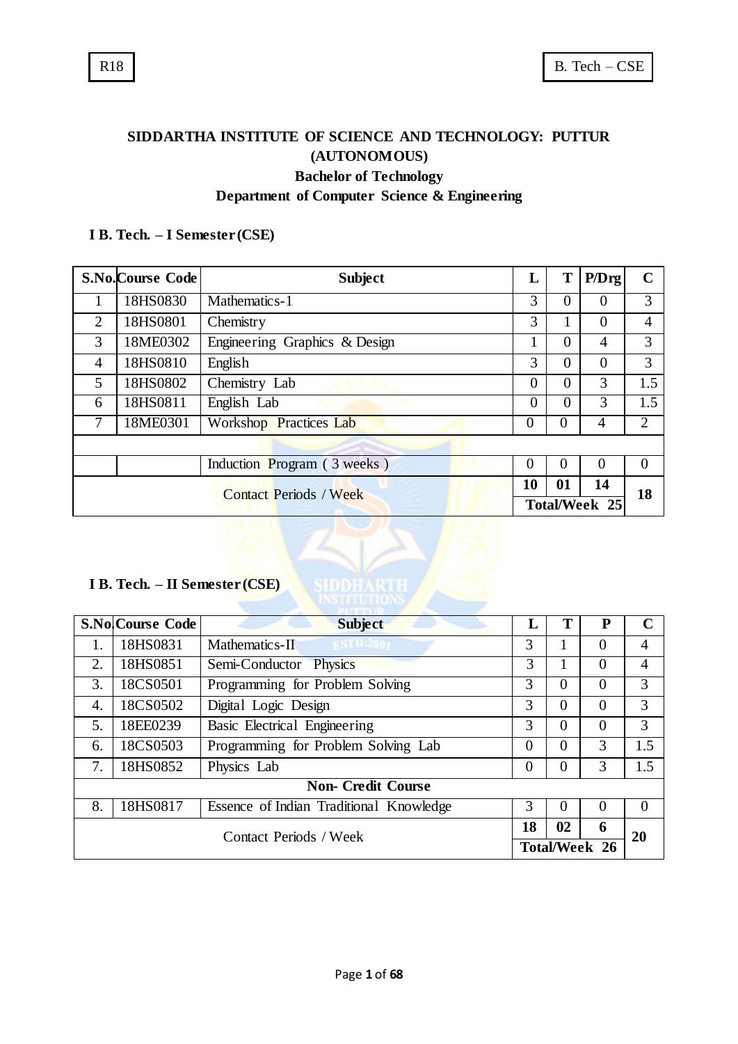R18

B. Tech – CSE

**SIDDARTHA INSTITUTE OF SCIENCE AND TECHNOLOGY: PUTTUR**
**(AUTONOMOUS)**
**Bachelor of Technology**
**Department of Computer Science & Engineering**

## I B. Tech. – I Semester (CSE)

| S.No. | Course Code | Subject | L | T | P/Drg | C |
|---|---|---|---|---|---|---|
| 1 | 18HS0830 | Mathematics-1 | 3 | 0 | 0 | 3 |
| 2 | 18HS0801 | Chemistry | 3 | 1 | 0 | 4 |
| 3 | 18ME0302 | Engineering Graphics & Design | 1 | 0 | 4 | 3 |
| 4 | 18HS0810 | English | 3 | 0 | 0 | 3 |
| 5 | 18HS0802 | Chemistry Lab | 0 | 0 | 3 | 1.5 |
| 6 | 18HS0811 | English Lab | 0 | 0 | 3 | 1.5 |
| 7 | 18ME0301 | Workshop Practices Lab | 0 | 0 | 4 | 2 |
| | | | | | | |
| | | Induction Program ( 3 weeks ) | 0 | 0 | 0 | 0 |
| | | Contact Periods / Week | **10** | **01** | **14** | **18** |
| | | | **Total/Week 25** | | | |

## I B. Tech. – II Semester (CSE)

| S.No. | Course Code | Subject | L | T | P | C |
|---|---|---|---|---|---|---|
| 1. | 18HS0831 | Mathematics-II | 3 | 1 | 0 | 4 |
| 2. | 18HS0851 | Semi-Conductor Physics | 3 | 1 | 0 | 4 |
| 3. | 18CS0501 | Programming for Problem Solving | 3 | 0 | 0 | 3 |
| 4. | 18CS0502 | Digital Logic Design | 3 | 0 | 0 | 3 |
| 5. | 18EE0239 | Basic Electrical Engineering | 3 | 0 | 0 | 3 |
| 6. | 18CS0503 | Programming for Problem Solving Lab | 0 | 0 | 3 | 1.5 |
| 7. | 18HS0852 | Physics Lab | 0 | 0 | 3 | 1.5 |
| | | **Non- Credit Course** | | | | |
| 8. | 18HS0817 | Essence of Indian Traditional Knowledge | 3 | 0 | 0 | 0 |
| | | Contact Periods / Week | **18** | **02** | **6** | **20** |
| | | | **Total/Week 26** | | | |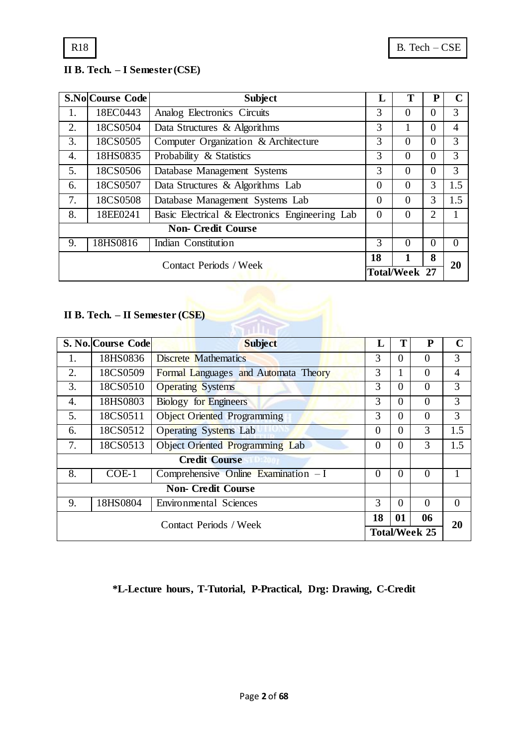R18

B. Tech – CSE

**II B. Tech. – I Semester (CSE)**

| S.No | Course Code | Subject | L | T | P | C |
|---|---|---|---|---|---|---|
| 1. | 18EC0443 | Analog Electronics Circuits | 3 | 0 | 0 | 3 |
| 2. | 18CS0504 | Data Structures & Algorithms | 3 | 1 | 0 | 4 |
| 3. | 18CS0505 | Computer Organization & Architecture | 3 | 0 | 0 | 3 |
| 4. | 18HS0835 | Probability & Statistics | 3 | 0 | 0 | 3 |
| 5. | 18CS0506 | Database Management Systems | 3 | 0 | 0 | 3 |
| 6. | 18CS0507 | Data Structures & Algorithms Lab | 0 | 0 | 3 | 1.5 |
| 7. | 18CS0508 | Database Management Systems Lab | 0 | 0 | 3 | 1.5 |
| 8. | 18EE0241 | Basic Electrical & Electronics Engineering Lab | 0 | 0 | 2 | 1 |
| | | **Non- Credit Course** | | | | |
| 9. | 18HS0816 | Indian Constitution | 3 | 0 | 0 | 0 |
| | | Contact Periods / Week | **18** | **1** | **8** | **20** |
| | | | **Total/Week 27** | | | |

**II B. Tech. – II Semester (CSE)**

| S. No. | Course Code | Subject | L | T | P | C |
|---|---|---|---|---|---|---|
| 1. | 18HS0836 | Discrete Mathematics | 3 | 0 | 0 | 3 |
| 2. | 18CS0509 | Formal Languages and Automata Theory | 3 | 1 | 0 | 4 |
| 3. | 18CS0510 | Operating Systems | 3 | 0 | 0 | 3 |
| 4. | 18HS0803 | Biology for Engineers | 3 | 0 | 0 | 3 |
| 5. | 18CS0511 | Object Oriented Programming | 3 | 0 | 0 | 3 |
| 6. | 18CS0512 | Operating Systems Lab | 0 | 0 | 3 | 1.5 |
| 7. | 18CS0513 | Object Oriented Programming Lab | 0 | 0 | 3 | 1.5 |
| | | **Credit Course** | | | | |
| 8. | COE-1 | Comprehensive Online Examination – I | 0 | 0 | 0 | 1 |
| | | **Non- Credit Course** | | | | |
| 9. | 18HS0804 | Environmental Sciences | 3 | 0 | 0 | 0 |
| | | Contact Periods / Week | **18** | **01** | **06** | **20** |
| | | | **Total/Week 25** | | | |

**\*L-Lecture hours, T-Tutorial, P-Practical, Drg: Drawing, C-Credit**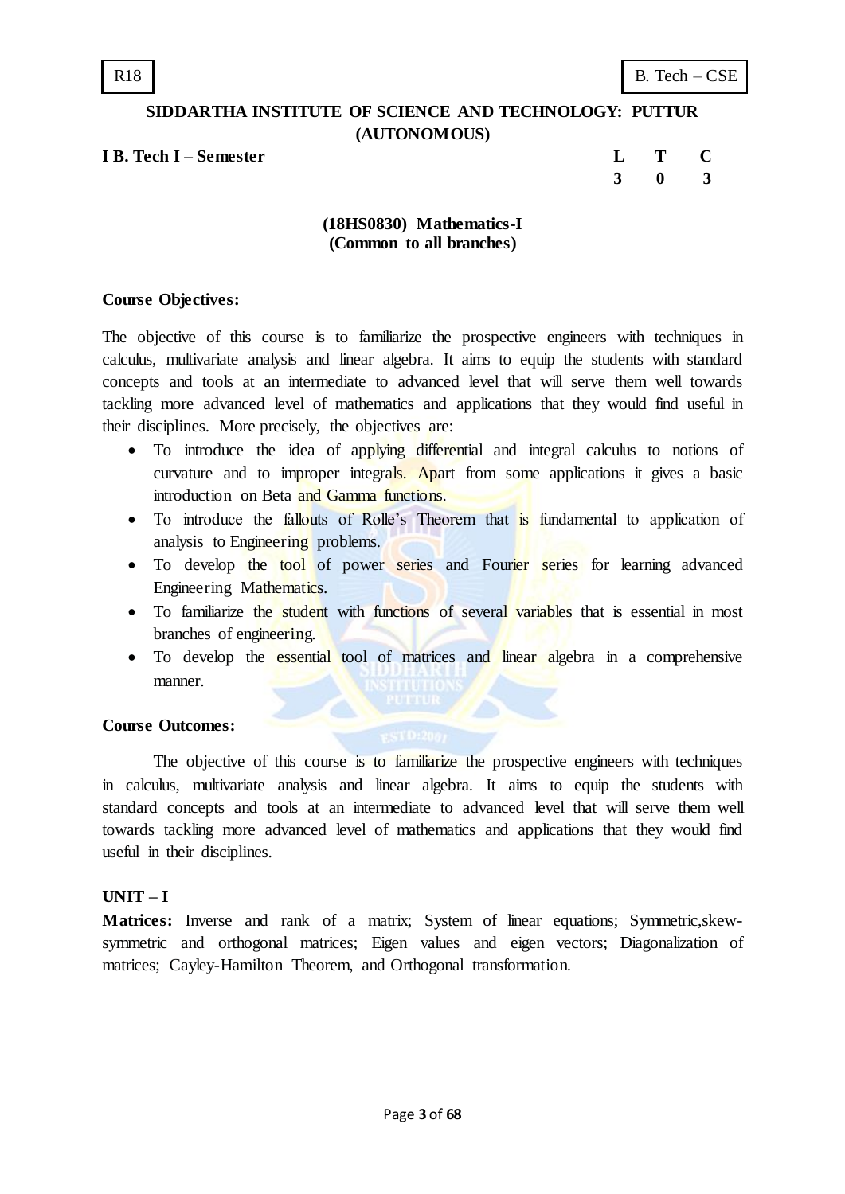R18

B. Tech – CSE

**SIDDARTHA INSTITUTE OF SCIENCE AND TECHNOLOGY: PUTTUR (AUTONOMOUS)**

**I B. Tech I – Semester**

| L | T | C |
|---|---|---|
| 3 | 0 | 3 |

**(18HS0830) Mathematics-I**
**(Common to all branches)**

**Course Objectives:**

The objective of this course is to familiarize the prospective engineers with techniques in calculus, multivariate analysis and linear algebra. It aims to equip the students with standard concepts and tools at an intermediate to advanced level that will serve them well towards tackling more advanced level of mathematics and applications that they would find useful in their disciplines. More precisely, the objectives are:

- To introduce the idea of applying differential and integral calculus to notions of curvature and to improper integrals. Apart from some applications it gives a basic introduction on Beta and Gamma functions.
- To introduce the fallouts of Rolle's Theorem that is fundamental to application of analysis to Engineering problems.
- To develop the tool of power series and Fourier series for learning advanced Engineering Mathematics.
- To familiarize the student with functions of several variables that is essential in most branches of engineering.
- To develop the essential tool of matrices and linear algebra in a comprehensive manner.

**Course Outcomes:**

The objective of this course is to familiarize the prospective engineers with techniques in calculus, multivariate analysis and linear algebra. It aims to equip the students with standard concepts and tools at an intermediate to advanced level that will serve them well towards tackling more advanced level of mathematics and applications that they would find useful in their disciplines.

**UNIT – I**

**Matrices:** Inverse and rank of a matrix; System of linear equations; Symmetric,skew-symmetric and orthogonal matrices; Eigen values and eigen vectors; Diagonalization of matrices; Cayley-Hamilton Theorem, and Orthogonal transformation.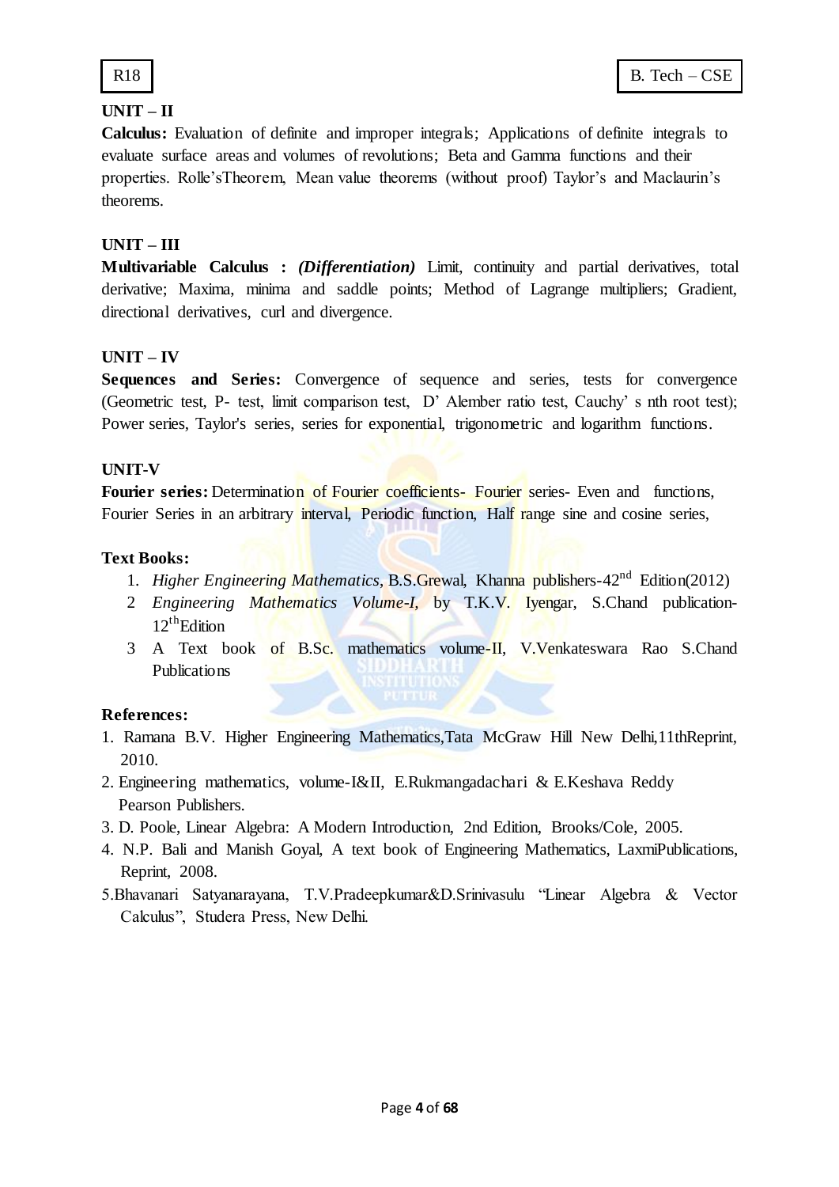**UNIT – II**

**Calculus:** Evaluation of definite and improper integrals; Applications of definite integrals to evaluate surface areas and volumes of revolutions; Beta and Gamma functions and their properties. Rolle'sTheorem, Mean value theorems (without proof) Taylor's and Maclaurin's theorems.

**UNIT – III**

**Multivariable Calculus :** ***(Differentiation)*** Limit, continuity and partial derivatives, total derivative; Maxima, minima and saddle points; Method of Lagrange multipliers; Gradient, directional derivatives, curl and divergence.

**UNIT – IV**

**Sequences and Series:** Convergence of sequence and series, tests for convergence (Geometric test, P- test, limit comparison test, D' Alember ratio test, Cauchy' s nth root test); Power series, Taylor's series, series for exponential, trigonometric and logarithm functions.

**UNIT-V**

**Fourier series:** Determination of Fourier coefficients- Fourier series- Even and functions, Fourier Series in an arbitrary interval, Periodic function, Half range sine and cosine series,

**Text Books:**

1. *Higher Engineering Mathematics*, B.S.Grewal, Khanna publishers-42nd Edition(2012)
2. *Engineering Mathematics Volume-I*, by T.K.V. Iyengar, S.Chand publication-12thEdition
3. A Text book of B.Sc. mathematics volume-II, V.Venkateswara Rao S.Chand Publications

**References:**

1. Ramana B.V. Higher Engineering Mathematics,Tata McGraw Hill New Delhi,11thReprint, 2010.
2. Engineering mathematics, volume-I&II, E.Rukmangadachari & E.Keshava Reddy Pearson Publishers.
3. D. Poole, Linear Algebra: A Modern Introduction, 2nd Edition, Brooks/Cole, 2005.
4. N.P. Bali and Manish Goyal, A text book of Engineering Mathematics, LaxmiPublications, Reprint, 2008.
5. Bhavanari Satyanarayana, T.V.Pradeepkumar&D.Srinivasulu "Linear Algebra & Vector Calculus", Studera Press, New Delhi.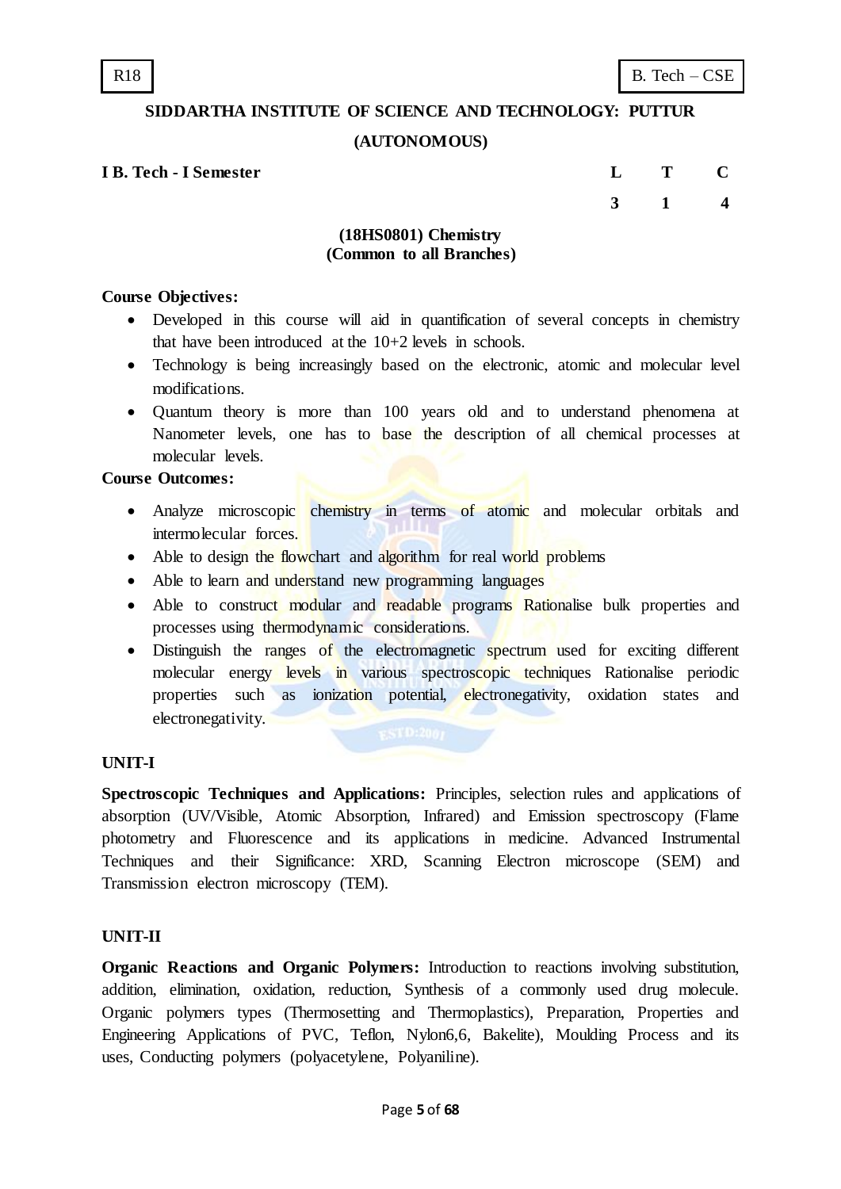R18

B. Tech – CSE

**SIDDARTHA INSTITUTE OF SCIENCE AND TECHNOLOGY: PUTTUR**

**(AUTONOMOUS)**

| | | | |
|---|---|---|---|
| **I B. Tech - I Semester** | **L** | **T** | **C** |
| | **3** | **1** | **4** |

**(18HS0801) Chemistry**
**(Common to all Branches)**

**Course Objectives:**

- Developed in this course will aid in quantification of several concepts in chemistry that have been introduced at the 10+2 levels in schools.
- Technology is being increasingly based on the electronic, atomic and molecular level modifications.
- Quantum theory is more than 100 years old and to understand phenomena at Nanometer levels, one has to base the description of all chemical processes at molecular levels.

**Course Outcomes:**

- Analyze microscopic chemistry in terms of atomic and molecular orbitals and intermolecular forces.
- Able to design the flowchart and algorithm for real world problems
- Able to learn and understand new programming languages
- Able to construct modular and readable programs Rationalise bulk properties and processes using thermodynamic considerations.
- Distinguish the ranges of the electromagnetic spectrum used for exciting different molecular energy levels in various spectroscopic techniques Rationalise periodic properties such as ionization potential, electronegativity, oxidation states and electronegativity.

**UNIT-I**

**Spectroscopic Techniques and Applications:** Principles, selection rules and applications of absorption (UV/Visible, Atomic Absorption, Infrared) and Emission spectroscopy (Flame photometry and Fluorescence and its applications in medicine. Advanced Instrumental Techniques and their Significance: XRD, Scanning Electron microscope (SEM) and Transmission electron microscopy (TEM).

**UNIT-II**

**Organic Reactions and Organic Polymers:** Introduction to reactions involving substitution, addition, elimination, oxidation, reduction, Synthesis of a commonly used drug molecule. Organic polymers types (Thermosetting and Thermoplastics), Preparation, Properties and Engineering Applications of PVC, Teflon, Nylon6,6, Bakelite), Moulding Process and its uses, Conducting polymers (polyacetylene, Polyaniline).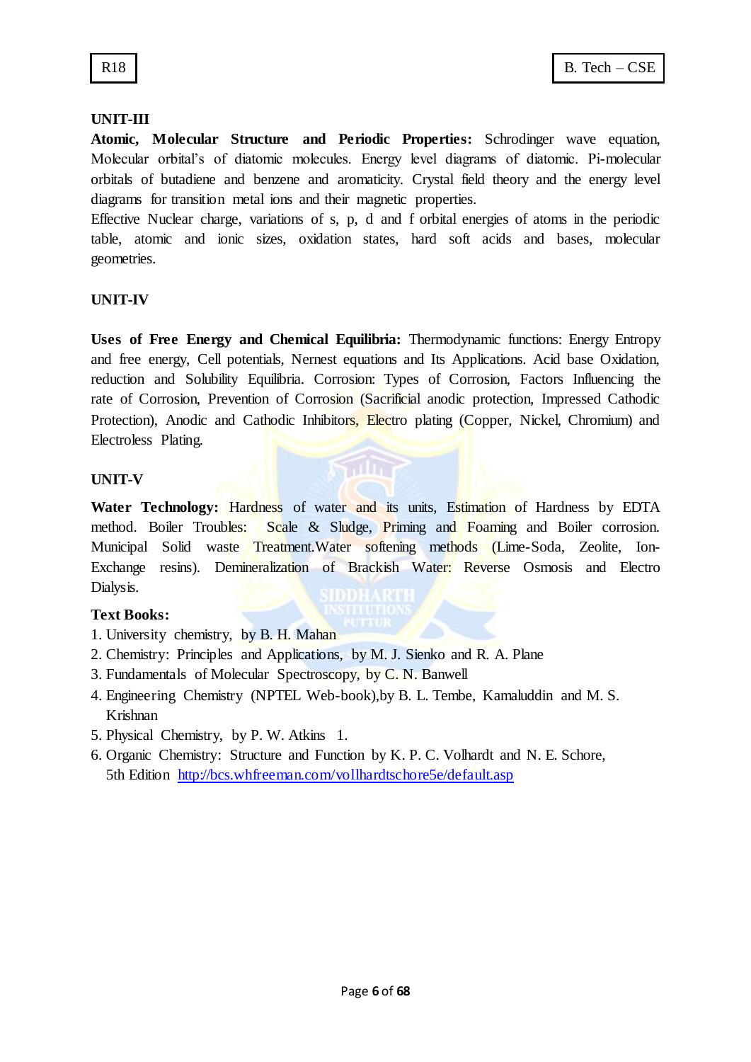**UNIT-III**

**Atomic, Molecular Structure and Periodic Properties:** Schrodinger wave equation, Molecular orbital's of diatomic molecules. Energy level diagrams of diatomic. Pi-molecular orbitals of butadiene and benzene and aromaticity. Crystal field theory and the energy level diagrams for transition metal ions and their magnetic properties.

Effective Nuclear charge, variations of s, p, d and f orbital energies of atoms in the periodic table, atomic and ionic sizes, oxidation states, hard soft acids and bases, molecular geometries.

**UNIT-IV**

**Uses of Free Energy and Chemical Equilibria:** Thermodynamic functions: Energy Entropy and free energy, Cell potentials, Nernest equations and Its Applications. Acid base Oxidation, reduction and Solubility Equilibria. Corrosion: Types of Corrosion, Factors Influencing the rate of Corrosion, Prevention of Corrosion (Sacrificial anodic protection, Impressed Cathodic Protection), Anodic and Cathodic Inhibitors, Electro plating (Copper, Nickel, Chromium) and Electroless Plating.

**UNIT-V**

**Water Technology:** Hardness of water and its units, Estimation of Hardness by EDTA method. Boiler Troubles: Scale & Sludge, Priming and Foaming and Boiler corrosion. Municipal Solid waste Treatment.Water softening methods (Lime-Soda, Zeolite, Ion-Exchange resins). Demineralization of Brackish Water: Reverse Osmosis and Electro Dialysis.

**Text Books:**

1. University chemistry, by B. H. Mahan
2. Chemistry: Principles and Applications, by M. J. Sienko and R. A. Plane
3. Fundamentals of Molecular Spectroscopy, by C. N. Banwell
4. Engineering Chemistry (NPTEL Web-book),by B. L. Tembe, Kamaluddin and M. S. Krishnan
5. Physical Chemistry, by P. W. Atkins 1.
6. Organic Chemistry: Structure and Function by K. P. C. Volhardt and N. E. Schore, 5th Edition http://bcs.whfreeman.com/vollhardtschore5e/default.asp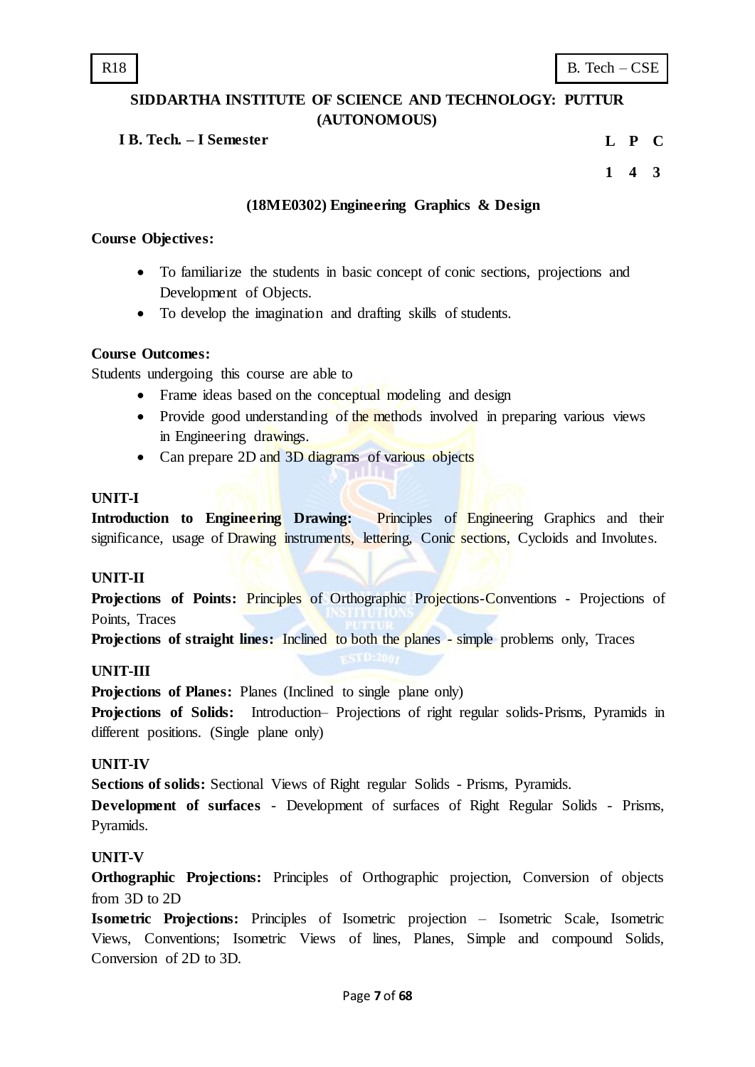R18 | B. Tech – CSE

**SIDDARTHA INSTITUTE OF SCIENCE AND TECHNOLOGY: PUTTUR (AUTONOMOUS)**

**I B. Tech. – I Semester**

| L | P | C |
|---|---|---|
| 1 | 4 | 3 |

**(18ME0302) Engineering Graphics & Design**

**Course Objectives:**

- To familiarize the students in basic concept of conic sections, projections and Development of Objects.
- To develop the imagination and drafting skills of students.

**Course Outcomes:**

Students undergoing this course are able to

- Frame ideas based on the conceptual modeling and design
- Provide good understanding of the methods involved in preparing various views in Engineering drawings.
- Can prepare 2D and 3D diagrams of various objects

**UNIT-I**

**Introduction to Engineering Drawing:** Principles of Engineering Graphics and their significance, usage of Drawing instruments, lettering, Conic sections, Cycloids and Involutes.

**UNIT-II**

**Projections of Points:** Principles of Orthographic Projections-Conventions - Projections of Points, Traces

**Projections of straight lines:** Inclined to both the planes - simple problems only, Traces

**UNIT-III**

**Projections of Planes:** Planes (Inclined to single plane only)

**Projections of Solids:** Introduction– Projections of right regular solids-Prisms, Pyramids in different positions. (Single plane only)

**UNIT-IV**

**Sections of solids:** Sectional Views of Right regular Solids - Prisms, Pyramids.

**Development of surfaces** - Development of surfaces of Right Regular Solids - Prisms, Pyramids.

**UNIT-V**

**Orthographic Projections:** Principles of Orthographic projection, Conversion of objects from 3D to 2D

**Isometric Projections:** Principles of Isometric projection – Isometric Scale, Isometric Views, Conventions; Isometric Views of lines, Planes, Simple and compound Solids, Conversion of 2D to 3D.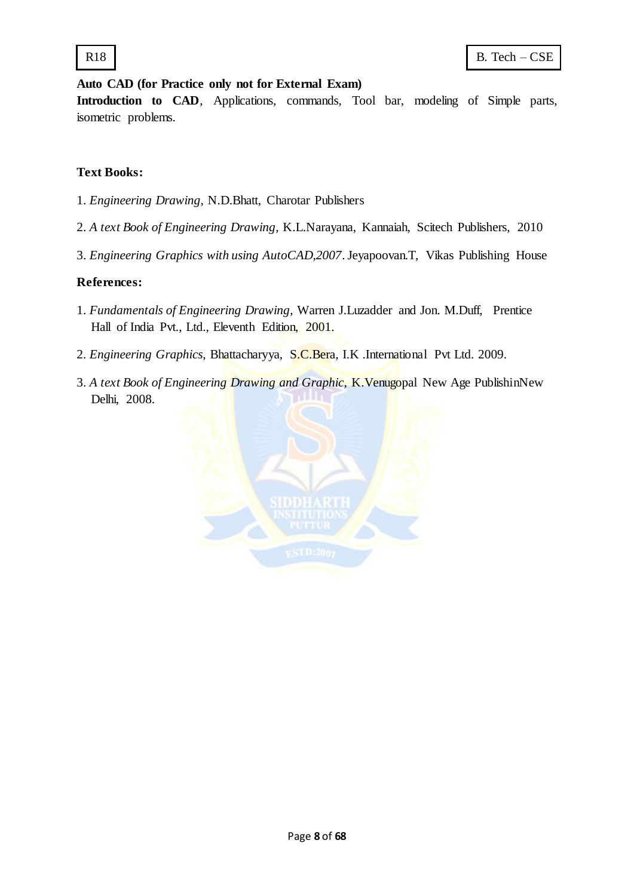**Auto CAD (for Practice only not for External Exam)**

**Introduction to CAD**, Applications, commands, Tool bar, modeling of Simple parts, isometric problems.

**Text Books:**

1. *Engineering Drawing*, N.D.Bhatt, Charotar Publishers
2. *A text Book of Engineering Drawing*, K.L.Narayana, Kannaiah, Scitech Publishers, 2010
3. *Engineering Graphics with using AutoCAD,2007*. Jeyapoovan.T, Vikas Publishing House

**References:**

1. *Fundamentals of Engineering Drawing*, Warren J.Luzadder and Jon. M.Duff, Prentice Hall of India Pvt., Ltd., Eleventh Edition, 2001.
2. *Engineering Graphics*, Bhattacharyya, S.C.Bera, I.K .International Pvt Ltd. 2009.
3. *A text Book of Engineering Drawing and Graphic*, K.Venugopal New Age PublishinNew Delhi, 2008.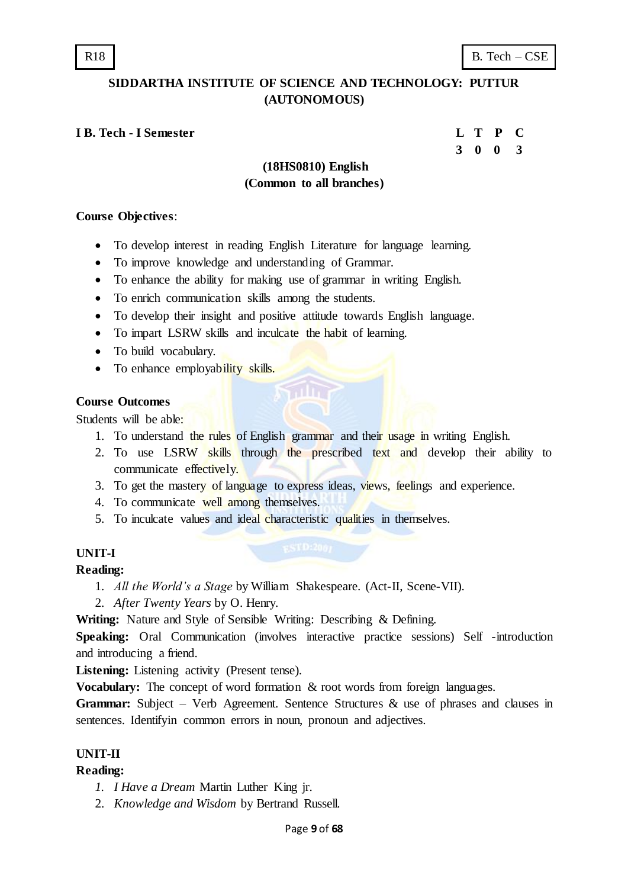R18

B. Tech – CSE

**SIDDARTHA INSTITUTE OF SCIENCE AND TECHNOLOGY: PUTTUR (AUTONOMOUS)**

**I B. Tech - I Semester**

| L | T | P | C |
|---|---|---|---|
| 3 | 0 | 0 | 3 |

**(18HS0810) English**
**(Common to all branches)**

**Course Objectives**:

- To develop interest in reading English Literature for language learning.
- To improve knowledge and understanding of Grammar.
- To enhance the ability for making use of grammar in writing English.
- To enrich communication skills among the students.
- To develop their insight and positive attitude towards English language.
- To impart LSRW skills and inculcate the habit of learning.
- To build vocabulary.
- To enhance employability skills.

**Course Outcomes**

Students will be able:

1. To understand the rules of English grammar and their usage in writing English.
2. To use LSRW skills through the prescribed text and develop their ability to communicate effectively.
3. To get the mastery of language to express ideas, views, feelings and experience.
4. To communicate well among themselves.
5. To inculcate values and ideal characteristic qualities in themselves.

**UNIT-I**

**Reading:**

1. *All the World's a Stage* by William Shakespeare. (Act-II, Scene-VII).
2. *After Twenty Years* by O. Henry.

**Writing:** Nature and Style of Sensible Writing: Describing & Defining.

**Speaking:** Oral Communication (involves interactive practice sessions) Self -introduction and introducing a friend.

**Listening:** Listening activity (Present tense).

**Vocabulary:** The concept of word formation & root words from foreign languages.

**Grammar:** Subject – Verb Agreement. Sentence Structures & use of phrases and clauses in sentences. Identifyin common errors in noun, pronoun and adjectives.

**UNIT-II**

**Reading:**

1. *I Have a Dream* Martin Luther King jr.
2. *Knowledge and Wisdom* by Bertrand Russell.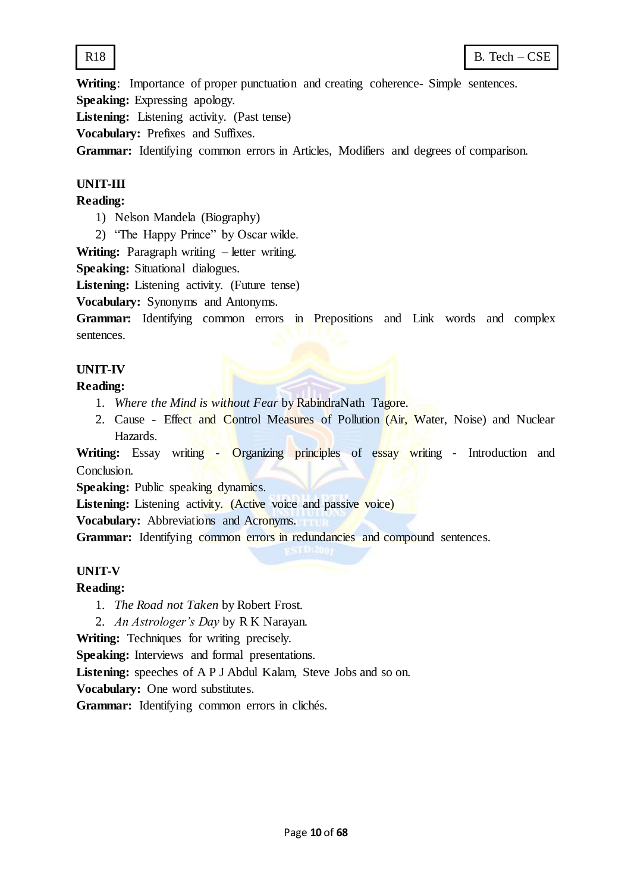**Writing**: Importance of proper punctuation and creating coherence- Simple sentences.

**Speaking:** Expressing apology.

**Listening:** Listening activity. (Past tense)

**Vocabulary:** Prefixes and Suffixes.

**Grammar:** Identifying common errors in Articles, Modifiers and degrees of comparison.

**UNIT-III**

**Reading:**

1) Nelson Mandela (Biography)
2) "The Happy Prince" by Oscar wilde.

**Writing:** Paragraph writing – letter writing.

**Speaking:** Situational dialogues.

**Listening:** Listening activity. (Future tense)

**Vocabulary:** Synonyms and Antonyms.

**Grammar:** Identifying common errors in Prepositions and Link words and complex sentences.

**UNIT-IV**

**Reading:**

1. *Where the Mind is without Fear* by RabindraNath Tagore.
2. Cause - Effect and Control Measures of Pollution (Air, Water, Noise) and Nuclear Hazards.

**Writing:** Essay writing - Organizing principles of essay writing - Introduction and Conclusion.

**Speaking:** Public speaking dynamics.

**Listening:** Listening activity. (Active voice and passive voice)

**Vocabulary:** Abbreviations and Acronyms.

**Grammar:** Identifying common errors in redundancies and compound sentences.

**UNIT-V**

**Reading:**

1. *The Road not Taken* by Robert Frost.
2. *An Astrologer's Day* by R K Narayan.

**Writing:** Techniques for writing precisely.

**Speaking:** Interviews and formal presentations.

**Listening:** speeches of A P J Abdul Kalam, Steve Jobs and so on.

**Vocabulary:** One word substitutes.

**Grammar:** Identifying common errors in clichés.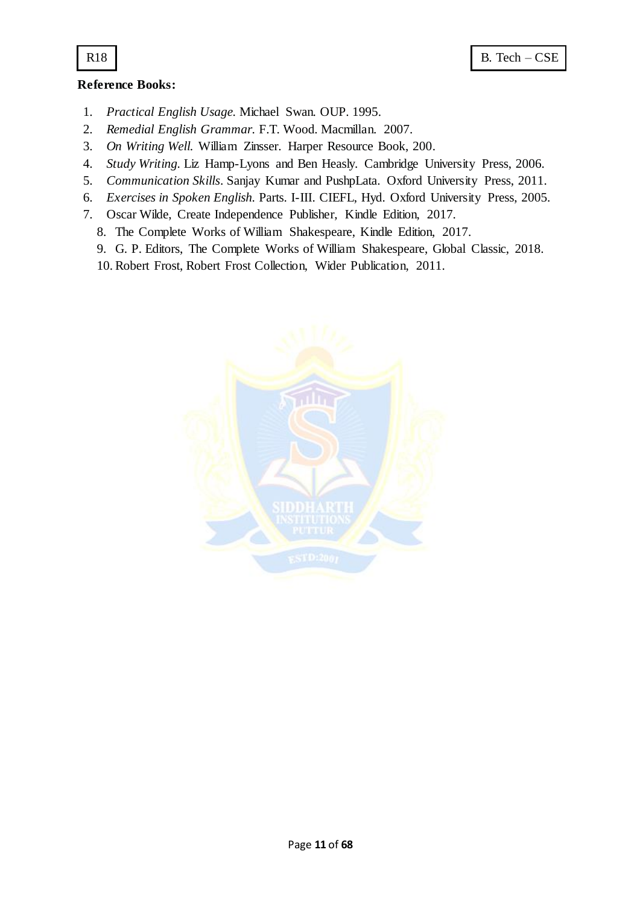**Reference Books:**

1. *Practical English Usage.* Michael Swan. OUP. 1995.
2. *Remedial English Grammar.* F.T. Wood. Macmillan. 2007.
3. *On Writing Well.* William Zinsser. Harper Resource Book, 200.
4. *Study Writing.* Liz Hamp-Lyons and Ben Heasly. Cambridge University Press, 2006.
5. *Communication Skills.* Sanjay Kumar and PushpLata. Oxford University Press, 2011.
6. *Exercises in Spoken English.* Parts. I-III. CIEFL, Hyd. Oxford University Press, 2005.
7. Oscar Wilde, Create Independence Publisher, Kindle Edition, 2017.
8. The Complete Works of William Shakespeare, Kindle Edition, 2017.
9. G. P. Editors, The Complete Works of William Shakespeare, Global Classic, 2018.
10. Robert Frost, Robert Frost Collection, Wider Publication, 2011.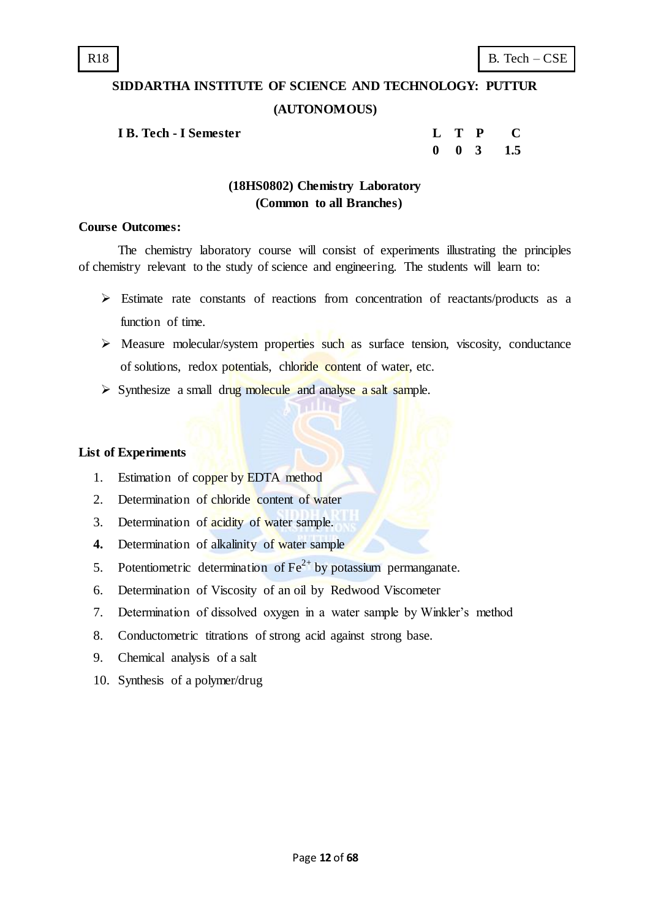R18

B. Tech – CSE

**SIDDARTHA INSTITUTE OF SCIENCE AND TECHNOLOGY: PUTTUR**

**(AUTONOMOUS)**

**I B. Tech - I Semester**

| L | T | P | C |
|---|---|---|---|
| 0 | 0 | 3 | 1.5 |

**(18HS0802) Chemistry Laboratory**
**(Common to all Branches)**

**Course Outcomes:**

The chemistry laboratory course will consist of experiments illustrating the principles of chemistry relevant to the study of science and engineering. The students will learn to:

- Estimate rate constants of reactions from concentration of reactants/products as a function of time.
- Measure molecular/system properties such as surface tension, viscosity, conductance of solutions, redox potentials, chloride content of water, etc.
- Synthesize a small drug molecule and analyse a salt sample.

**List of Experiments**

1. Estimation of copper by EDTA method
2. Determination of chloride content of water
3. Determination of acidity of water sample.
4. Determination of alkalinity of water sample
5. Potentiometric determination of $Fe^{2+}$ by potassium permanganate.
6. Determination of Viscosity of an oil by Redwood Viscometer
7. Determination of dissolved oxygen in a water sample by Winkler's method
8. Conductometric titrations of strong acid against strong base.
9. Chemical analysis of a salt
10. Synthesis of a polymer/drug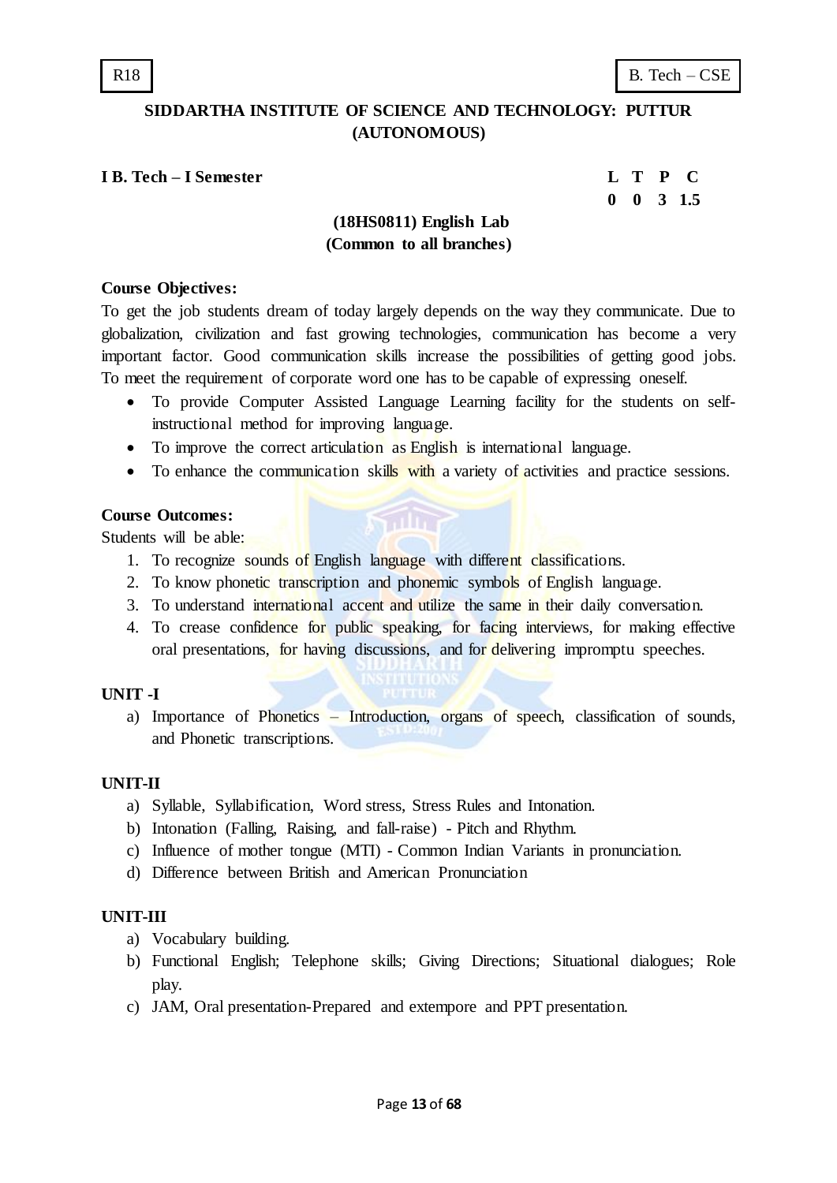R18

B. Tech – CSE

**SIDDARTHA INSTITUTE OF SCIENCE AND TECHNOLOGY: PUTTUR (AUTONOMOUS)**

**I B. Tech – I Semester**

| L | T | P | C |
|---|---|---|---|
| 0 | 0 | 3 | 1.5 |

**(18HS0811) English Lab**
**(Common to all branches)**

**Course Objectives:**

To get the job students dream of today largely depends on the way they communicate. Due to globalization, civilization and fast growing technologies, communication has become a very important factor. Good communication skills increase the possibilities of getting good jobs. To meet the requirement of corporate word one has to be capable of expressing oneself.

- To provide Computer Assisted Language Learning facility for the students on self-instructional method for improving language.
- To improve the correct articulation as English is international language.
- To enhance the communication skills with a variety of activities and practice sessions.

**Course Outcomes:**

Students will be able:

1. To recognize sounds of English language with different classifications.
2. To know phonetic transcription and phonemic symbols of English language.
3. To understand international accent and utilize the same in their daily conversation.
4. To crease confidence for public speaking, for facing interviews, for making effective oral presentations, for having discussions, and for delivering impromptu speeches.

**UNIT -I**

a) Importance of Phonetics – Introduction, organs of speech, classification of sounds, and Phonetic transcriptions.

**UNIT-II**

a) Syllable, Syllabification, Word stress, Stress Rules and Intonation.
b) Intonation (Falling, Raising, and fall-raise) - Pitch and Rhythm.
c) Influence of mother tongue (MTI) - Common Indian Variants in pronunciation.
d) Difference between British and American Pronunciation

**UNIT-III**

a) Vocabulary building.
b) Functional English; Telephone skills; Giving Directions; Situational dialogues; Role play.
c) JAM, Oral presentation-Prepared and extempore and PPT presentation.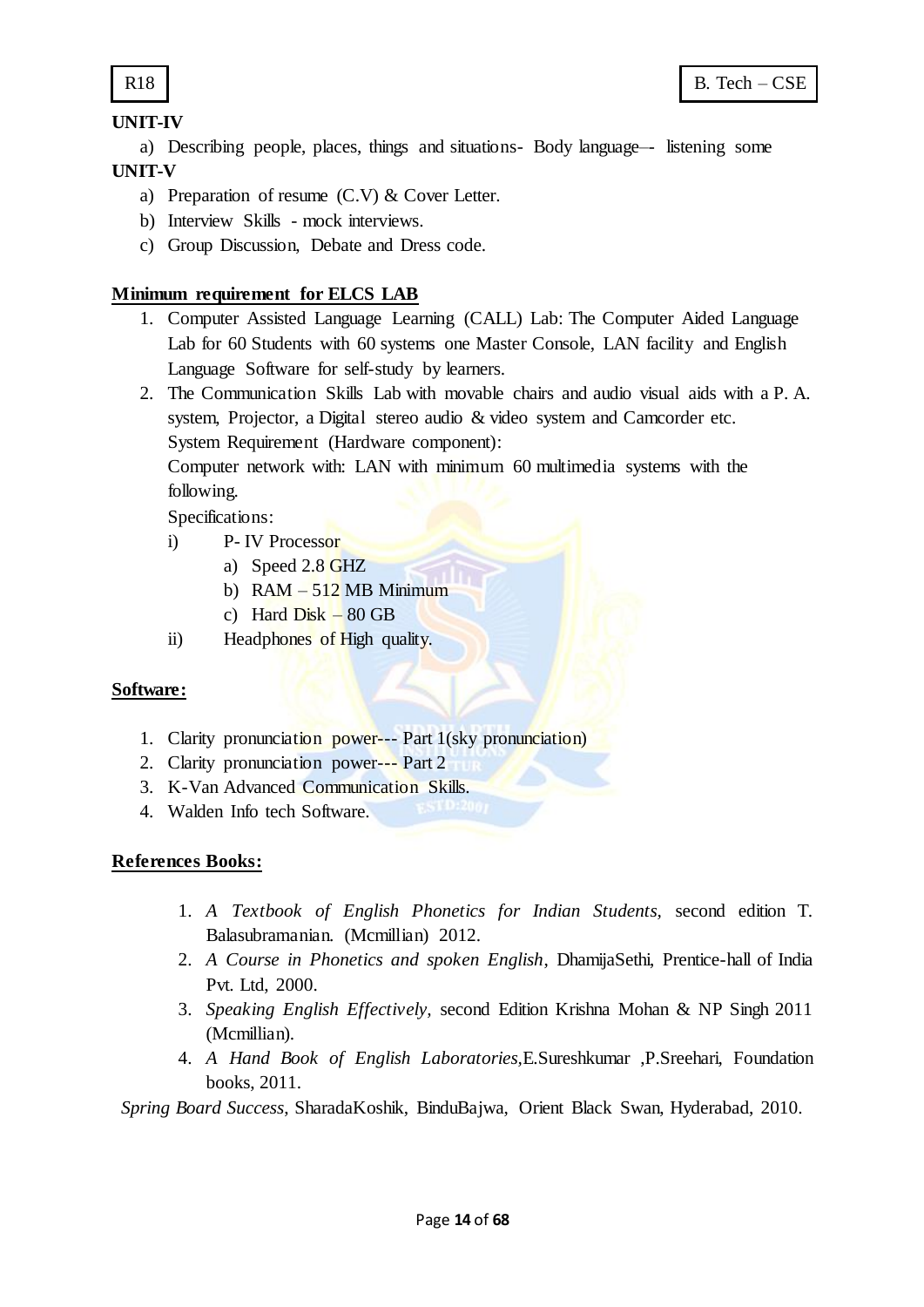**UNIT-IV**

a) Describing people, places, things and situations- Body language–- listening some

**UNIT-V**

a) Preparation of resume (C.V) & Cover Letter.
b) Interview Skills - mock interviews.
c) Group Discussion, Debate and Dress code.

**Minimum requirement for ELCS LAB**

1. Computer Assisted Language Learning (CALL) Lab: The Computer Aided Language Lab for 60 Students with 60 systems one Master Console, LAN facility and English Language Software for self-study by learners.
2. The Communication Skills Lab with movable chairs and audio visual aids with a P. A. system, Projector, a Digital stereo audio & video system and Camcorder etc.

   System Requirement (Hardware component):

   Computer network with: LAN with minimum 60 multimedia systems with the following.

   Specifications:

   i) P- IV Processor
      a) Speed 2.8 GHZ
      b) RAM – 512 MB Minimum
      c) Hard Disk – 80 GB

   ii) Headphones of High quality.

**Software:**

1. Clarity pronunciation power--- Part 1(sky pronunciation)
2. Clarity pronunciation power--- Part 2
3. K-Van Advanced Communication Skills.
4. Walden Info tech Software.

**References Books:**

1. *A Textbook of English Phonetics for Indian Students,* second edition T. Balasubramanian. (Mcmillian) 2012.
2. *A Course in Phonetics and spoken English*, DhamijaSethi, Prentice-hall of India Pvt. Ltd, 2000.
3. *Speaking English Effectively,* second Edition Krishna Mohan & NP Singh 2011 (Mcmillian).
4. *A Hand Book of English Laboratories,*E.Sureshkumar ,P.Sreehari, Foundation books, 2011.

*Spring Board Success*, SharadaKoshik, BinduBajwa, Orient Black Swan, Hyderabad, 2010.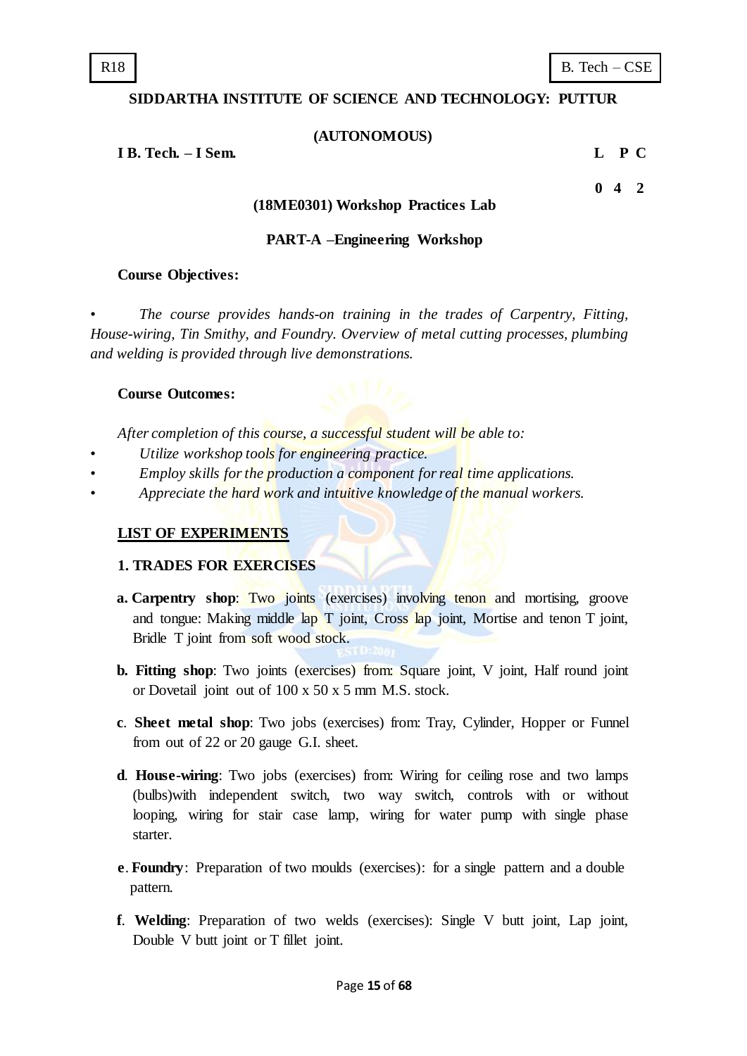R18

B. Tech – CSE

**SIDDARTHA INSTITUTE OF SCIENCE AND TECHNOLOGY: PUTTUR**

**(AUTONOMOUS)**

**I B. Tech. – I Sem.** **L P C**

**0 4 2**

## (18ME0301) Workshop Practices Lab

### PART-A –Engineering Workshop

**Course Objectives:**

- *The course provides hands-on training in the trades of Carpentry, Fitting, House-wiring, Tin Smithy, and Foundry. Overview of metal cutting processes, plumbing and welding is provided through live demonstrations.*

**Course Outcomes:**

*After completion of this course, a successful student will be able to:*

- *Utilize workshop tools for engineering practice.*
- *Employ skills for the production a component for real time applications.*
- *Appreciate the hard work and intuitive knowledge of the manual workers.*

**LIST OF EXPERIMENTS**

**1. TRADES FOR EXERCISES**

**a. Carpentry shop**: Two joints (exercises) involving tenon and mortising, groove and tongue: Making middle lap T joint, Cross lap joint, Mortise and tenon T joint, Bridle T joint from soft wood stock.

**b. Fitting shop**: Two joints (exercises) from: Square joint, V joint, Half round joint or Dovetail joint out of 100 x 50 x 5 mm M.S. stock.

**c**. **Sheet metal shop**: Two jobs (exercises) from: Tray, Cylinder, Hopper or Funnel from out of 22 or 20 gauge G.I. sheet.

**d**. **House-wiring**: Two jobs (exercises) from: Wiring for ceiling rose and two lamps (bulbs)with independent switch, two way switch, controls with or without looping, wiring for stair case lamp, wiring for water pump with single phase starter.

**e**. **Foundry**: Preparation of two moulds (exercises): for a single pattern and a double pattern.

**f**. **Welding**: Preparation of two welds (exercises): Single V butt joint, Lap joint, Double V butt joint or T fillet joint.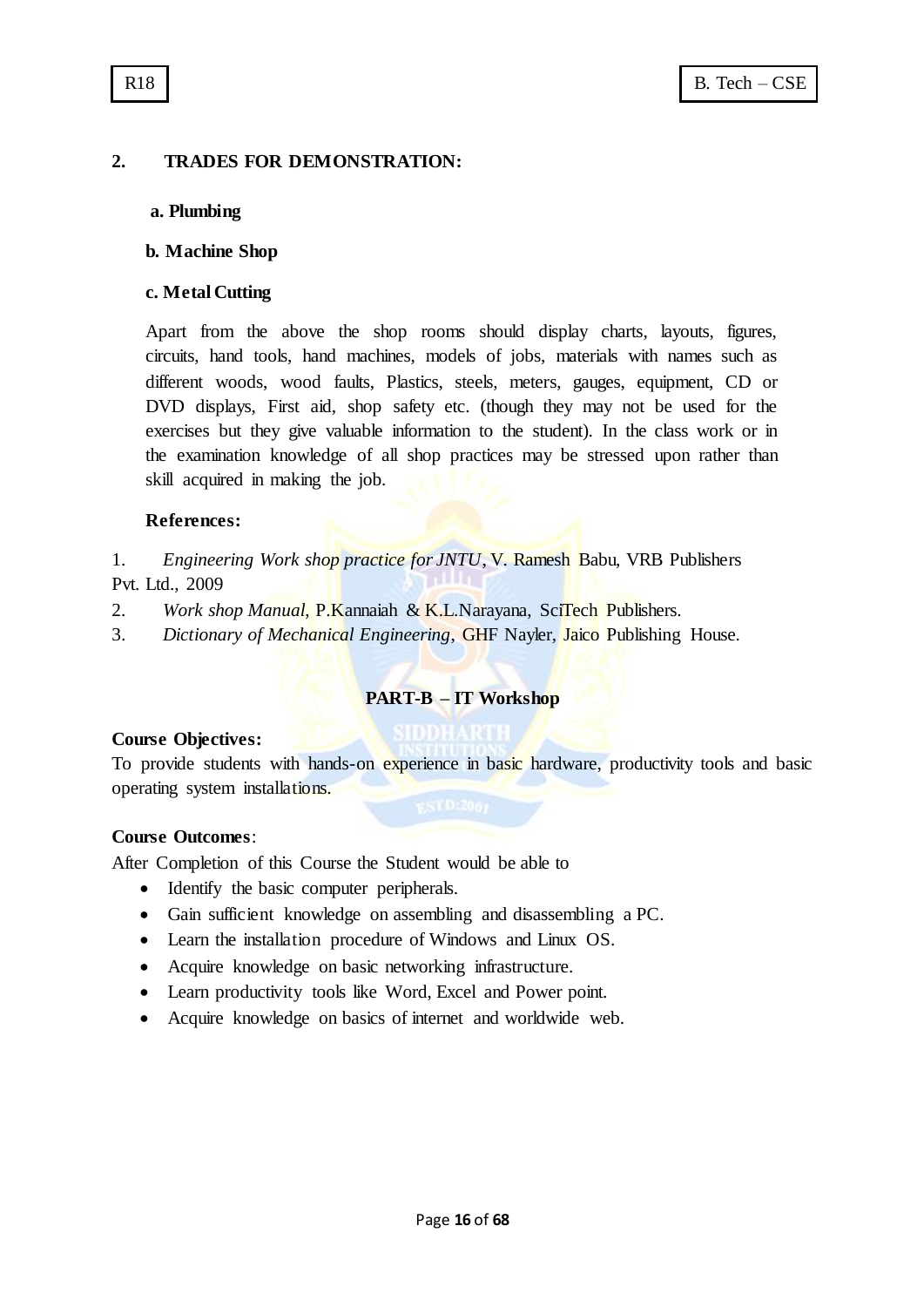## 2. TRADES FOR DEMONSTRATION:

**a. Plumbing**

**b. Machine Shop**

**c. Metal Cutting**

Apart from the above the shop rooms should display charts, layouts, figures, circuits, hand tools, hand machines, models of jobs, materials with names such as different woods, wood faults, Plastics, steels, meters, gauges, equipment, CD or DVD displays, First aid, shop safety etc. (though they may not be used for the exercises but they give valuable information to the student). In the class work or in the examination knowledge of all shop practices may be stressed upon rather than skill acquired in making the job.

**References:**

1. *Engineering Work shop practice for JNTU*, V. Ramesh Babu, VRB Publishers Pvt. Ltd., 2009
2. *Work shop Manual*, P.Kannaiah & K.L.Narayana, SciTech Publishers.
3. *Dictionary of Mechanical Engineering*, GHF Nayler, Jaico Publishing House.

## PART-B – IT Workshop

**Course Objectives:**

To provide students with hands-on experience in basic hardware, productivity tools and basic operating system installations.

**Course Outcomes**:

After Completion of this Course the Student would be able to

- Identify the basic computer peripherals.
- Gain sufficient knowledge on assembling and disassembling a PC.
- Learn the installation procedure of Windows and Linux OS.
- Acquire knowledge on basic networking infrastructure.
- Learn productivity tools like Word, Excel and Power point.
- Acquire knowledge on basics of internet and worldwide web.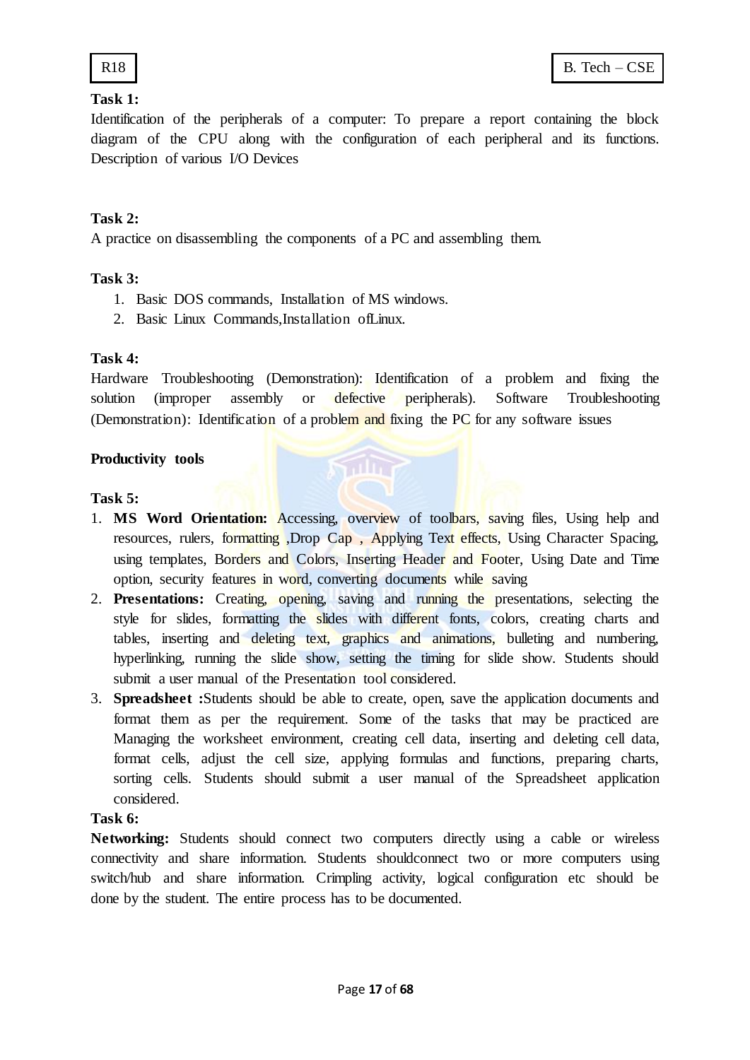**Task 1:**

Identification of the peripherals of a computer: To prepare a report containing the block diagram of the CPU along with the configuration of each peripheral and its functions. Description of various I/O Devices

**Task 2:**

A practice on disassembling the components of a PC and assembling them.

**Task 3:**

1. Basic DOS commands, Installation of MS windows.
2. Basic Linux Commands,Installation ofLinux.

**Task 4:**

Hardware Troubleshooting (Demonstration): Identification of a problem and fixing the solution (improper assembly or defective peripherals). Software Troubleshooting (Demonstration): Identification of a problem and fixing the PC for any software issues

**Productivity tools**

**Task 5:**

1. **MS Word Orientation:** Accessing, overview of toolbars, saving files, Using help and resources, rulers, formatting ,Drop Cap , Applying Text effects, Using Character Spacing, using templates, Borders and Colors, Inserting Header and Footer, Using Date and Time option, security features in word, converting documents while saving
2. **Presentations:** Creating, opening, saving and running the presentations, selecting the style for slides, formatting the slides with different fonts, colors, creating charts and tables, inserting and deleting text, graphics and animations, bulleting and numbering, hyperlinking, running the slide show, setting the timing for slide show. Students should submit a user manual of the Presentation tool considered.
3. **Spreadsheet :**Students should be able to create, open, save the application documents and format them as per the requirement. Some of the tasks that may be practiced are Managing the worksheet environment, creating cell data, inserting and deleting cell data, format cells, adjust the cell size, applying formulas and functions, preparing charts, sorting cells. Students should submit a user manual of the Spreadsheet application considered.

**Task 6:**

**Networking:** Students should connect two computers directly using a cable or wireless connectivity and share information. Students shouldconnect two or more computers using switch/hub and share information. Crimpling activity, logical configuration etc should be done by the student. The entire process has to be documented.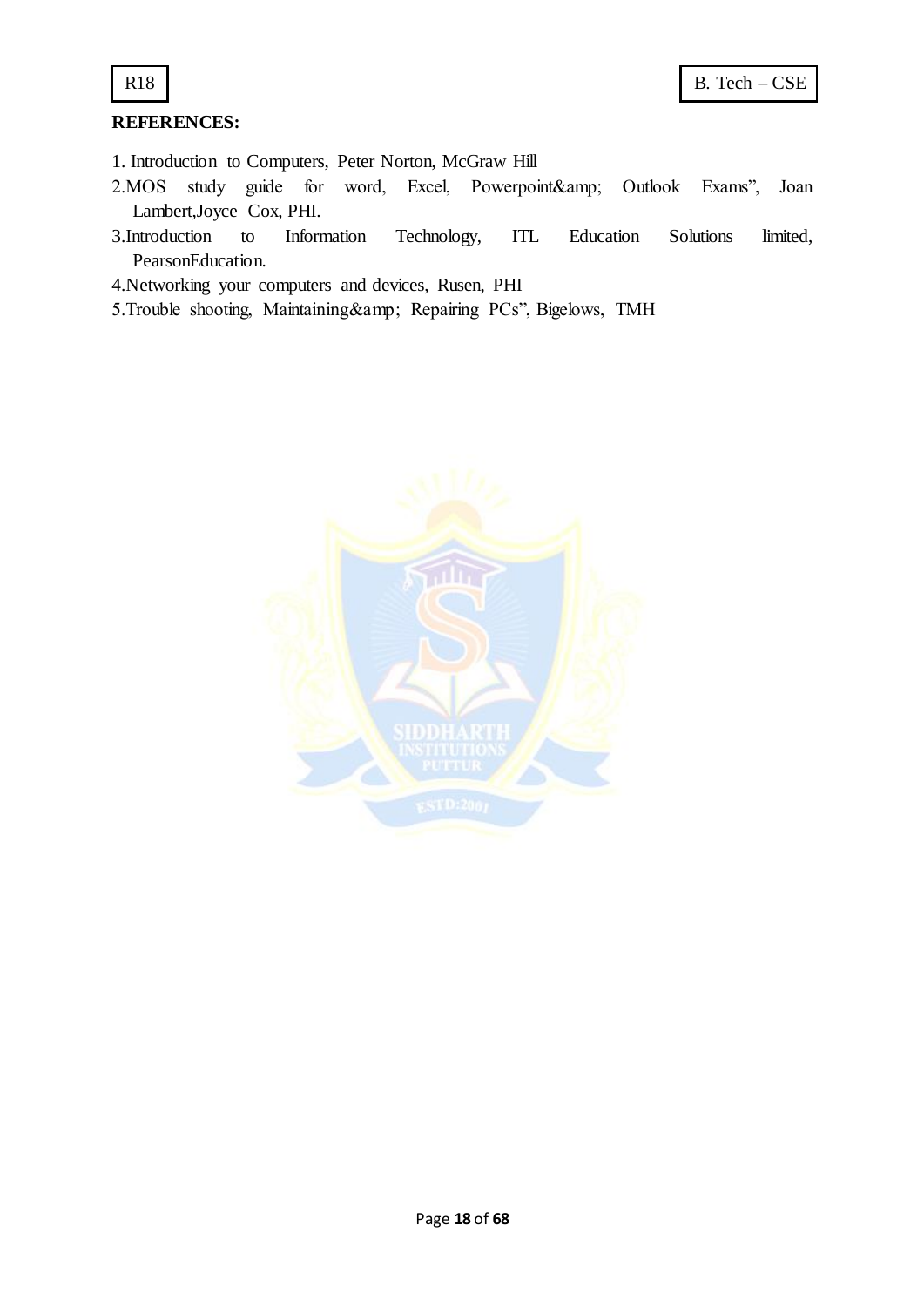**REFERENCES:**

1. Introduction to Computers, Peter Norton, McGraw Hill
2. MOS study guide for word, Excel, Powerpoint&amp; Outlook Exams", Joan Lambert,Joyce Cox, PHI.
3. Introduction to Information Technology, ITL Education Solutions limited, PearsonEducation.
4. Networking your computers and devices, Rusen, PHI
5. Trouble shooting, Maintaining&amp; Repairing PCs", Bigelows, TMH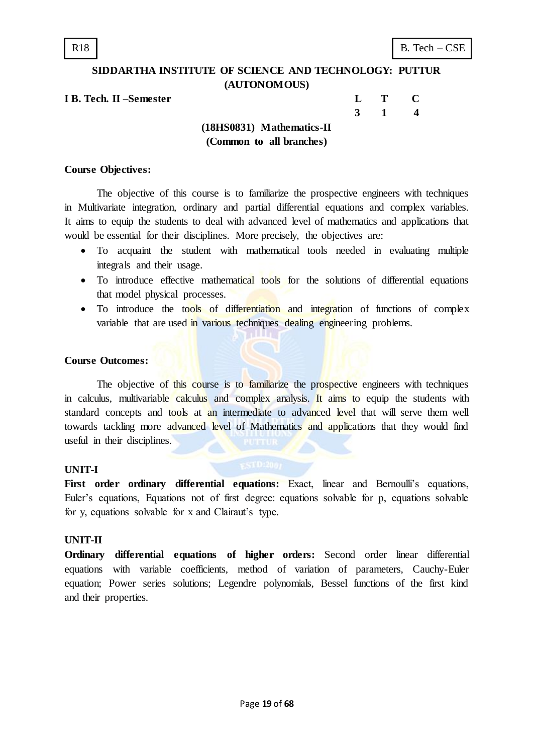R18 | B. Tech – CSE

**SIDDARTHA INSTITUTE OF SCIENCE AND TECHNOLOGY: PUTTUR (AUTONOMOUS)**

**I B. Tech. II –Semester**

| L | T | C |
|---|---|---|
| 3 | 1 | 4 |

## (18HS0831) Mathematics-II
### (Common to all branches)

**Course Objectives:**

The objective of this course is to familiarize the prospective engineers with techniques in Multivariate integration, ordinary and partial differential equations and complex variables. It aims to equip the students to deal with advanced level of mathematics and applications that would be essential for their disciplines. More precisely, the objectives are:

- To acquaint the student with mathematical tools needed in evaluating multiple integrals and their usage.
- To introduce effective mathematical tools for the solutions of differential equations that model physical processes.
- To introduce the tools of differentiation and integration of functions of complex variable that are used in various techniques dealing engineering problems.

**Course Outcomes:**

The objective of this course is to familiarize the prospective engineers with techniques in calculus, multivariable calculus and complex analysis. It aims to equip the students with standard concepts and tools at an intermediate to advanced level that will serve them well towards tackling more advanced level of Mathematics and applications that they would find useful in their disciplines.

**UNIT-I**

**First order ordinary differential equations:** Exact, linear and Bernoulli's equations, Euler's equations, Equations not of first degree: equations solvable for p, equations solvable for y, equations solvable for x and Clairaut's type.

**UNIT-II**

**Ordinary differential equations of higher orders:** Second order linear differential equations with variable coefficients, method of variation of parameters, Cauchy-Euler equation; Power series solutions; Legendre polynomials, Bessel functions of the first kind and their properties.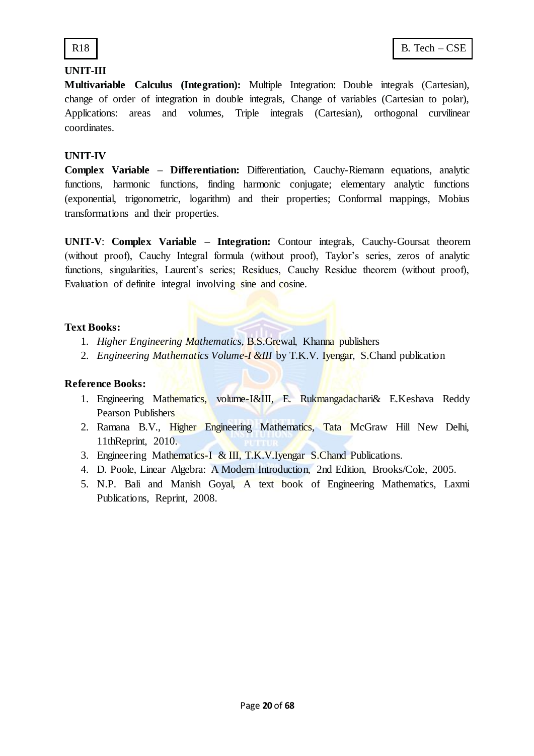**UNIT-III**

**Multivariable Calculus (Integration):** Multiple Integration: Double integrals (Cartesian), change of order of integration in double integrals, Change of variables (Cartesian to polar), Applications: areas and volumes, Triple integrals (Cartesian), orthogonal curvilinear coordinates.

**UNIT-IV**

**Complex Variable – Differentiation:** Differentiation, Cauchy-Riemann equations, analytic functions, harmonic functions, finding harmonic conjugate; elementary analytic functions (exponential, trigonometric, logarithm) and their properties; Conformal mappings, Mobius transformations and their properties.

**UNIT-V**: **Complex Variable – Integration:** Contour integrals, Cauchy-Goursat theorem (without proof), Cauchy Integral formula (without proof), Taylor's series, zeros of analytic functions, singularities, Laurent's series; Residues, Cauchy Residue theorem (without proof), Evaluation of definite integral involving sine and cosine.

**Text Books:**

1. *Higher Engineering Mathematics*, B.S.Grewal, Khanna publishers
2. *Engineering Mathematics Volume-I &III* by T.K.V. Iyengar, S.Chand publication

**Reference Books:**

1. Engineering Mathematics, volume-I&III, E. Rukmangadachari& E.Keshava Reddy Pearson Publishers
2. Ramana B.V., Higher Engineering Mathematics, Tata McGraw Hill New Delhi, 11thReprint, 2010.
3. Engineering Mathematics-I & III, T.K.V.Iyengar S.Chand Publications.
4. D. Poole, Linear Algebra: A Modern Introduction, 2nd Edition, Brooks/Cole, 2005.
5. N.P. Bali and Manish Goyal, A text book of Engineering Mathematics, Laxmi Publications, Reprint, 2008.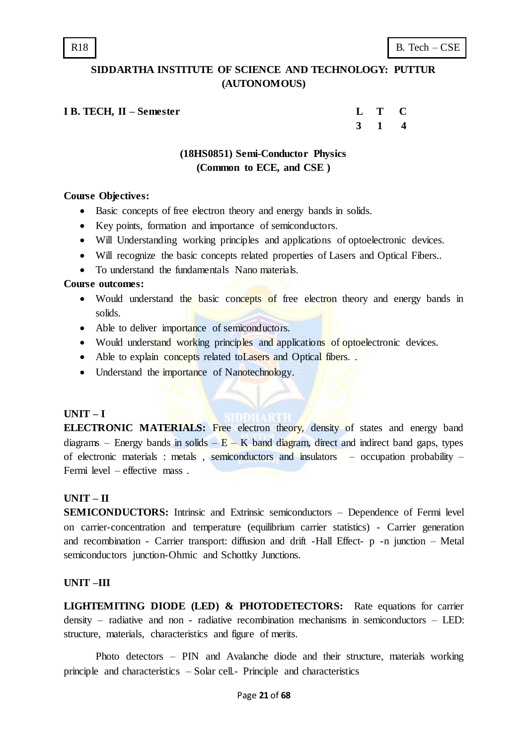R18

B. Tech – CSE

**SIDDARTHA INSTITUTE OF SCIENCE AND TECHNOLOGY: PUTTUR (AUTONOMOUS)**

**I B. TECH, II – Semester**

| L | T | C |
|---|---|---|
| 3 | 1 | 4 |

**(18HS0851) Semi-Conductor Physics**
**(Common to ECE, and CSE )**

**Course Objectives:**

- Basic concepts of free electron theory and energy bands in solids.
- Key points, formation and importance of semiconductors.
- Will Understanding working principles and applications of optoelectronic devices.
- Will recognize the basic concepts related properties of Lasers and Optical Fibers..
- To understand the fundamentals Nano materials.

**Course outcomes:**

- Would understand the basic concepts of free electron theory and energy bands in solids.
- Able to deliver importance of semiconductors.
- Would understand working principles and applications of optoelectronic devices.
- Able to explain concepts related toLasers and Optical fibers. .
- Understand the importance of Nanotechnology.

**UNIT – I**

**ELECTRONIC MATERIALS:** Free electron theory, density of states and energy band diagrams – Energy bands in solids – E – K band diagram, direct and indirect band gaps, types of electronic materials : metals , semiconductors and insulators – occupation probability – Fermi level – effective mass .

**UNIT – II**

**SEMICONDUCTORS:** Intrinsic and Extrinsic semiconductors – Dependence of Fermi level on carrier-concentration and temperature (equilibrium carrier statistics) - Carrier generation and recombination - Carrier transport: diffusion and drift -Hall Effect- p -n junction – Metal semiconductors junction-Ohmic and Schottky Junctions.

**UNIT –III**

**LIGHTEMITING DIODE (LED) & PHOTODETECTORS:** Rate equations for carrier density – radiative and non - radiative recombination mechanisms in semiconductors – LED: structure, materials, characteristics and figure of merits.

Photo detectors – PIN and Avalanche diode and their structure, materials working principle and characteristics – Solar cell.- Principle and characteristics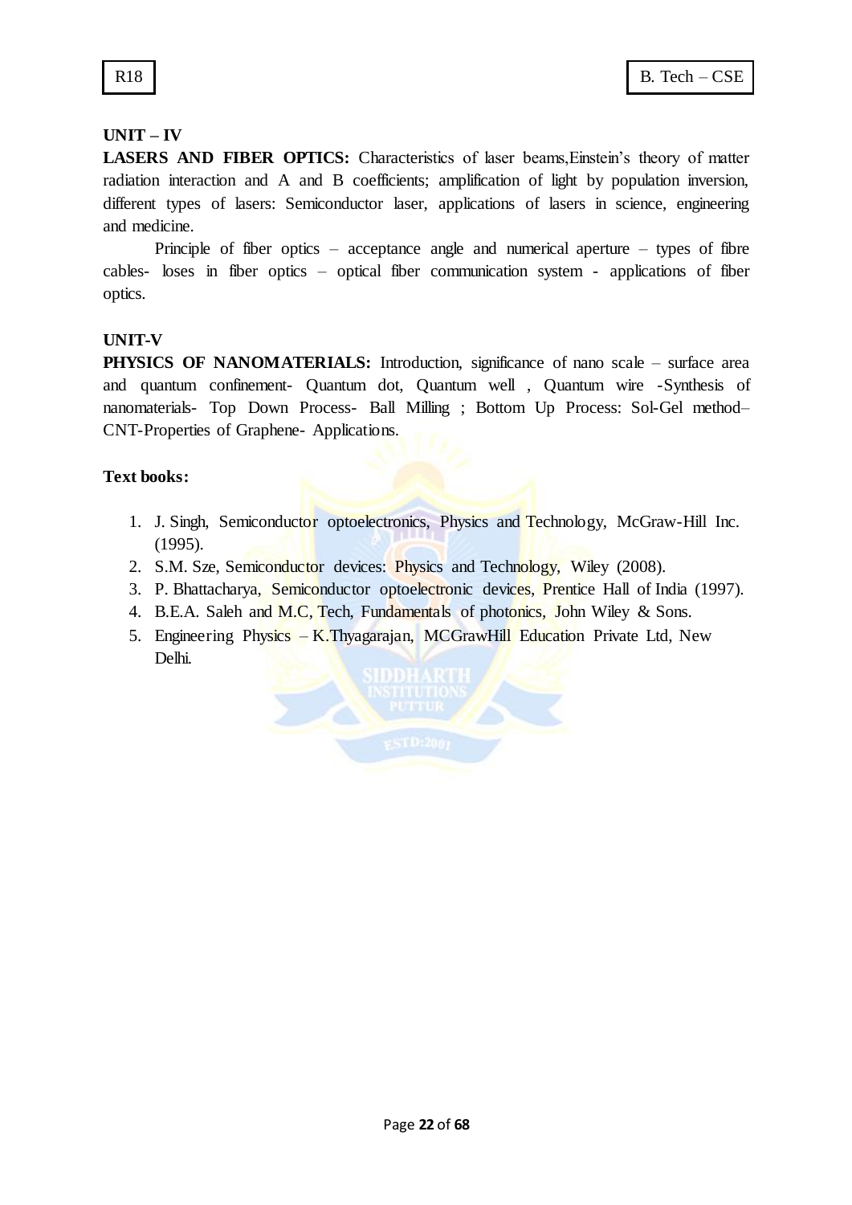**UNIT – IV**

**LASERS AND FIBER OPTICS:** Characteristics of laser beams,Einstein's theory of matter radiation interaction and A and B coefficients; amplification of light by population inversion, different types of lasers: Semiconductor laser, applications of lasers in science, engineering and medicine.

Principle of fiber optics – acceptance angle and numerical aperture – types of fibre cables- loses in fiber optics – optical fiber communication system - applications of fiber optics.

**UNIT-V**

**PHYSICS OF NANOMATERIALS:** Introduction, significance of nano scale – surface area and quantum confinement- Quantum dot, Quantum well , Quantum wire -Synthesis of nanomaterials- Top Down Process- Ball Milling ; Bottom Up Process: Sol-Gel method– CNT-Properties of Graphene- Applications.

**Text books:**

1. J. Singh, Semiconductor optoelectronics, Physics and Technology, McGraw-Hill Inc. (1995).
2. S.M. Sze, Semiconductor devices: Physics and Technology, Wiley (2008).
3. P. Bhattacharya, Semiconductor optoelectronic devices, Prentice Hall of India (1997).
4. B.E.A. Saleh and M.C, Tech, Fundamentals of photonics, John Wiley & Sons.
5. Engineering Physics – K.Thyagarajan, MCGrawHill Education Private Ltd, New Delhi.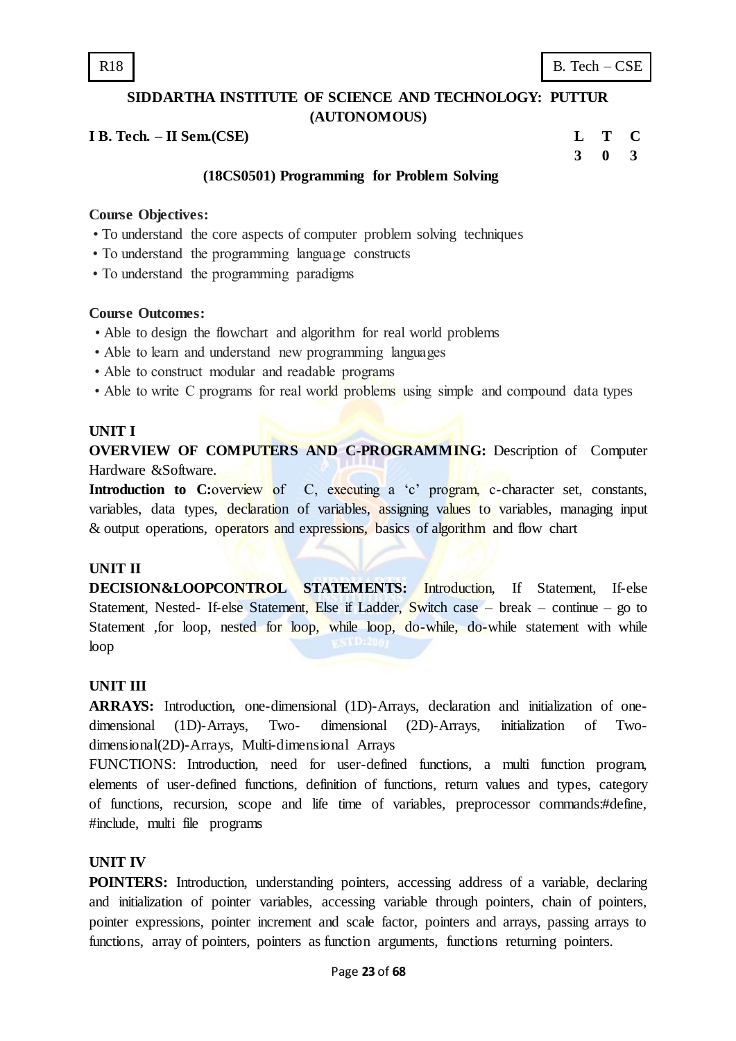R18

B. Tech – CSE

**SIDDARTHA INSTITUTE OF SCIENCE AND TECHNOLOGY: PUTTUR (AUTONOMOUS)**

**I B. Tech. – II Sem.(CSE)**

| L | T | C |
|---|---|---|
| 3 | 0 | 3 |

**(18CS0501) Programming for Problem Solving**

**Course Objectives:**

- To understand the core aspects of computer problem solving techniques
- To understand the programming language constructs
- To understand the programming paradigms

**Course Outcomes:**

- Able to design the flowchart and algorithm for real world problems
- Able to learn and understand new programming languages
- Able to construct modular and readable programs
- Able to write C programs for real world problems using simple and compound data types

**UNIT I**

**OVERVIEW OF COMPUTERS AND C-PROGRAMMING:** Description of Computer Hardware &Software.

**Introduction to C:**overview of C, executing a 'c' program, c-character set, constants, variables, data types, declaration of variables, assigning values to variables, managing input & output operations, operators and expressions, basics of algorithm and flow chart

**UNIT II**

**DECISION&LOOPCONTROL STATEMENTS:** Introduction, If Statement, If-else Statement, Nested- If-else Statement, Else if Ladder, Switch case – break – continue – go to Statement ,for loop, nested for loop, while loop, do-while, do-while statement with while loop

**UNIT III**

**ARRAYS:** Introduction, one-dimensional (1D)-Arrays, declaration and initialization of one-dimensional (1D)-Arrays, Two- dimensional (2D)-Arrays, initialization of Two-dimensional(2D)-Arrays, Multi-dimensional Arrays

FUNCTIONS: Introduction, need for user-defined functions, a multi function program, elements of user-defined functions, definition of functions, return values and types, category of functions, recursion, scope and life time of variables, preprocessor commands:#define, #include, multi file programs

**UNIT IV**

**POINTERS:** Introduction, understanding pointers, accessing address of a variable, declaring and initialization of pointer variables, accessing variable through pointers, chain of pointers, pointer expressions, pointer increment and scale factor, pointers and arrays, passing arrays to functions, array of pointers, pointers as function arguments, functions returning pointers.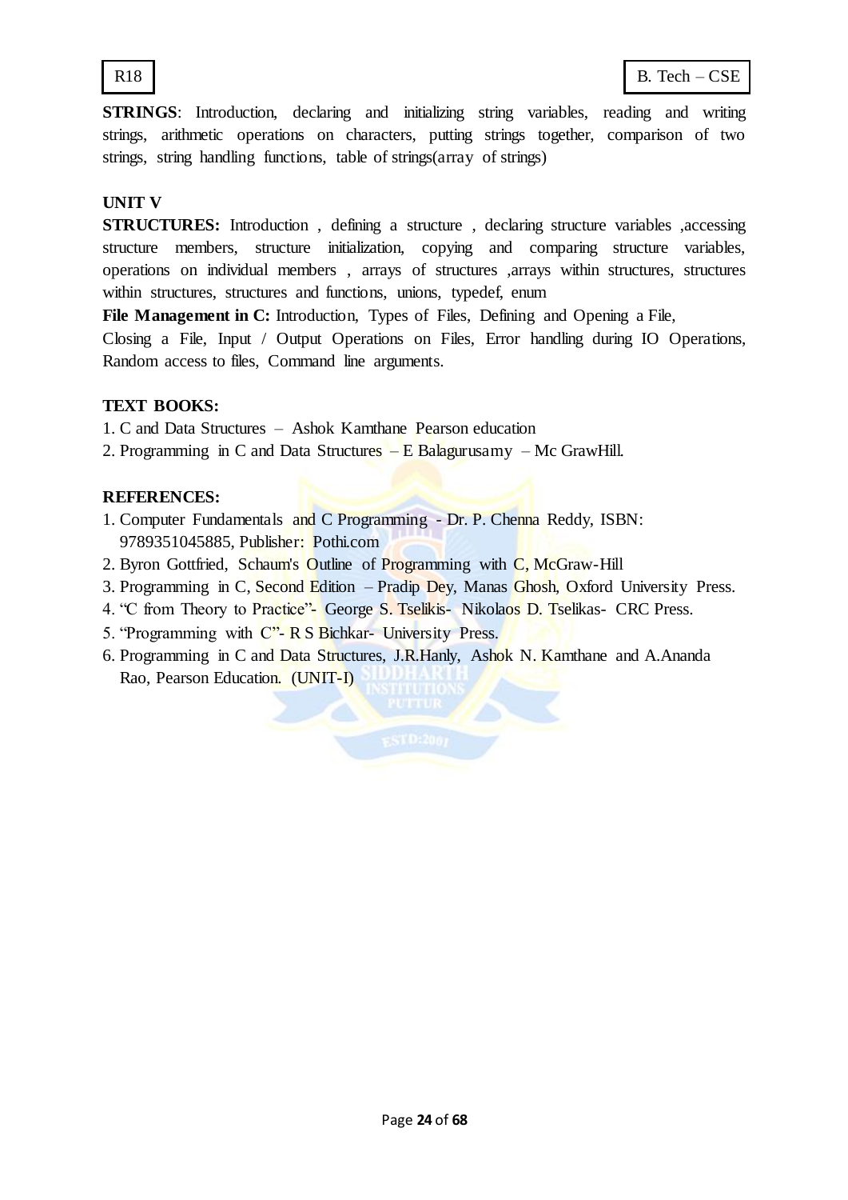**STRINGS**: Introduction, declaring and initializing string variables, reading and writing strings, arithmetic operations on characters, putting strings together, comparison of two strings, string handling functions, table of strings(array of strings)

**UNIT V**

**STRUCTURES:** Introduction , defining a structure , declaring structure variables ,accessing structure members, structure initialization, copying and comparing structure variables, operations on individual members , arrays of structures ,arrays within structures, structures within structures, structures and functions, unions, typedef, enum

**File Management in C:** Introduction, Types of Files, Defining and Opening a File, Closing a File, Input / Output Operations on Files, Error handling during IO Operations, Random access to files, Command line arguments.

**TEXT BOOKS:**

1. C and Data Structures – Ashok Kamthane Pearson education
2. Programming in C and Data Structures – E Balagurusamy – Mc GrawHill.

**REFERENCES:**

1. Computer Fundamentals and C Programming - Dr. P. Chenna Reddy, ISBN: 9789351045885, Publisher: Pothi.com
2. Byron Gottfried, Schaum's Outline of Programming with C, McGraw-Hill
3. Programming in C, Second Edition – Pradip Dey, Manas Ghosh, Oxford University Press.
4. "C from Theory to Practice"- George S. Tselikis- Nikolaos D. Tselikas- CRC Press.
5. "Programming with C"- R S Bichkar- University Press.
6. Programming in C and Data Structures, J.R.Hanly, Ashok N. Kamthane and A.Ananda Rao, Pearson Education. (UNIT-I)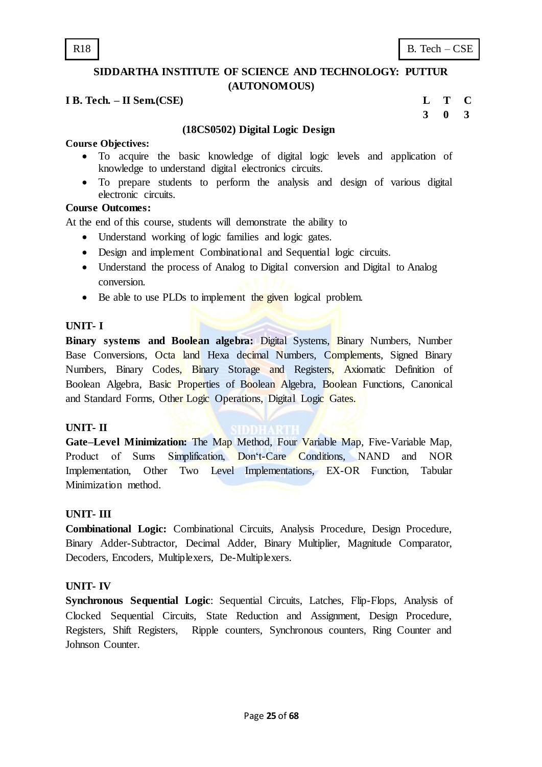R18 | B. Tech – CSE

**SIDDARTHA INSTITUTE OF SCIENCE AND TECHNOLOGY: PUTTUR (AUTONOMOUS)**

**I B. Tech. – II Sem.(CSE)**

| L | T | C |
|---|---|---|
| 3 | 0 | 3 |

## (18CS0502) Digital Logic Design

**Course Objectives:**

- To acquire the basic knowledge of digital logic levels and application of knowledge to understand digital electronics circuits.
- To prepare students to perform the analysis and design of various digital electronic circuits.

**Course Outcomes:**

At the end of this course, students will demonstrate the ability to

- Understand working of logic families and logic gates.
- Design and implement Combinational and Sequential logic circuits.
- Understand the process of Analog to Digital conversion and Digital to Analog conversion.
- Be able to use PLDs to implement the given logical problem.

### UNIT- I

**Binary systems and Boolean algebra:** Digital Systems, Binary Numbers, Number Base Conversions, Octa land Hexa decimal Numbers, Complements, Signed Binary Numbers, Binary Codes, Binary Storage and Registers, Axiomatic Definition of Boolean Algebra, Basic Properties of Boolean Algebra, Boolean Functions, Canonical and Standard Forms, Other Logic Operations, Digital Logic Gates.

### UNIT- II

**Gate–Level Minimization:** The Map Method, Four Variable Map, Five-Variable Map, Product of Sums Simplification, Don't-Care Conditions, NAND and NOR Implementation, Other Two Level Implementations, EX-OR Function, Tabular Minimization method.

### UNIT- III

**Combinational Logic:** Combinational Circuits, Analysis Procedure, Design Procedure, Binary Adder-Subtractor, Decimal Adder, Binary Multiplier, Magnitude Comparator, Decoders, Encoders, Multiplexers, De-Multiplexers.

### UNIT- IV

**Synchronous Sequential Logic**: Sequential Circuits, Latches, Flip-Flops, Analysis of Clocked Sequential Circuits, State Reduction and Assignment, Design Procedure, Registers, Shift Registers, Ripple counters, Synchronous counters, Ring Counter and Johnson Counter.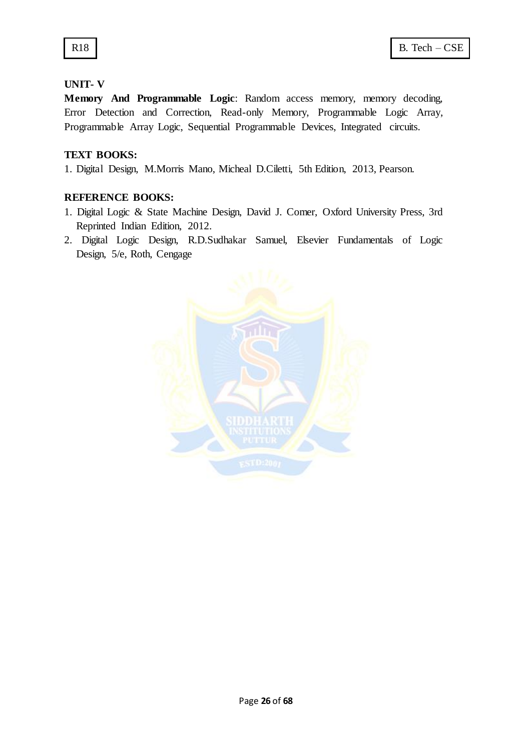**UNIT- V**

**Memory And Programmable Logic**: Random access memory, memory decoding, Error Detection and Correction, Read-only Memory, Programmable Logic Array, Programmable Array Logic, Sequential Programmable Devices, Integrated circuits.

**TEXT BOOKS:**

1. Digital Design, M.Morris Mano, Micheal D.Ciletti, 5th Edition, 2013, Pearson.

**REFERENCE BOOKS:**

1. Digital Logic & State Machine Design, David J. Comer, Oxford University Press, 3rd Reprinted Indian Edition, 2012.
2. Digital Logic Design, R.D.Sudhakar Samuel, Elsevier Fundamentals of Logic Design, 5/e, Roth, Cengage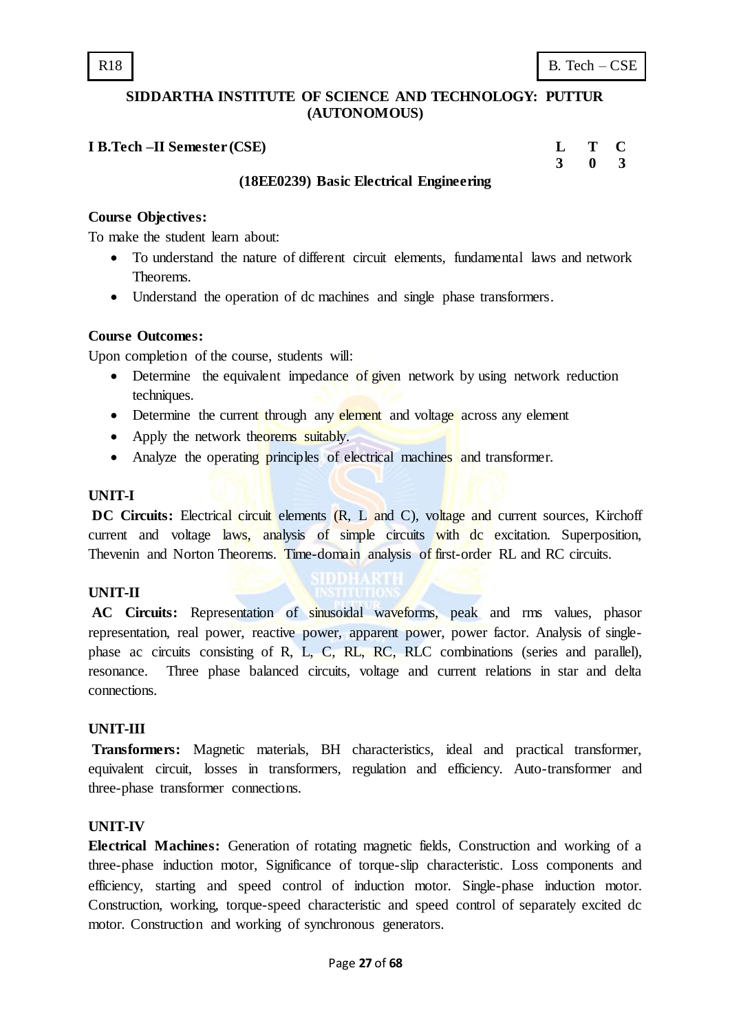R18

B. Tech – CSE

**SIDDARTHA INSTITUTE OF SCIENCE AND TECHNOLOGY: PUTTUR (AUTONOMOUS)**

**I B.Tech –II Semester (CSE)**

| L | T | C |
|---|---|---|
| 3 | 0 | 3 |

**(18EE0239) Basic Electrical Engineering**

**Course Objectives:**

To make the student learn about:

- To understand the nature of different circuit elements, fundamental laws and network Theorems.
- Understand the operation of dc machines and single phase transformers.

**Course Outcomes:**

Upon completion of the course, students will:

- Determine the equivalent impedance of given network by using network reduction techniques.
- Determine the current through any element and voltage across any element
- Apply the network theorems suitably.
- Analyze the operating principles of electrical machines and transformer.

**UNIT-I**

**DC Circuits:** Electrical circuit elements (R, L and C), voltage and current sources, Kirchoff current and voltage laws, analysis of simple circuits with dc excitation. Superposition, Thevenin and Norton Theorems. Time-domain analysis of first-order RL and RC circuits.

**UNIT-II**

**AC Circuits:** Representation of sinusoidal waveforms, peak and rms values, phasor representation, real power, reactive power, apparent power, power factor. Analysis of single-phase ac circuits consisting of R, L, C, RL, RC, RLC combinations (series and parallel), resonance. Three phase balanced circuits, voltage and current relations in star and delta connections.

**UNIT-III**

**Transformers:** Magnetic materials, BH characteristics, ideal and practical transformer, equivalent circuit, losses in transformers, regulation and efficiency. Auto-transformer and three-phase transformer connections.

**UNIT-IV**

**Electrical Machines:** Generation of rotating magnetic fields, Construction and working of a three-phase induction motor, Significance of torque-slip characteristic. Loss components and efficiency, starting and speed control of induction motor. Single-phase induction motor. Construction, working, torque-speed characteristic and speed control of separately excited dc motor. Construction and working of synchronous generators.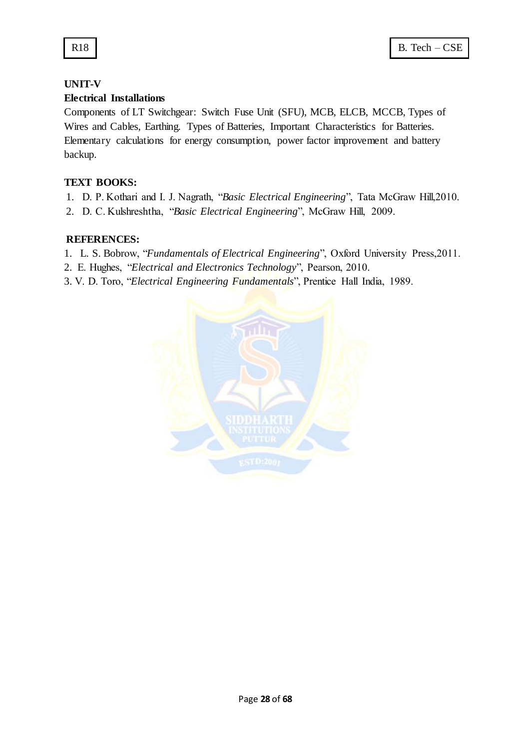**UNIT-V**

**Electrical Installations**

Components of LT Switchgear: Switch Fuse Unit (SFU), MCB, ELCB, MCCB, Types of Wires and Cables, Earthing. Types of Batteries, Important Characteristics for Batteries. Elementary calculations for energy consumption, power factor improvement and battery backup.

**TEXT BOOKS:**

1. D. P. Kothari and I. J. Nagrath, "*Basic Electrical Engineering*", Tata McGraw Hill,2010.
2. D. C. Kulshreshtha, "*Basic Electrical Engineering*", McGraw Hill, 2009.

**REFERENCES:**

1. L. S. Bobrow, "*Fundamentals of Electrical Engineering*", Oxford University Press,2011.
2. E. Hughes, "*Electrical and Electronics Technology*", Pearson, 2010.
3. V. D. Toro, "*Electrical Engineering Fundamentals*", Prentice Hall India, 1989.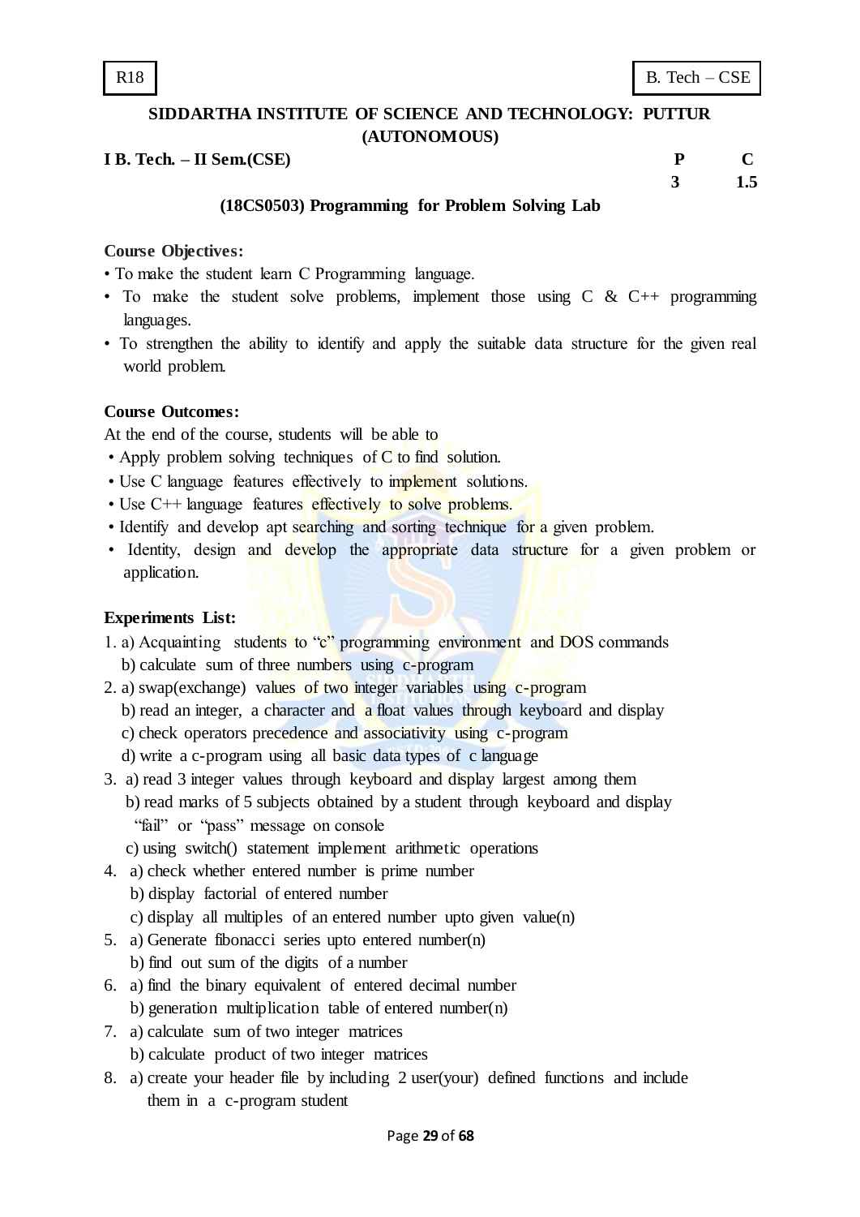R18 | B. Tech – CSE

**SIDDARTHA INSTITUTE OF SCIENCE AND TECHNOLOGY: PUTTUR (AUTONOMOUS)**

**I B. Tech. – II Sem.(CSE)**

| | P | C |
|---|---|---|
| | 3 | 1.5 |

## (18CS0503) Programming for Problem Solving Lab

**Course Objectives:**

- To make the student learn C Programming language.
- To make the student solve problems, implement those using C & C++ programming languages.
- To strengthen the ability to identify and apply the suitable data structure for the given real world problem.

**Course Outcomes:**

At the end of the course, students will be able to

- Apply problem solving techniques of C to find solution.
- Use C language features effectively to implement solutions.
- Use C++ language features effectively to solve problems.
- Identify and develop apt searching and sorting technique for a given problem.
- Identity, design and develop the appropriate data structure for a given problem or application.

**Experiments List:**

1. a) Acquainting students to "c" programming environment and DOS commands
   b) calculate sum of three numbers using c-program
2. a) swap(exchange) values of two integer variables using c-program
   b) read an integer, a character and a float values through keyboard and display
   c) check operators precedence and associativity using c-program
   d) write a c-program using all basic data types of c language
3. a) read 3 integer values through keyboard and display largest among them
   b) read marks of 5 subjects obtained by a student through keyboard and display "fail" or "pass" message on console
   c) using switch() statement implement arithmetic operations
4. a) check whether entered number is prime number
   b) display factorial of entered number
   c) display all multiples of an entered number upto given value(n)
5. a) Generate fibonacci series upto entered number(n)
   b) find out sum of the digits of a number
6. a) find the binary equivalent of entered decimal number
   b) generation multiplication table of entered number(n)
7. a) calculate sum of two integer matrices
   b) calculate product of two integer matrices
8. a) create your header file by including 2 user(your) defined functions and include them in a c-program student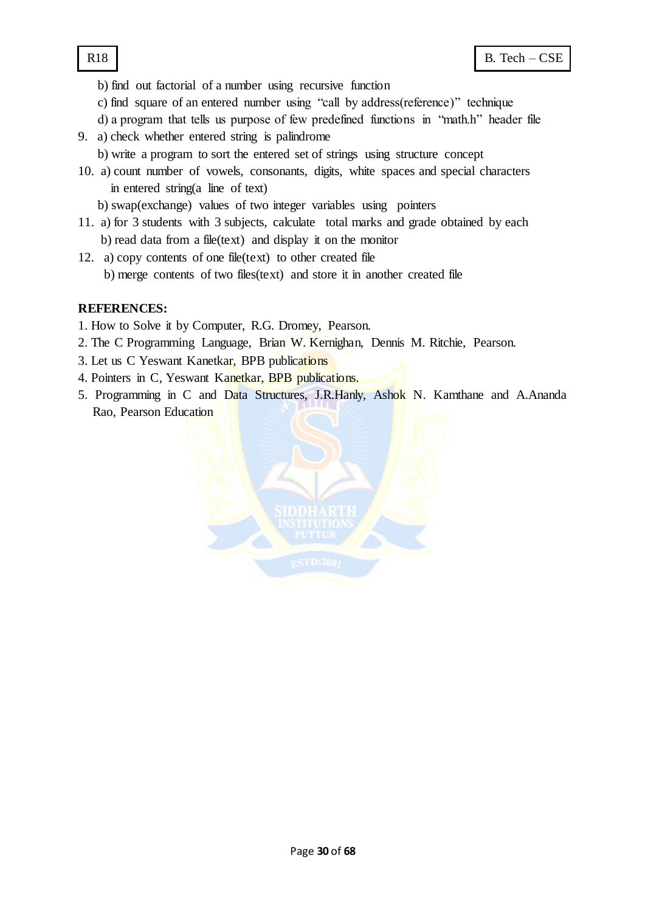b) find out factorial of a number using recursive function

c) find square of an entered number using "call by address(reference)" technique

d) a program that tells us purpose of few predefined functions in "math.h" header file

9. a) check whether entered string is palindrome

   b) write a program to sort the entered set of strings using structure concept

10. a) count number of vowels, consonants, digits, white spaces and special characters in entered string(a line of text)

    b) swap(exchange) values of two integer variables using pointers

11. a) for 3 students with 3 subjects, calculate total marks and grade obtained by each

    b) read data from a file(text) and display it on the monitor

12. a) copy contents of one file(text) to other created file

    b) merge contents of two files(text) and store it in another created file

**REFERENCES:**

1. How to Solve it by Computer, R.G. Dromey, Pearson.
2. The C Programming Language, Brian W. Kernighan, Dennis M. Ritchie, Pearson.
3. Let us C Yeswant Kanetkar, BPB publications
4. Pointers in C, Yeswant Kanetkar, BPB publications.
5. Programming in C and Data Structures, J.R.Hanly, Ashok N. Kamthane and A.Ananda Rao, Pearson Education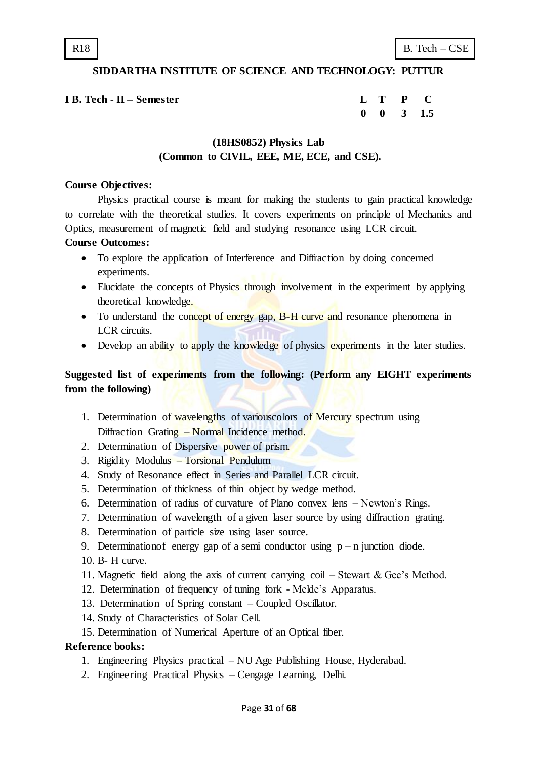R18 | B. Tech – CSE

**SIDDARTHA INSTITUTE OF SCIENCE AND TECHNOLOGY: PUTTUR**

**I B. Tech - II – Semester**

| L | T | P | C |
|---|---|---|---|
| 0 | 0 | 3 | 1.5 |

## (18HS0852) Physics Lab
### (Common to CIVIL, EEE, ME, ECE, and CSE).

**Course Objectives:**

Physics practical course is meant for making the students to gain practical knowledge to correlate with the theoretical studies. It covers experiments on principle of Mechanics and Optics, measurement of magnetic field and studying resonance using LCR circuit.

**Course Outcomes:**

- To explore the application of Interference and Diffraction by doing concerned experiments.
- Elucidate the concepts of Physics through involvement in the experiment by applying theoretical knowledge.
- To understand the concept of energy gap, B-H curve and resonance phenomena in LCR circuits.
- Develop an ability to apply the knowledge of physics experiments in the later studies.

**Suggested list of experiments from the following: (Perform any EIGHT experiments from the following)**

1. Determination of wavelengths of variouscolors of Mercury spectrum using Diffraction Grating – Normal Incidence method.
2. Determination of Dispersive power of prism.
3. Rigidity Modulus – Torsional Pendulum
4. Study of Resonance effect in Series and Parallel LCR circuit.
5. Determination of thickness of thin object by wedge method.
6. Determination of radius of curvature of Plano convex lens – Newton's Rings.
7. Determination of wavelength of a given laser source by using diffraction grating.
8. Determination of particle size using laser source.
9. Determinationof energy gap of a semi conductor using p – n junction diode.
10. B- H curve.
11. Magnetic field along the axis of current carrying coil – Stewart & Gee's Method.
12. Determination of frequency of tuning fork - Melde's Apparatus.
13. Determination of Spring constant – Coupled Oscillator.
14. Study of Characteristics of Solar Cell.
15. Determination of Numerical Aperture of an Optical fiber.

**Reference books:**

1. Engineering Physics practical – NU Age Publishing House, Hyderabad.
2. Engineering Practical Physics – Cengage Learning, Delhi.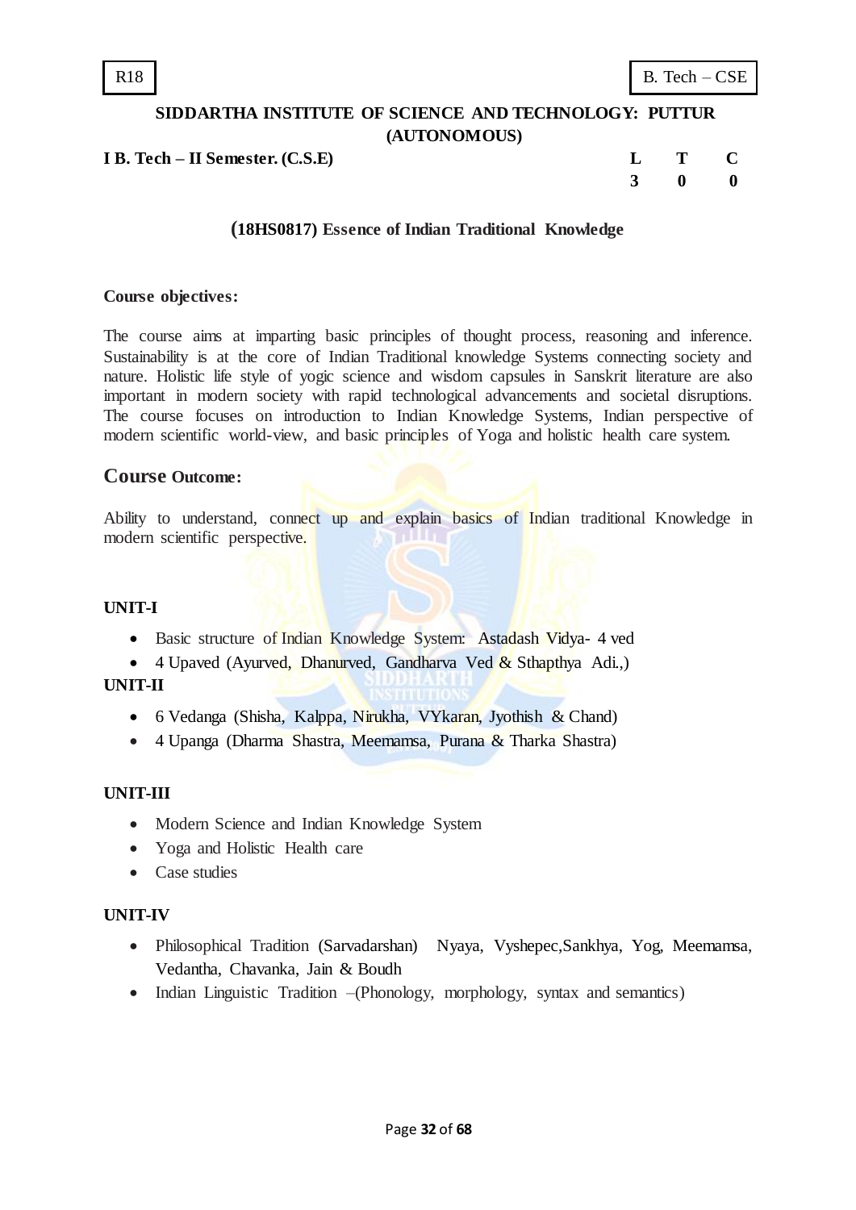R18 | B. Tech – CSE

**SIDDARTHA INSTITUTE OF SCIENCE AND TECHNOLOGY: PUTTUR (AUTONOMOUS)**

**I B. Tech – II Semester. (C.S.E)**

| L | T | C |
|---|---|---|
| 3 | 0 | 0 |

## (18HS0817) Essence of Indian Traditional Knowledge

**Course objectives:**

The course aims at imparting basic principles of thought process, reasoning and inference. Sustainability is at the core of Indian Traditional knowledge Systems connecting society and nature. Holistic life style of yogic science and wisdom capsules in Sanskrit literature are also important in modern society with rapid technological advancements and societal disruptions. The course focuses on introduction to Indian Knowledge Systems, Indian perspective of modern scientific world-view, and basic principles of Yoga and holistic health care system.

## Course Outcome:

Ability to understand, connect up and explain basics of Indian traditional Knowledge in modern scientific perspective.

**UNIT-I**

- Basic structure of Indian Knowledge System: Astadash Vidya- 4 ved
- 4 Upaved (Ayurved, Dhanurved, Gandharva Ved & Sthapthya Adi.,)

**UNIT-II**

- 6 Vedanga (Shisha, Kalppa, Nirukha, VYkaran, Jyothish & Chand)
- 4 Upanga (Dharma Shastra, Meemamsa, Purana & Tharka Shastra)

**UNIT-III**

- Modern Science and Indian Knowledge System
- Yoga and Holistic Health care
- Case studies

**UNIT-IV**

- Philosophical Tradition (Sarvadarshan) Nyaya, Vyshepec,Sankhya, Yog, Meemamsa, Vedantha, Chavanka, Jain & Boudh
- Indian Linguistic Tradition –(Phonology, morphology, syntax and semantics)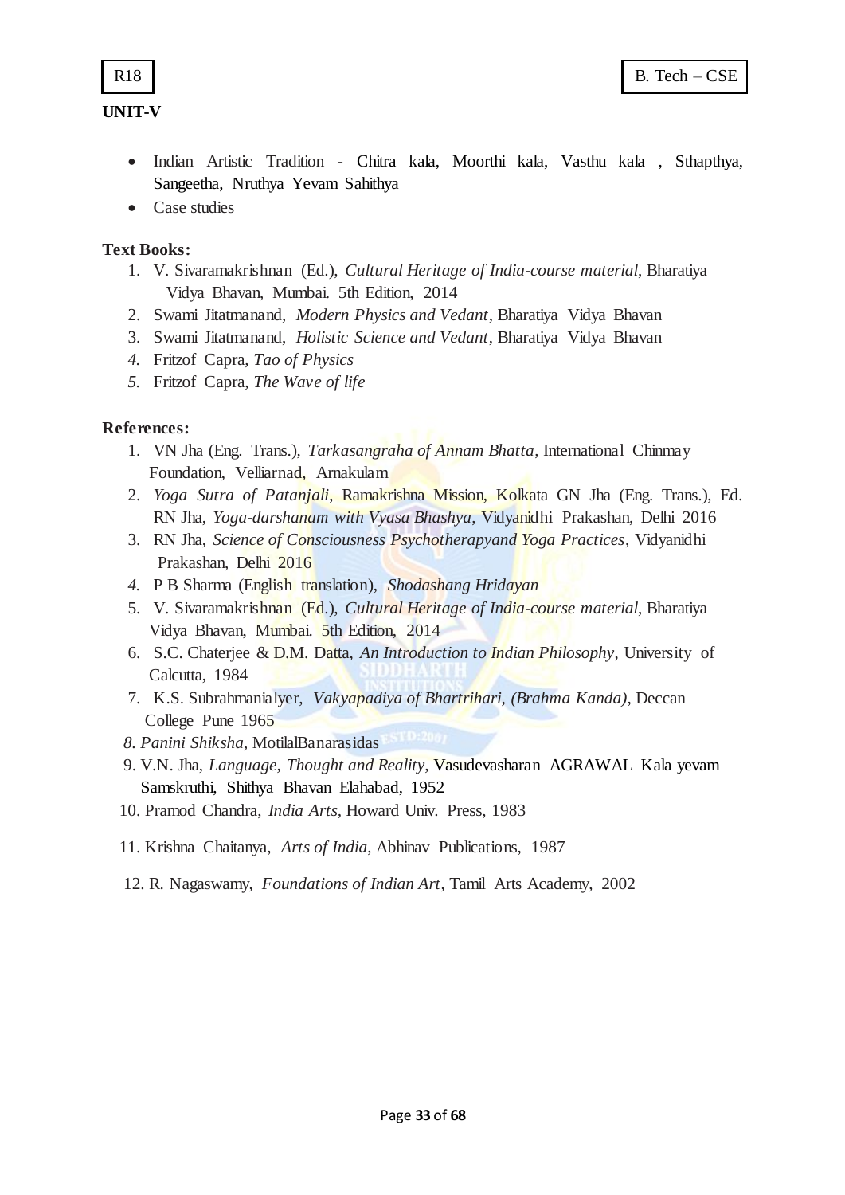**UNIT-V**

- Indian Artistic Tradition - Chitra kala, Moorthi kala, Vasthu kala , Sthapthya, Sangeetha, Nruthya Yevam Sahithya
- Case studies

**Text Books:**

1. V. Sivaramakrishnan (Ed.), *Cultural Heritage of India-course material*, Bharatiya Vidya Bhavan, Mumbai. 5th Edition, 2014
2. Swami Jitatmanand, *Modern Physics and Vedant*, Bharatiya Vidya Bhavan
3. Swami Jitatmanand, *Holistic Science and Vedant*, Bharatiya Vidya Bhavan
4. Fritzof Capra, *Tao of Physics*
5. Fritzof Capra, *The Wave of life*

**References:**

1. VN Jha (Eng. Trans.), *Tarkasangraha of Annam Bhatta*, International Chinmay Foundation, Velliarnad, Arnakulam
2. *Yoga Sutra of Patanjali*, Ramakrishna Mission, Kolkata GN Jha (Eng. Trans.), Ed. RN Jha, *Yoga-darshanam with Vyasa Bhashya*, Vidyanidhi Prakashan, Delhi 2016
3. RN Jha, *Science of Consciousness Psychotherapyand Yoga Practices*, Vidyanidhi Prakashan, Delhi 2016
4. P B Sharma (English translation), *Shodashang Hridayan*
5. V. Sivaramakrishnan (Ed.), *Cultural Heritage of India-course material*, Bharatiya Vidya Bhavan, Mumbai. 5th Edition, 2014
6. S.C. Chaterjee & D.M. Datta, *An Introduction to Indian Philosophy*, University of Calcutta, 1984
7. K.S. Subrahmanialyer, *Vakyapadiya of Bhartrihari, (Brahma Kanda)*, Deccan College Pune 1965
8. *Panini Shiksha*, MotilalBanarasidas
9. V.N. Jha, *Language, Thought and Reality*, Vasudevasharan AGRAWAL Kala yevam Samskruthi, Shithya Bhavan Elahabad, 1952
10. Pramod Chandra, *India Arts*, Howard Univ. Press, 1983
11. Krishna Chaitanya, *Arts of India*, Abhinav Publications, 1987
12. R. Nagaswamy, *Foundations of Indian Art*, Tamil Arts Academy, 2002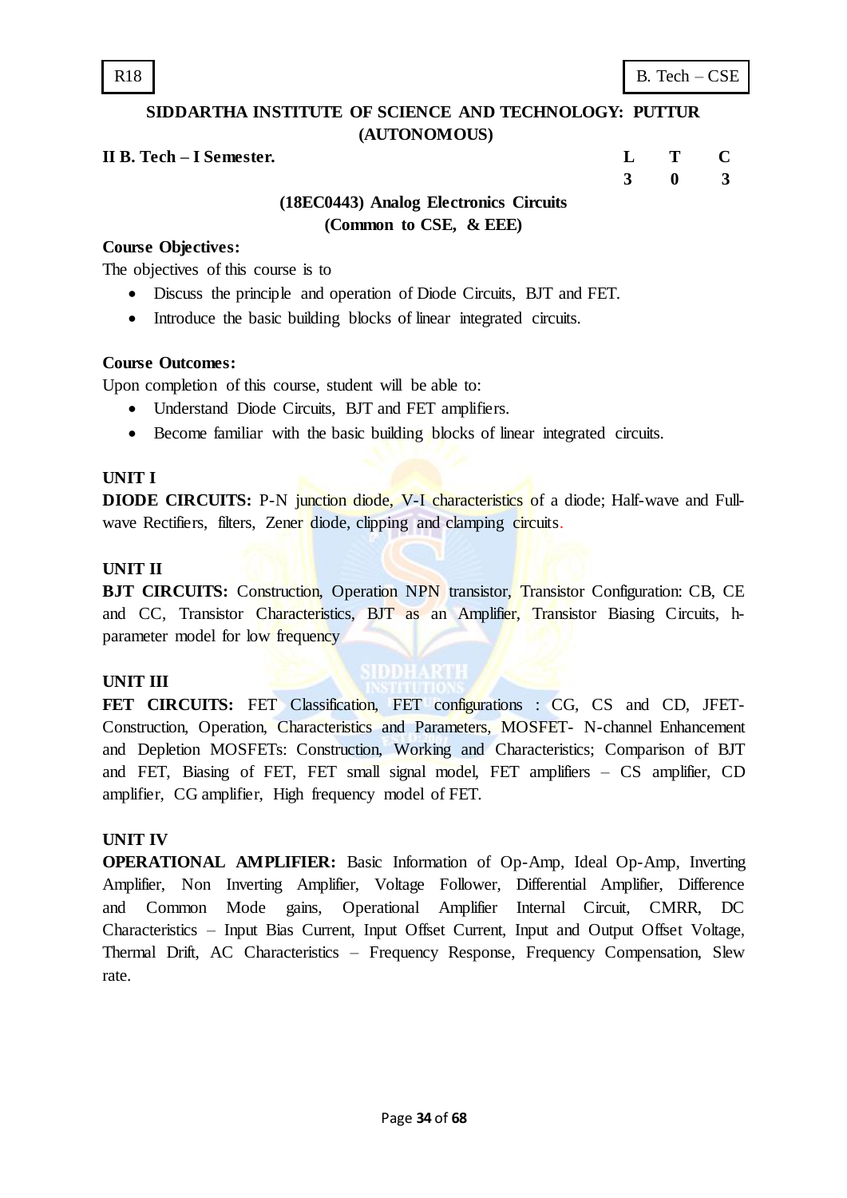R18

B. Tech – CSE

**SIDDARTHA INSTITUTE OF SCIENCE AND TECHNOLOGY: PUTTUR (AUTONOMOUS)**

**II B. Tech – I Semester.**

| L | T | C |
|---|---|---|
| 3 | 0 | 3 |

## (18EC0443) Analog Electronics Circuits
### (Common to CSE, & EEE)

**Course Objectives:**

The objectives of this course is to

- Discuss the principle and operation of Diode Circuits, BJT and FET.
- Introduce the basic building blocks of linear integrated circuits.

**Course Outcomes:**

Upon completion of this course, student will be able to:

- Understand Diode Circuits, BJT and FET amplifiers.
- Become familiar with the basic building blocks of linear integrated circuits.

**UNIT I**

**DIODE CIRCUITS:** P-N junction diode, V-I characteristics of a diode; Half-wave and Full-wave Rectifiers, filters, Zener diode, clipping and clamping circuits.

**UNIT II**

**BJT CIRCUITS:** Construction, Operation NPN transistor, Transistor Configuration: CB, CE and CC, Transistor Characteristics, BJT as an Amplifier, Transistor Biasing Circuits, h-parameter model for low frequency

**UNIT III**

**FET CIRCUITS:** FET Classification, FET configurations : CG, CS and CD, JFET- Construction, Operation, Characteristics and Parameters, MOSFET- N-channel Enhancement and Depletion MOSFETs: Construction, Working and Characteristics; Comparison of BJT and FET, Biasing of FET, FET small signal model, FET amplifiers – CS amplifier, CD amplifier, CG amplifier, High frequency model of FET.

**UNIT IV**

**OPERATIONAL AMPLIFIER:** Basic Information of Op-Amp, Ideal Op-Amp, Inverting Amplifier, Non Inverting Amplifier, Voltage Follower, Differential Amplifier, Difference and Common Mode gains, Operational Amplifier Internal Circuit, CMRR, DC Characteristics – Input Bias Current, Input Offset Current, Input and Output Offset Voltage, Thermal Drift, AC Characteristics – Frequency Response, Frequency Compensation, Slew rate.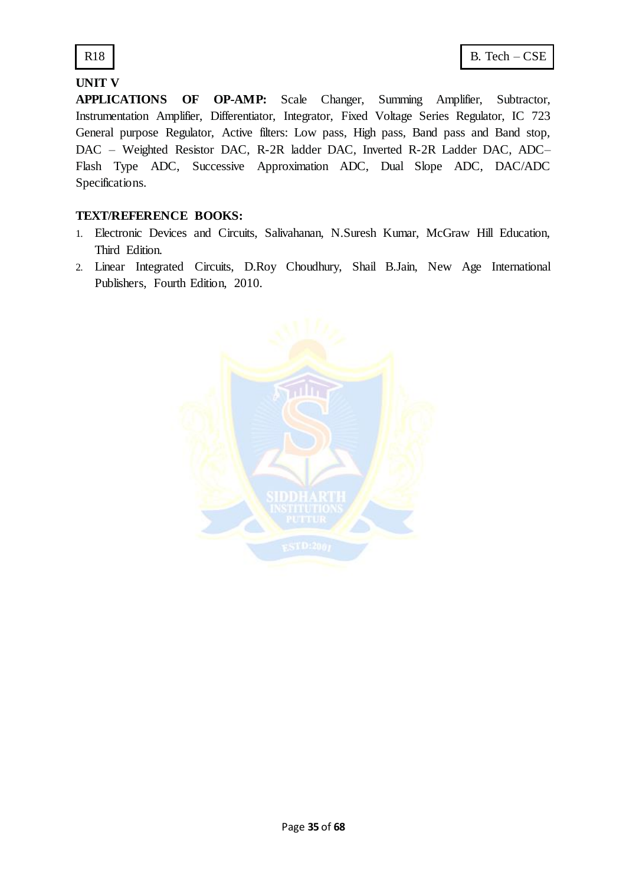## UNIT V

**APPLICATIONS OF OP-AMP:** Scale Changer, Summing Amplifier, Subtractor, Instrumentation Amplifier, Differentiator, Integrator, Fixed Voltage Series Regulator, IC 723 General purpose Regulator, Active filters: Low pass, High pass, Band pass and Band stop, DAC – Weighted Resistor DAC, R-2R ladder DAC, Inverted R-2R Ladder DAC, ADC– Flash Type ADC, Successive Approximation ADC, Dual Slope ADC, DAC/ADC Specifications.

**TEXT/REFERENCE BOOKS:**

1. Electronic Devices and Circuits, Salivahanan, N.Suresh Kumar, McGraw Hill Education, Third Edition.
2. Linear Integrated Circuits, D.Roy Choudhury, Shail B.Jain, New Age International Publishers, Fourth Edition, 2010.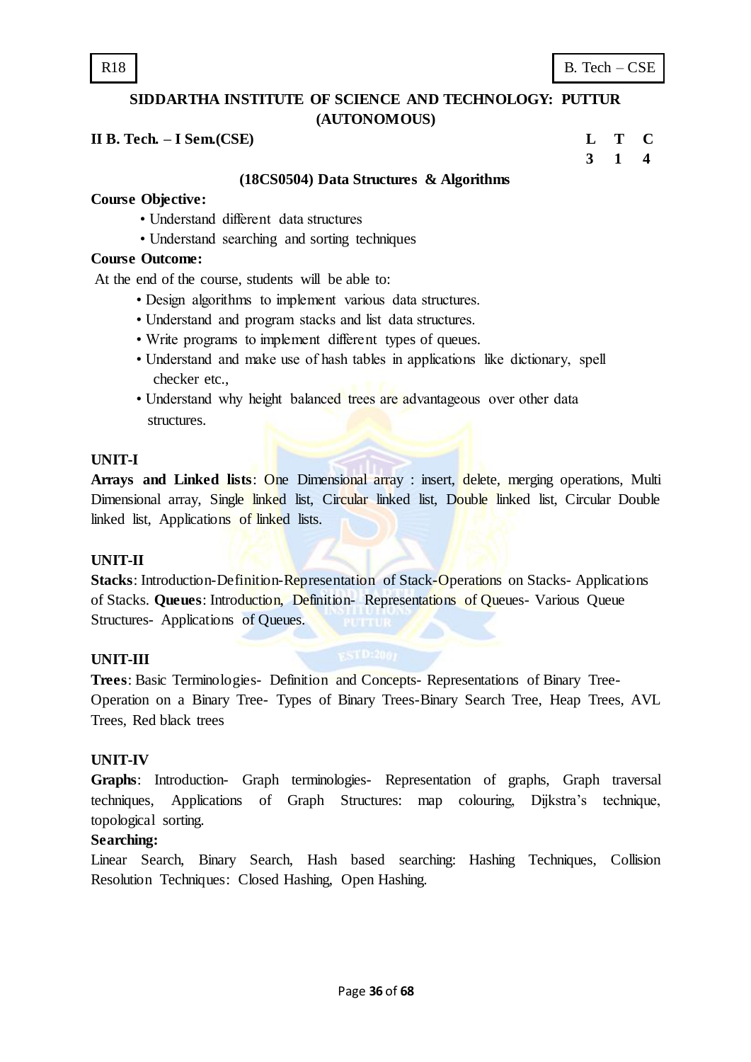R18 | B. Tech – CSE

**SIDDARTHA INSTITUTE OF SCIENCE AND TECHNOLOGY: PUTTUR (AUTONOMOUS)**

**II B. Tech. – I Sem.(CSE)**

| L | T | C |
|---|---|---|
| 3 | 1 | 4 |

**(18CS0504) Data Structures & Algorithms**

**Course Objective:**

- Understand different data structures
- Understand searching and sorting techniques

**Course Outcome:**

At the end of the course, students will be able to:

- Design algorithms to implement various data structures.
- Understand and program stacks and list data structures.
- Write programs to implement different types of queues.
- Understand and make use of hash tables in applications like dictionary, spell checker etc.,
- Understand why height balanced trees are advantageous over other data structures.

**UNIT-I**

**Arrays and Linked lists**: One Dimensional array : insert, delete, merging operations, Multi Dimensional array, Single linked list, Circular linked list, Double linked list, Circular Double linked list, Applications of linked lists.

**UNIT-II**

**Stacks**: Introduction-Definition-Representation of Stack-Operations on Stacks- Applications of Stacks. **Queues**: Introduction, Definition- Representations of Queues- Various Queue Structures- Applications of Queues.

**UNIT-III**

**Trees**: Basic Terminologies- Definition and Concepts- Representations of Binary Tree-Operation on a Binary Tree- Types of Binary Trees-Binary Search Tree, Heap Trees, AVL Trees, Red black trees

**UNIT-IV**

**Graphs**: Introduction- Graph terminologies- Representation of graphs, Graph traversal techniques, Applications of Graph Structures: map colouring, Dijkstra's technique, topological sorting.

**Searching:**

Linear Search, Binary Search, Hash based searching: Hashing Techniques, Collision Resolution Techniques: Closed Hashing, Open Hashing.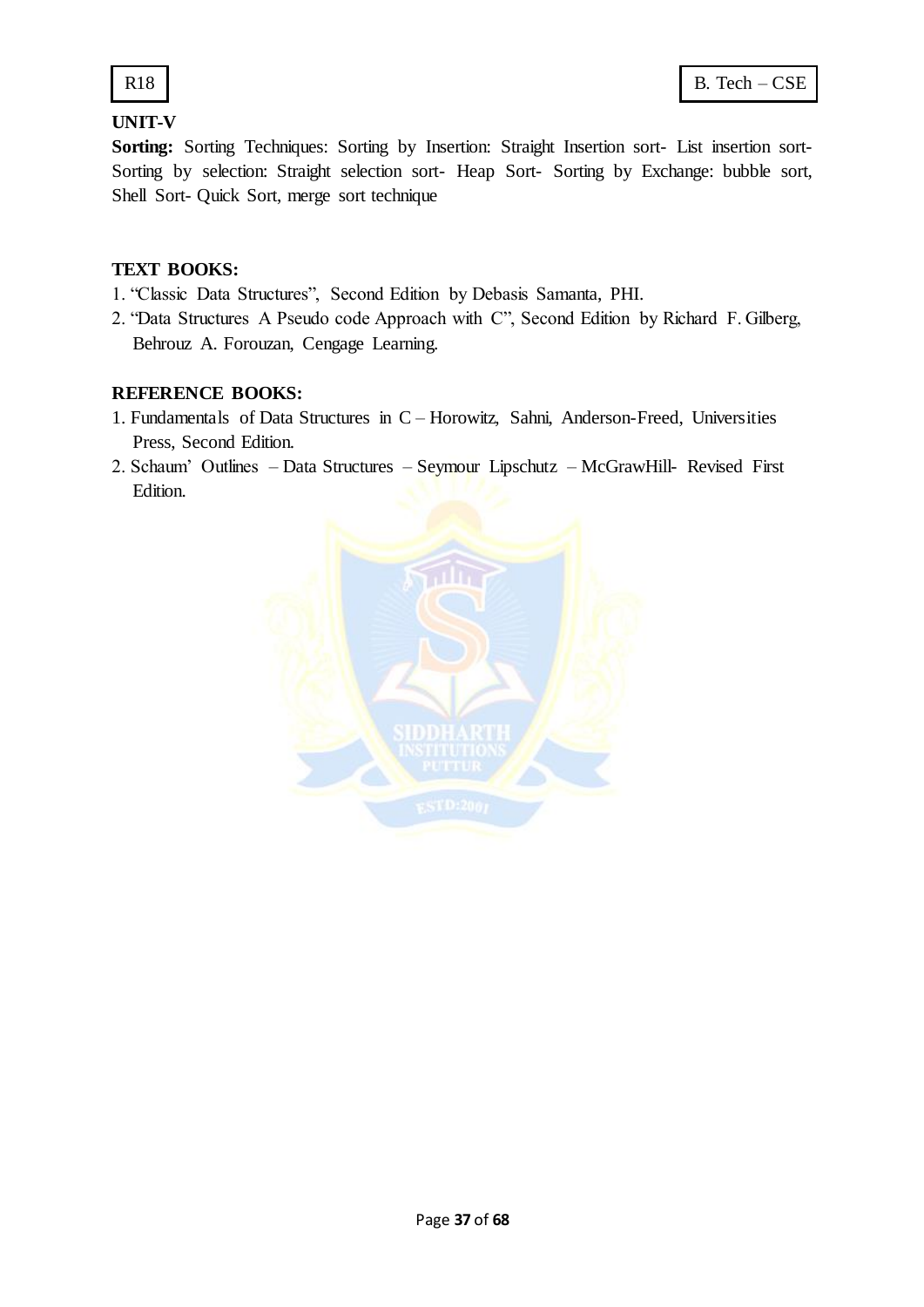**UNIT-V**

**Sorting:** Sorting Techniques: Sorting by Insertion: Straight Insertion sort- List insertion sort- Sorting by selection: Straight selection sort- Heap Sort- Sorting by Exchange: bubble sort, Shell Sort- Quick Sort, merge sort technique

**TEXT BOOKS:**

1. "Classic Data Structures", Second Edition by Debasis Samanta, PHI.
2. "Data Structures A Pseudo code Approach with C", Second Edition by Richard F. Gilberg, Behrouz A. Forouzan, Cengage Learning.

**REFERENCE BOOKS:**

1. Fundamentals of Data Structures in C – Horowitz, Sahni, Anderson-Freed, Universities Press, Second Edition.
2. Schaum' Outlines – Data Structures – Seymour Lipschutz – McGrawHill- Revised First Edition.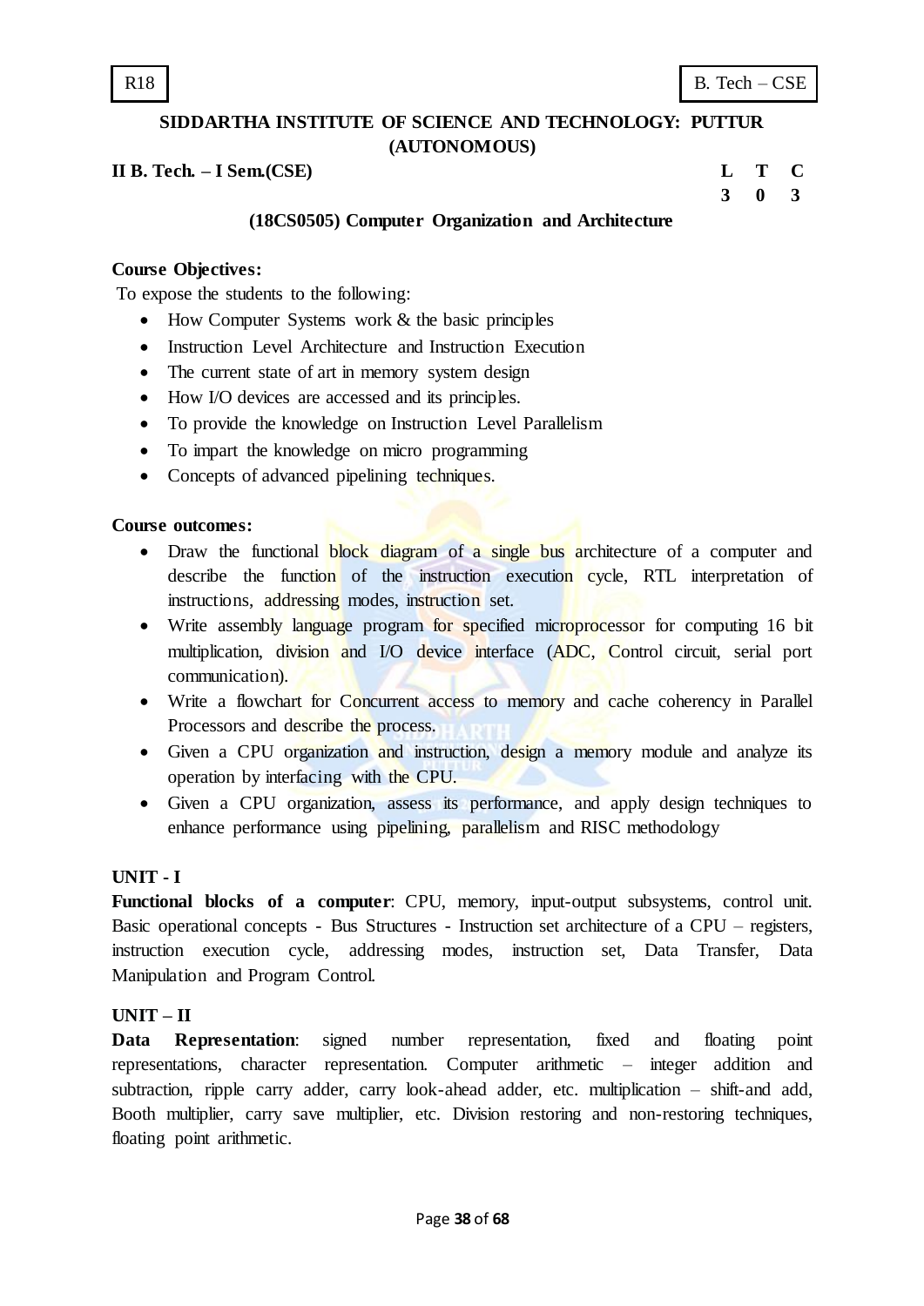R18 | B. Tech – CSE

**SIDDARTHA INSTITUTE OF SCIENCE AND TECHNOLOGY: PUTTUR (AUTONOMOUS)**

**II B. Tech. – I Sem.(CSE)**

| L | T | C |
|---|---|---|
| 3 | 0 | 3 |

## (18CS0505) Computer Organization and Architecture

**Course Objectives:**

To expose the students to the following:

- How Computer Systems work & the basic principles
- Instruction Level Architecture and Instruction Execution
- The current state of art in memory system design
- How I/O devices are accessed and its principles.
- To provide the knowledge on Instruction Level Parallelism
- To impart the knowledge on micro programming
- Concepts of advanced pipelining techniques.

**Course outcomes:**

- Draw the functional block diagram of a single bus architecture of a computer and describe the function of the instruction execution cycle, RTL interpretation of instructions, addressing modes, instruction set.
- Write assembly language program for specified microprocessor for computing 16 bit multiplication, division and I/O device interface (ADC, Control circuit, serial port communication).
- Write a flowchart for Concurrent access to memory and cache coherency in Parallel Processors and describe the process.
- Given a CPU organization and instruction, design a memory module and analyze its operation by interfacing with the CPU.
- Given a CPU organization, assess its performance, and apply design techniques to enhance performance using pipelining, parallelism and RISC methodology

**UNIT - I**

**Functional blocks of a computer**: CPU, memory, input-output subsystems, control unit. Basic operational concepts - Bus Structures - Instruction set architecture of a CPU – registers, instruction execution cycle, addressing modes, instruction set, Data Transfer, Data Manipulation and Program Control.

**UNIT – II**

**Data Representation**: signed number representation, fixed and floating point representations, character representation. Computer arithmetic – integer addition and subtraction, ripple carry adder, carry look-ahead adder, etc. multiplication – shift-and add, Booth multiplier, carry save multiplier, etc. Division restoring and non-restoring techniques, floating point arithmetic.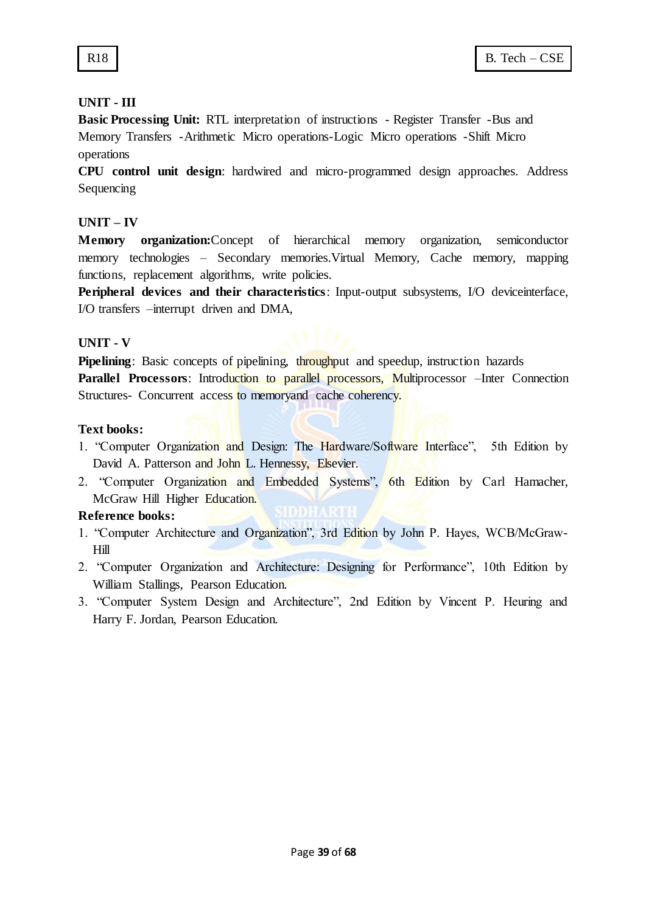**UNIT - III**

**Basic Processing Unit:** RTL interpretation of instructions - Register Transfer -Bus and Memory Transfers -Arithmetic Micro operations-Logic Micro operations -Shift Micro operations

**CPU control unit design**: hardwired and micro-programmed design approaches. Address Sequencing

**UNIT – IV**

**Memory organization:**Concept of hierarchical memory organization, semiconductor memory technologies – Secondary memories.Virtual Memory, Cache memory, mapping functions, replacement algorithms, write policies.

**Peripheral devices and their characteristics**: Input-output subsystems, I/O deviceinterface, I/O transfers –interrupt driven and DMA,

**UNIT - V**

**Pipelining**: Basic concepts of pipelining, throughput and speedup, instruction hazards

**Parallel Processors**: Introduction to parallel processors, Multiprocessor –Inter Connection Structures- Concurrent access to memoryand cache coherency.

**Text books:**

1. "Computer Organization and Design: The Hardware/Software Interface", 5th Edition by David A. Patterson and John L. Hennessy, Elsevier.
2. "Computer Organization and Embedded Systems", 6th Edition by Carl Hamacher, McGraw Hill Higher Education.

**Reference books:**

1. "Computer Architecture and Organization", 3rd Edition by John P. Hayes, WCB/McGraw-Hill
2. "Computer Organization and Architecture: Designing for Performance", 10th Edition by William Stallings, Pearson Education.
3. "Computer System Design and Architecture", 2nd Edition by Vincent P. Heuring and Harry F. Jordan, Pearson Education.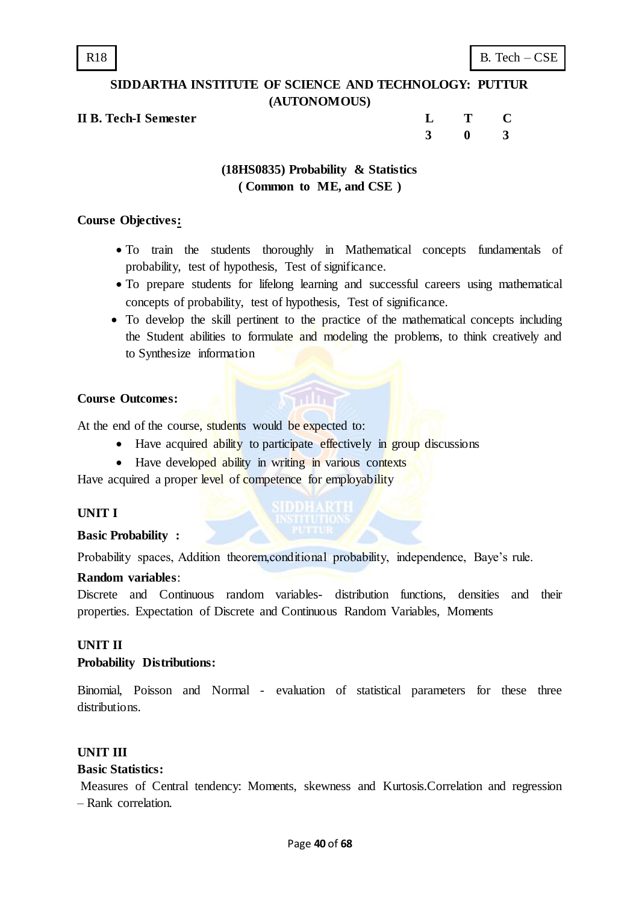R18

B. Tech – CSE

**SIDDARTHA INSTITUTE OF SCIENCE AND TECHNOLOGY: PUTTUR (AUTONOMOUS)**

**II B. Tech-I Semester**

| L | T | C |
|---|---|---|
| 3 | 0 | 3 |

## (18HS0835) Probability & Statistics
### ( Common to ME, and CSE )

**Course Objectives:**

- To train the students thoroughly in Mathematical concepts fundamentals of probability, test of hypothesis, Test of significance.
- To prepare students for lifelong learning and successful careers using mathematical concepts of probability, test of hypothesis, Test of significance.
- To develop the skill pertinent to the practice of the mathematical concepts including the Student abilities to formulate and modeling the problems, to think creatively and to Synthesize information

**Course Outcomes:**

At the end of the course, students would be expected to:

- Have acquired ability to participate effectively in group discussions
- Have developed ability in writing in various contexts

Have acquired a proper level of competence for employability

**UNIT I**

**Basic Probability :**

Probability spaces, Addition theorem,conditional probability, independence, Baye's rule.

**Random variables**:

Discrete and Continuous random variables- distribution functions, densities and their properties. Expectation of Discrete and Continuous Random Variables, Moments

**UNIT II**

**Probability Distributions:**

Binomial, Poisson and Normal - evaluation of statistical parameters for these three distributions.

**UNIT III**

**Basic Statistics:**

Measures of Central tendency: Moments, skewness and Kurtosis.Correlation and regression – Rank correlation.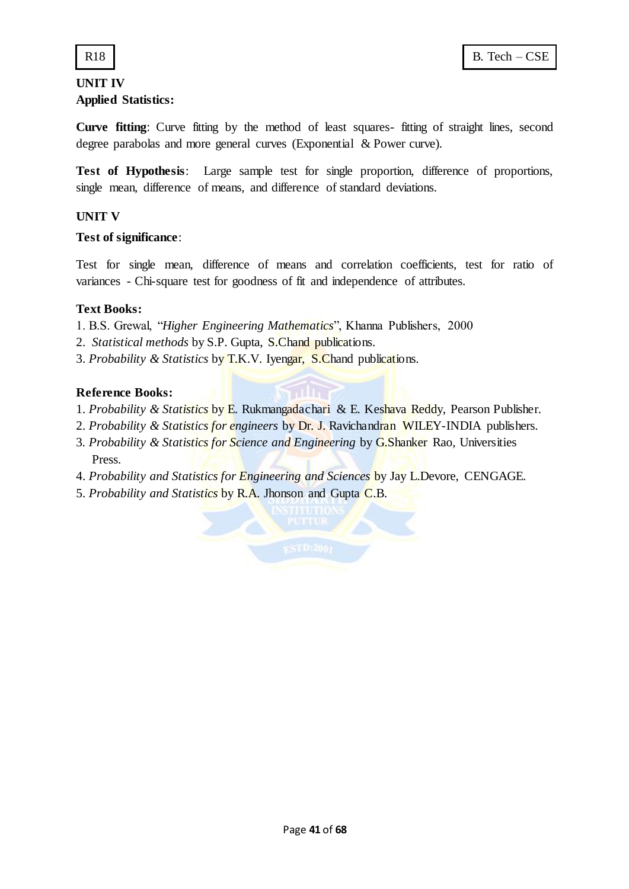## UNIT IV

### Applied Statistics:

**Curve fitting**: Curve fitting by the method of least squares- fitting of straight lines, second degree parabolas and more general curves (Exponential & Power curve).

**Test of Hypothesis**: Large sample test for single proportion, difference of proportions, single mean, difference of means, and difference of standard deviations.

## UNIT V

**Test of significance**:

Test for single mean, difference of means and correlation coefficients, test for ratio of variances - Chi-square test for goodness of fit and independence of attributes.

**Text Books:**

1. B.S. Grewal, "*Higher Engineering Mathematics*", Khanna Publishers, 2000
2. *Statistical methods* by S.P. Gupta, S.Chand publications.
3. *Probability & Statistics* by T.K.V. Iyengar, S.Chand publications.

**Reference Books:**

1. *Probability & Statistics* by E. Rukmangadachari & E. Keshava Reddy, Pearson Publisher.
2. *Probability & Statistics for engineers* by Dr. J. Ravichandran WILEY-INDIA publishers.
3. *Probability & Statistics for Science and Engineering* by G.Shanker Rao, Universities Press.
4. *Probability and Statistics for Engineering and Sciences* by Jay L.Devore, CENGAGE.
5. *Probability and Statistics* by R.A. Jhonson and Gupta C.B.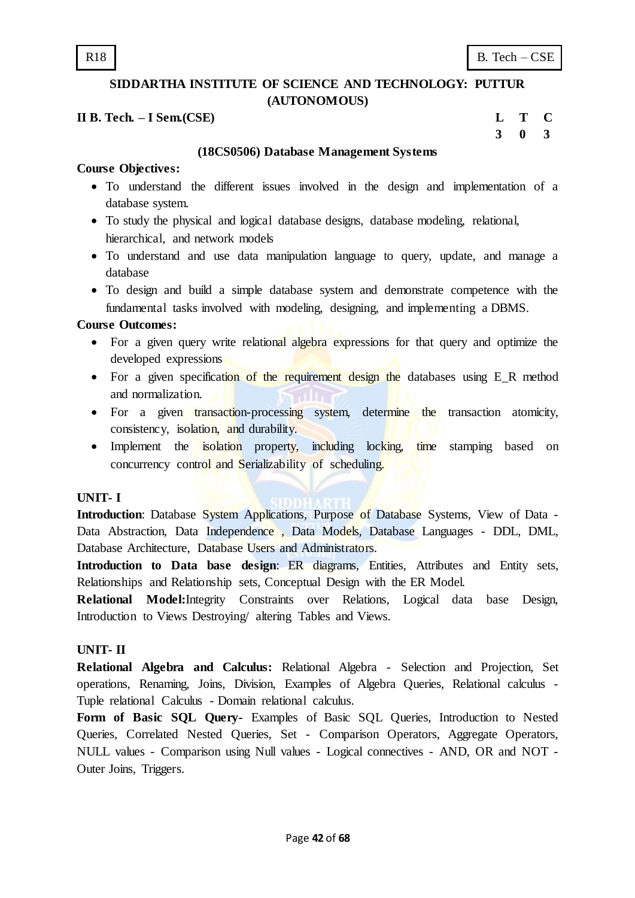R18

B. Tech – CSE

**SIDDARTHA INSTITUTE OF SCIENCE AND TECHNOLOGY: PUTTUR (AUTONOMOUS)**

**II B. Tech. – I Sem.(CSE)**

| L | T | C |
|---|---|---|
| 3 | 0 | 3 |

## (18CS0506) Database Management Systems

**Course Objectives:**

- To understand the different issues involved in the design and implementation of a database system.
- To study the physical and logical database designs, database modeling, relational, hierarchical, and network models
- To understand and use data manipulation language to query, update, and manage a database
- To design and build a simple database system and demonstrate competence with the fundamental tasks involved with modeling, designing, and implementing a DBMS.

**Course Outcomes:**

- For a given query write relational algebra expressions for that query and optimize the developed expressions
- For a given specification of the requirement design the databases using E_R method and normalization.
- For a given transaction-processing system, determine the transaction atomicity, consistency, isolation, and durability.
- Implement the isolation property, including locking, time stamping based on concurrency control and Serializability of scheduling.

**UNIT- I**

**Introduction**: Database System Applications, Purpose of Database Systems, View of Data - Data Abstraction, Data Independence , Data Models, Database Languages - DDL, DML, Database Architecture, Database Users and Administrators.

**Introduction to Data base design**: ER diagrams, Entities, Attributes and Entity sets, Relationships and Relationship sets, Conceptual Design with the ER Model.

**Relational Model:**Integrity Constraints over Relations, Logical data base Design, Introduction to Views Destroying/ altering Tables and Views.

**UNIT- II**

**Relational Algebra and Calculus:** Relational Algebra - Selection and Projection, Set operations, Renaming, Joins, Division, Examples of Algebra Queries, Relational calculus - Tuple relational Calculus - Domain relational calculus.

**Form of Basic SQL Query-** Examples of Basic SQL Queries, Introduction to Nested Queries, Correlated Nested Queries, Set - Comparison Operators, Aggregate Operators, NULL values - Comparison using Null values - Logical connectives - AND, OR and NOT - Outer Joins, Triggers.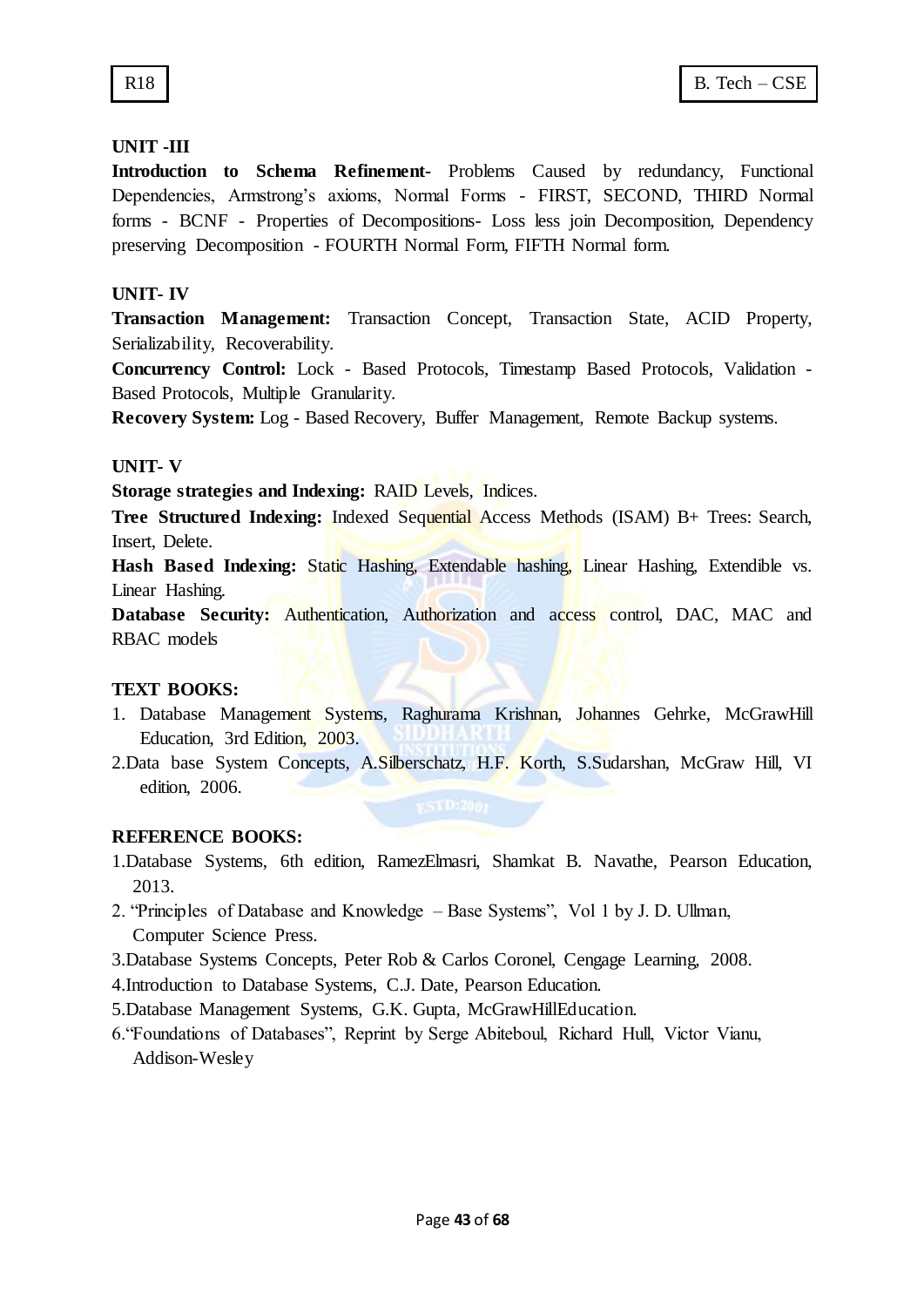**UNIT -III**

**Introduction to Schema Refinement-** Problems Caused by redundancy, Functional Dependencies, Armstrong's axioms, Normal Forms - FIRST, SECOND, THIRD Normal forms - BCNF - Properties of Decompositions- Loss less join Decomposition, Dependency preserving Decomposition - FOURTH Normal Form, FIFTH Normal form.

**UNIT- IV**

**Transaction Management:** Transaction Concept, Transaction State, ACID Property, Serializability, Recoverability.

**Concurrency Control:** Lock - Based Protocols, Timestamp Based Protocols, Validation - Based Protocols, Multiple Granularity.

**Recovery System:** Log - Based Recovery, Buffer Management, Remote Backup systems.

**UNIT- V**

**Storage strategies and Indexing:** RAID Levels, Indices.

**Tree Structured Indexing:** Indexed Sequential Access Methods (ISAM) B+ Trees: Search, Insert, Delete.

**Hash Based Indexing:** Static Hashing, Extendable hashing, Linear Hashing, Extendible vs. Linear Hashing.

**Database Security:** Authentication, Authorization and access control, DAC, MAC and RBAC models

**TEXT BOOKS:**

1. Database Management Systems, Raghurama Krishnan, Johannes Gehrke, McGrawHill Education, 3rd Edition, 2003.
2. Data base System Concepts, A.Silberschatz, H.F. Korth, S.Sudarshan, McGraw Hill, VI edition, 2006.

**REFERENCE BOOKS:**

1. Database Systems, 6th edition, RamezElmasri, Shamkat B. Navathe, Pearson Education, 2013.
2. "Principles of Database and Knowledge – Base Systems", Vol 1 by J. D. Ullman, Computer Science Press.
3. Database Systems Concepts, Peter Rob & Carlos Coronel, Cengage Learning, 2008.
4. Introduction to Database Systems, C.J. Date, Pearson Education.
5. Database Management Systems, G.K. Gupta, McGrawHillEducation.
6. "Foundations of Databases", Reprint by Serge Abiteboul, Richard Hull, Victor Vianu, Addison-Wesley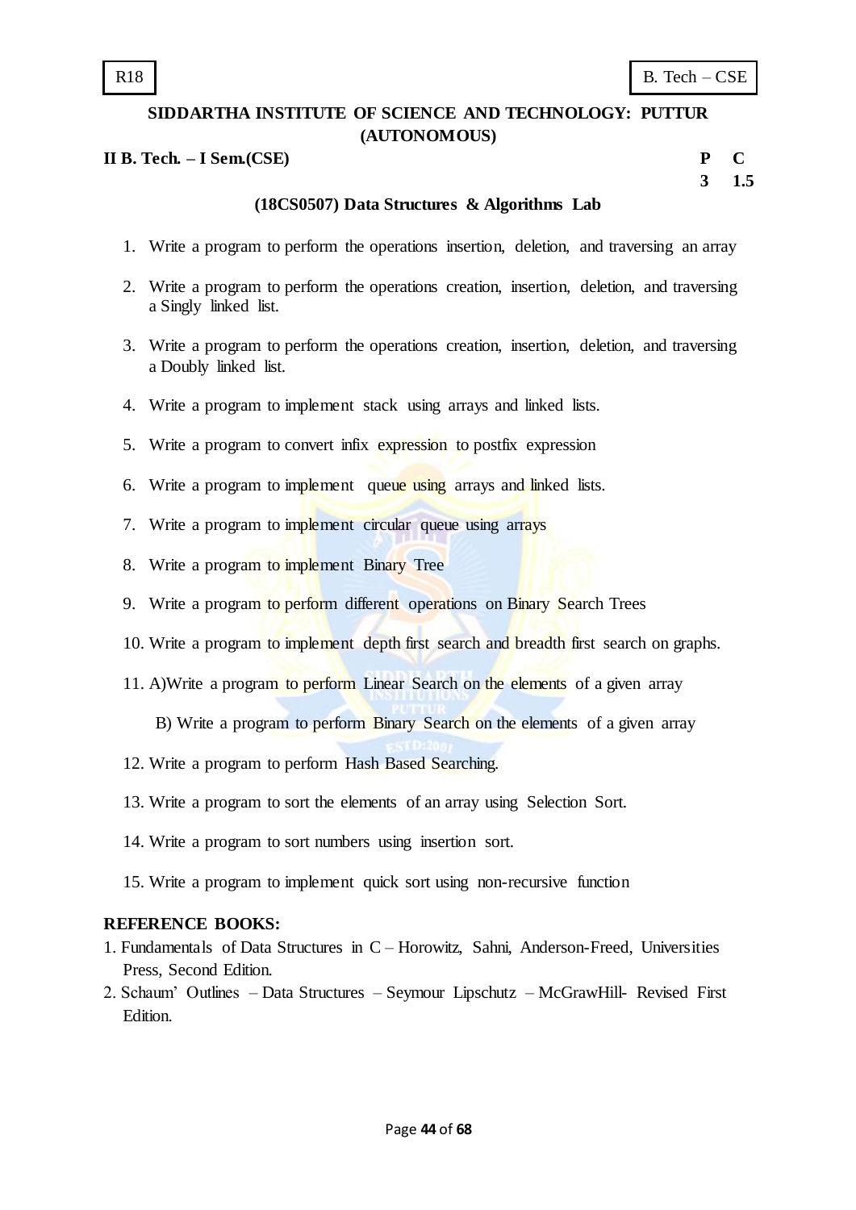R18

B. Tech – CSE

**SIDDARTHA INSTITUTE OF SCIENCE AND TECHNOLOGY: PUTTUR (AUTONOMOUS)**

**II B. Tech. – I Sem.(CSE)**

| P | C |
|---|---|
| 3 | 1.5 |

**(18CS0507) Data Structures & Algorithms Lab**

1. Write a program to perform the operations insertion, deletion, and traversing an array
2. Write a program to perform the operations creation, insertion, deletion, and traversing a Singly linked list.
3. Write a program to perform the operations creation, insertion, deletion, and traversing a Doubly linked list.
4. Write a program to implement stack using arrays and linked lists.
5. Write a program to convert infix expression to postfix expression
6. Write a program to implement queue using arrays and linked lists.
7. Write a program to implement circular queue using arrays
8. Write a program to implement Binary Tree
9. Write a program to perform different operations on Binary Search Trees
10. Write a program to implement depth first search and breadth first search on graphs.
11. A)Write a program to perform Linear Search on the elements of a given array

    B) Write a program to perform Binary Search on the elements of a given array
12. Write a program to perform Hash Based Searching.
13. Write a program to sort the elements of an array using Selection Sort.
14. Write a program to sort numbers using insertion sort.
15. Write a program to implement quick sort using non-recursive function

**REFERENCE BOOKS:**

1. Fundamentals of Data Structures in C – Horowitz, Sahni, Anderson-Freed, Universities Press, Second Edition.
2. Schaum' Outlines – Data Structures – Seymour Lipschutz – McGrawHill- Revised First Edition.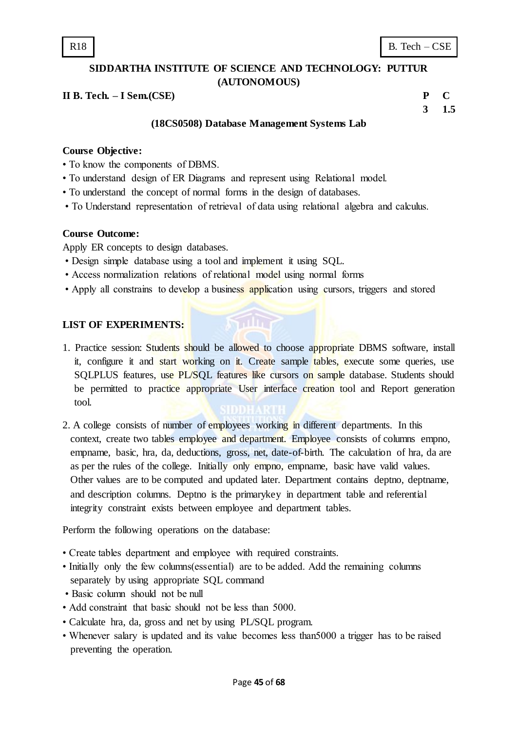R18 | B. Tech – CSE

**SIDDARTHA INSTITUTE OF SCIENCE AND TECHNOLOGY: PUTTUR (AUTONOMOUS)**

**II B. Tech. – I Sem.(CSE)**

| | |
|---|---|
| **P** | **C** |
| **3** | **1.5** |

**(18CS0508) Database Management Systems Lab**

**Course Objective:**

- To know the components of DBMS.
- To understand design of ER Diagrams and represent using Relational model.
- To understand the concept of normal forms in the design of databases.
- To Understand representation of retrieval of data using relational algebra and calculus.

**Course Outcome:**

Apply ER concepts to design databases.

- Design simple database using a tool and implement it using SQL.
- Access normalization relations of relational model using normal forms
- Apply all constrains to develop a business application using cursors, triggers and stored

**LIST OF EXPERIMENTS:**

1. Practice session: Students should be allowed to choose appropriate DBMS software, install it, configure it and start working on it. Create sample tables, execute some queries, use SQLPLUS features, use PL/SQL features like cursors on sample database. Students should be permitted to practice appropriate User interface creation tool and Report generation tool.

2. A college consists of number of employees working in different departments. In this context, create two tables employee and department. Employee consists of columns empno, empname, basic, hra, da, deductions, gross, net, date-of-birth. The calculation of hra, da are as per the rules of the college. Initially only empno, empname, basic have valid values. Other values are to be computed and updated later. Department contains deptno, deptname, and description columns. Deptno is the primarykey in department table and referential integrity constraint exists between employee and department tables.

Perform the following operations on the database:

- Create tables department and employee with required constraints.
- Initially only the few columns(essential) are to be added. Add the remaining columns separately by using appropriate SQL command
- Basic column should not be null
- Add constraint that basic should not be less than 5000.
- Calculate hra, da, gross and net by using PL/SQL program.
- Whenever salary is updated and its value becomes less than5000 a trigger has to be raised preventing the operation.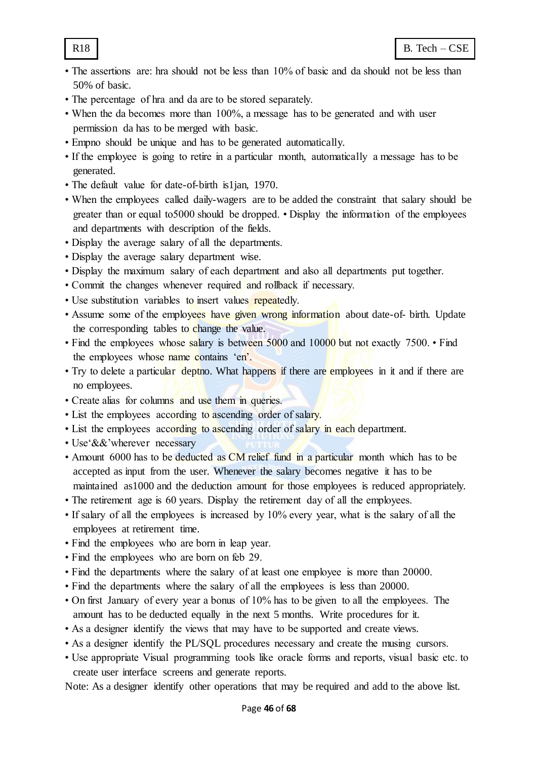- The assertions are: hra should not be less than 10% of basic and da should not be less than 50% of basic.
- The percentage of hra and da are to be stored separately.
- When the da becomes more than 100%, a message has to be generated and with user permission da has to be merged with basic.
- Empno should be unique and has to be generated automatically.
- If the employee is going to retire in a particular month, automatically a message has to be generated.
- The default value for date-of-birth is1jan, 1970.
- When the employees called daily-wagers are to be added the constraint that salary should be greater than or equal to5000 should be dropped. • Display the information of the employees and departments with description of the fields.
- Display the average salary of all the departments.
- Display the average salary department wise.
- Display the maximum salary of each department and also all departments put together.
- Commit the changes whenever required and rollback if necessary.
- Use substitution variables to insert values repeatedly.
- Assume some of the employees have given wrong information about date-of- birth. Update the corresponding tables to change the value.
- Find the employees whose salary is between 5000 and 10000 but not exactly 7500. • Find the employees whose name contains 'en'.
- Try to delete a particular deptno. What happens if there are employees in it and if there are no employees.
- Create alias for columns and use them in queries.
- List the employees according to ascending order of salary.
- List the employees according to ascending order of salary in each department.
- Use'&&'wherever necessary
- Amount 6000 has to be deducted as CM relief fund in a particular month which has to be accepted as input from the user. Whenever the salary becomes negative it has to be maintained as1000 and the deduction amount for those employees is reduced appropriately.
- The retirement age is 60 years. Display the retirement day of all the employees.
- If salary of all the employees is increased by 10% every year, what is the salary of all the employees at retirement time.
- Find the employees who are born in leap year.
- Find the employees who are born on feb 29.
- Find the departments where the salary of at least one employee is more than 20000.
- Find the departments where the salary of all the employees is less than 20000.
- On first January of every year a bonus of 10% has to be given to all the employees. The amount has to be deducted equally in the next 5 months. Write procedures for it.
- As a designer identify the views that may have to be supported and create views.
- As a designer identify the PL/SQL procedures necessary and create the musing cursors.
- Use appropriate Visual programming tools like oracle forms and reports, visual basic etc. to create user interface screens and generate reports.

Note: As a designer identify other operations that may be required and add to the above list.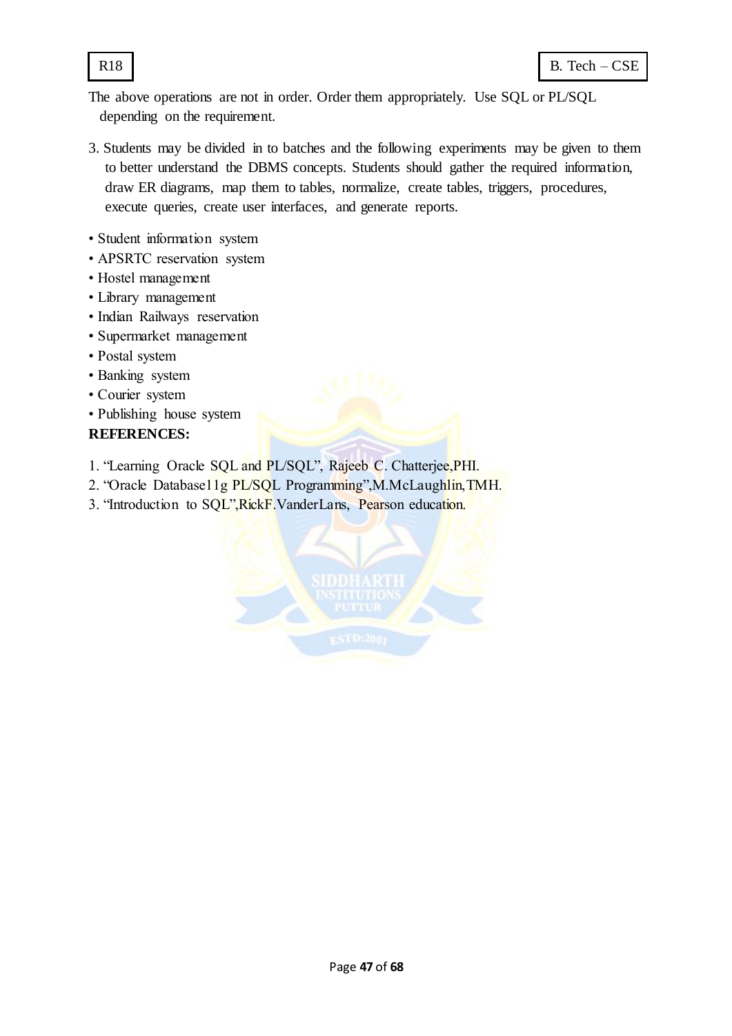The above operations are not in order. Order them appropriately. Use SQL or PL/SQL depending on the requirement.

3. Students may be divided in to batches and the following experiments may be given to them to better understand the DBMS concepts. Students should gather the required information, draw ER diagrams, map them to tables, normalize, create tables, triggers, procedures, execute queries, create user interfaces, and generate reports.

- Student information system
- APSRTC reservation system
- Hostel management
- Library management
- Indian Railways reservation
- Supermarket management
- Postal system
- Banking system
- Courier system
- Publishing house system

**REFERENCES:**

1. “Learning Oracle SQL and PL/SQL”, Rajeeb C. Chatterjee,PHI.
2. “Oracle Database11g PL/SQL Programming”,M.McLaughlin,TMH.
3. “Introduction to SQL”,RickF.VanderLans, Pearson education.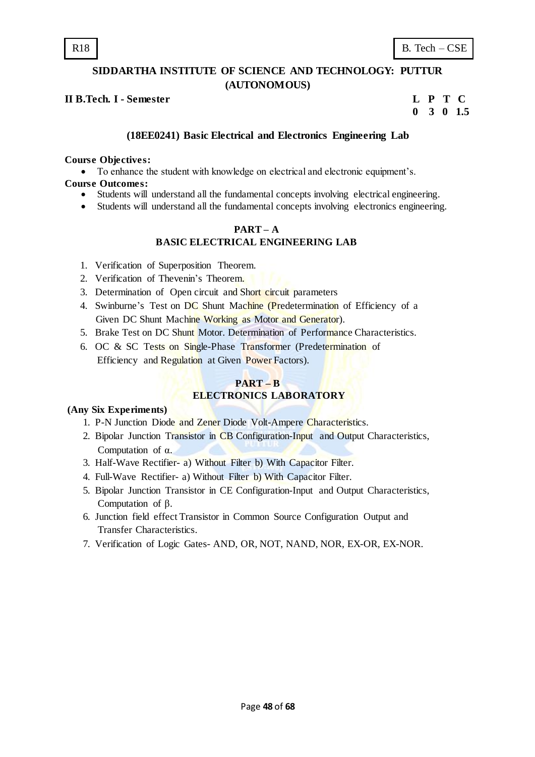R18

B. Tech – CSE

# SIDDARTHA INSTITUTE OF SCIENCE AND TECHNOLOGY: PUTTUR (AUTONOMOUS)

**II B.Tech. I - Semester**

| L | P | T | C |
|---|---|---|---|
| 0 | 3 | 0 | 1.5 |

## (18EE0241) Basic Electrical and Electronics Engineering Lab

**Course Objectives:**

- To enhance the student with knowledge on electrical and electronic equipment's.

**Course Outcomes:**

- Students will understand all the fundamental concepts involving electrical engineering.
- Students will understand all the fundamental concepts involving electronics engineering.

### PART – A
### BASIC ELECTRICAL ENGINEERING LAB

1. Verification of Superposition Theorem.
2. Verification of Thevenin's Theorem.
3. Determination of Open circuit and Short circuit parameters
4. Swinburne's Test on DC Shunt Machine (Predetermination of Efficiency of a Given DC Shunt Machine Working as Motor and Generator).
5. Brake Test on DC Shunt Motor. Determination of Performance Characteristics.
6. OC & SC Tests on Single-Phase Transformer (Predetermination of Efficiency and Regulation at Given Power Factors).

### PART – B
### ELECTRONICS LABORATORY

**(Any Six Experiments)**

1. P-N Junction Diode and Zener Diode Volt-Ampere Characteristics.
2. Bipolar Junction Transistor in CB Configuration-Input and Output Characteristics, Computation of $\alpha$.
3. Half-Wave Rectifier- a) Without Filter b) With Capacitor Filter.
4. Full-Wave Rectifier- a) Without Filter b) With Capacitor Filter.
5. Bipolar Junction Transistor in CE Configuration-Input and Output Characteristics, Computation of $\beta$.
6. Junction field effect Transistor in Common Source Configuration Output and Transfer Characteristics.
7. Verification of Logic Gates- AND, OR, NOT, NAND, NOR, EX-OR, EX-NOR.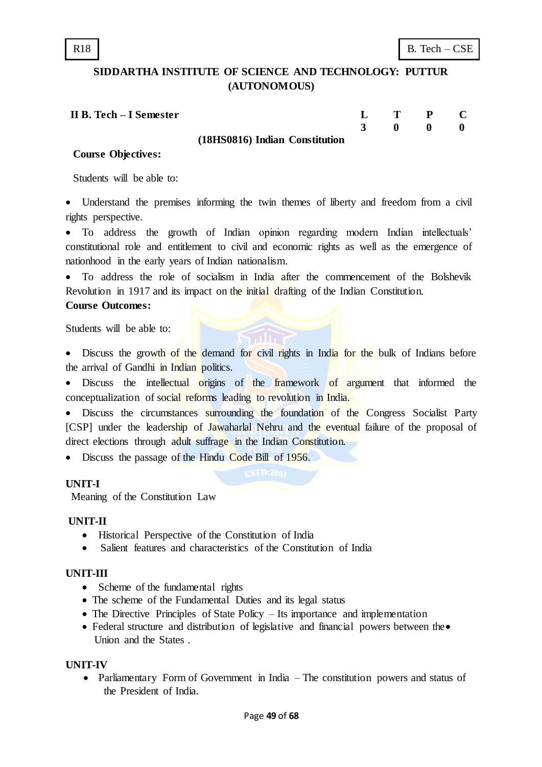R18

B. Tech – CSE

**SIDDARTHA INSTITUTE OF SCIENCE AND TECHNOLOGY: PUTTUR (AUTONOMOUS)**

| | L | T | P | C |
|---|---|---|---|---|
| **II B. Tech – I Semester** | **3** | **0** | **0** | **0** |

**(18HS0816) Indian Constitution**

**Course Objectives:**

Students will be able to:

- Understand the premises informing the twin themes of liberty and freedom from a civil rights perspective.
- To address the growth of Indian opinion regarding modern Indian intellectuals' constitutional role and entitlement to civil and economic rights as well as the emergence of nationhood in the early years of Indian nationalism.
- To address the role of socialism in India after the commencement of the Bolshevik Revolution in 1917 and its impact on the initial drafting of the Indian Constitution.

**Course Outcomes:**

Students will be able to:

- Discuss the growth of the demand for civil rights in India for the bulk of Indians before the arrival of Gandhi in Indian politics.
- Discuss the intellectual origins of the framework of argument that informed the conceptualization of social reforms leading to revolution in India.
- Discuss the circumstances surrounding the foundation of the Congress Socialist Party [CSP] under the leadership of Jawaharlal Nehru and the eventual failure of the proposal of direct elections through adult suffrage in the Indian Constitution.
- Discuss the passage of the Hindu Code Bill of 1956.

**UNIT-I**

Meaning of the Constitution Law

**UNIT-II**

- Historical Perspective of the Constitution of India
- Salient features and characteristics of the Constitution of India

**UNIT-III**

- Scheme of the fundamental rights
- The scheme of the Fundamental Duties and its legal status
- The Directive Principles of State Policy – Its importance and implementation
- Federal structure and distribution of legislative and financial powers between the Union and the States .

**UNIT-IV**

- Parliamentary Form of Government in India – The constitution powers and status of the President of India.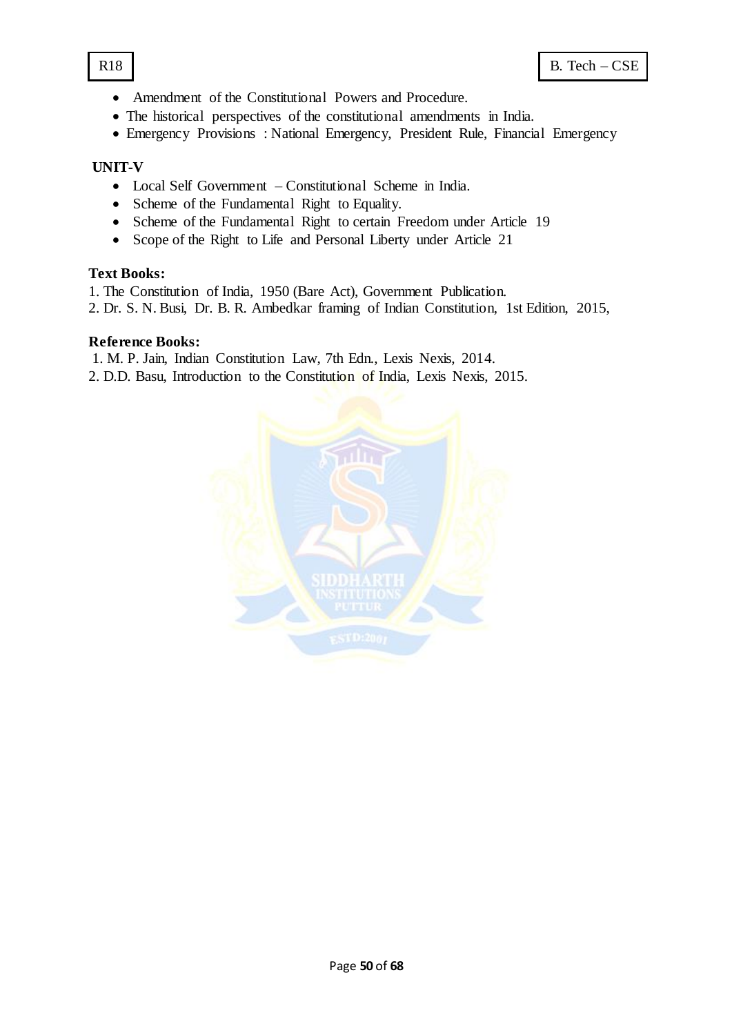- Amendment of the Constitutional Powers and Procedure.
- The historical perspectives of the constitutional amendments in India.
- Emergency Provisions : National Emergency, President Rule, Financial Emergency

**UNIT-V**

- Local Self Government – Constitutional Scheme in India.
- Scheme of the Fundamental Right to Equality.
- Scheme of the Fundamental Right to certain Freedom under Article 19
- Scope of the Right to Life and Personal Liberty under Article 21

**Text Books:**

1. The Constitution of India, 1950 (Bare Act), Government Publication.
2. Dr. S. N. Busi, Dr. B. R. Ambedkar framing of Indian Constitution, 1st Edition, 2015,

**Reference Books:**

1. M. P. Jain, Indian Constitution Law, 7th Edn., Lexis Nexis, 2014.
2. D.D. Basu, Introduction to the Constitution of India, Lexis Nexis, 2015.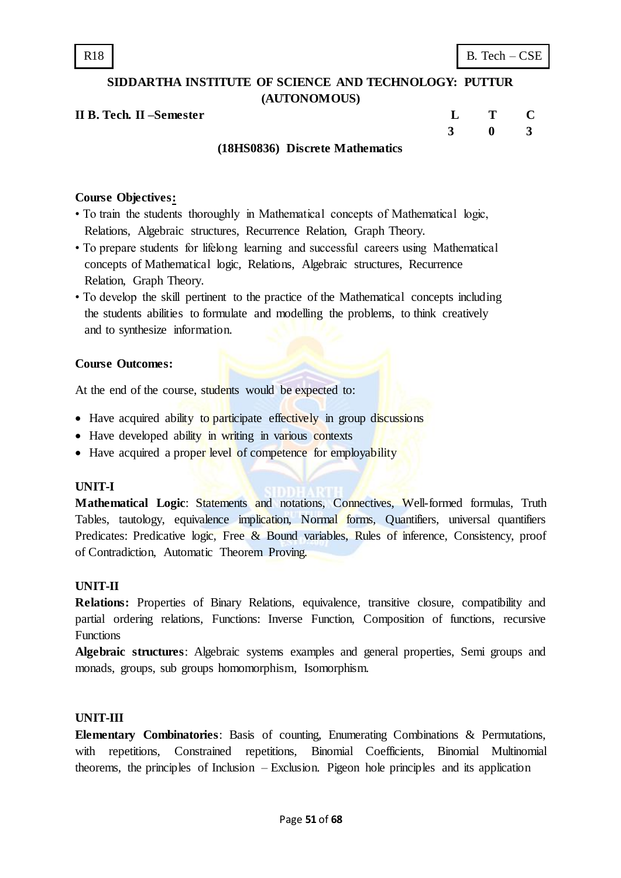R18

B. Tech – CSE

**SIDDARTHA INSTITUTE OF SCIENCE AND TECHNOLOGY: PUTTUR (AUTONOMOUS)**

**II B. Tech. II –Semester**

| L | T | C |
|---|---|---|
| 3 | 0 | 3 |

**(18HS0836) Discrete Mathematics**

**Course Objectives:**

- To train the students thoroughly in Mathematical concepts of Mathematical logic, Relations, Algebraic structures, Recurrence Relation, Graph Theory.
- To prepare students for lifelong learning and successful careers using Mathematical concepts of Mathematical logic, Relations, Algebraic structures, Recurrence Relation, Graph Theory.
- To develop the skill pertinent to the practice of the Mathematical concepts including the students abilities to formulate and modelling the problems, to think creatively and to synthesize information.

**Course Outcomes:**

At the end of the course, students would be expected to:

- Have acquired ability to participate effectively in group discussions
- Have developed ability in writing in various contexts
- Have acquired a proper level of competence for employability

**UNIT-I**

**Mathematical Logic**: Statements and notations, Connectives, Well-formed formulas, Truth Tables, tautology, equivalence implication, Normal forms, Quantifiers, universal quantifiers Predicates: Predicative logic, Free & Bound variables, Rules of inference, Consistency, proof of Contradiction, Automatic Theorem Proving.

**UNIT-II**

**Relations:** Properties of Binary Relations, equivalence, transitive closure, compatibility and partial ordering relations, Functions: Inverse Function, Composition of functions, recursive Functions

**Algebraic structures**: Algebraic systems examples and general properties, Semi groups and monads, groups, sub groups homomorphism, Isomorphism.

**UNIT-III**

**Elementary Combinatories**: Basis of counting, Enumerating Combinations & Permutations, with repetitions, Constrained repetitions, Binomial Coefficients, Binomial Multinomial theorems, the principles of Inclusion – Exclusion. Pigeon hole principles and its application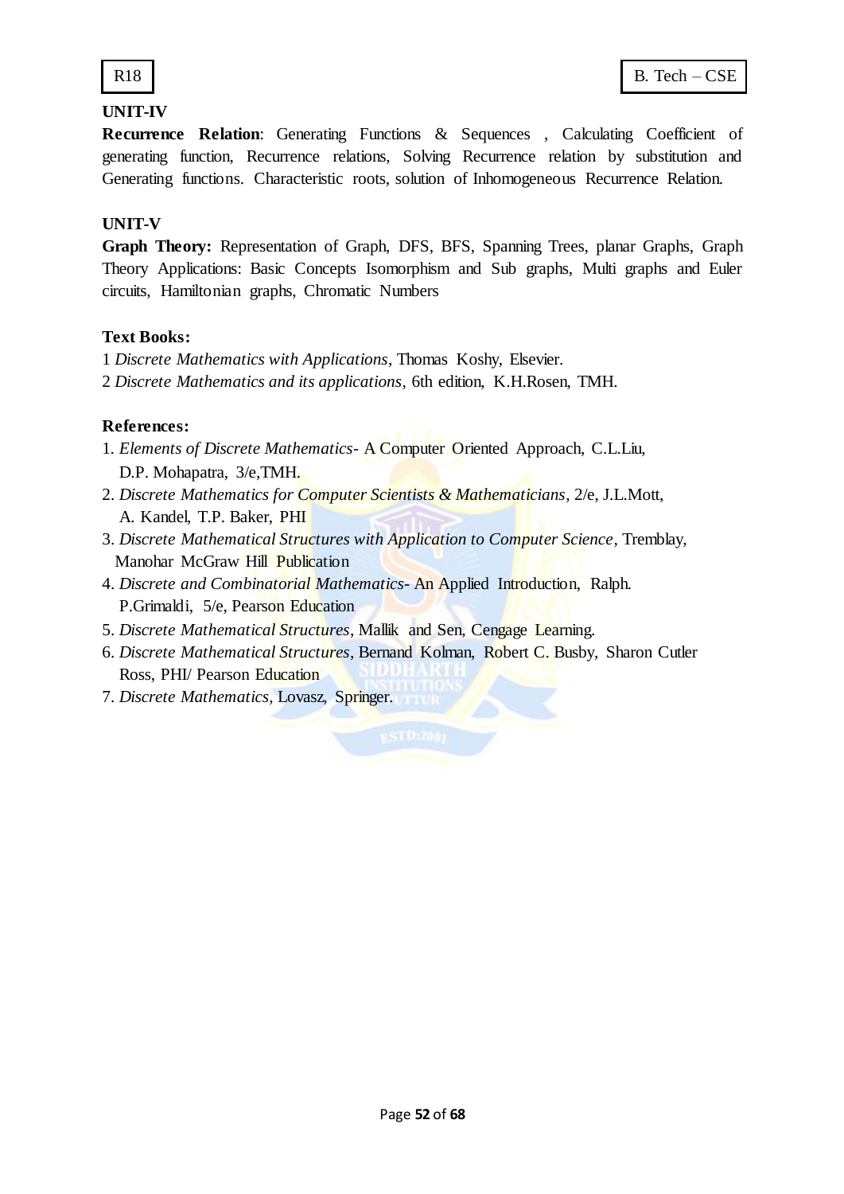### UNIT-IV

**Recurrence Relation**: Generating Functions & Sequences , Calculating Coefficient of generating function, Recurrence relations, Solving Recurrence relation by substitution and Generating functions. Characteristic roots, solution of Inhomogeneous Recurrence Relation.

### UNIT-V

**Graph Theory:** Representation of Graph, DFS, BFS, Spanning Trees, planar Graphs, Graph Theory Applications: Basic Concepts Isomorphism and Sub graphs, Multi graphs and Euler circuits, Hamiltonian graphs, Chromatic Numbers

### Text Books:

1 *Discrete Mathematics with Applications*, Thomas Koshy, Elsevier.
2 *Discrete Mathematics and its applications*, 6th edition, K.H.Rosen, TMH.

### References:

1. *Elements of Discrete Mathematics*- A Computer Oriented Approach, C.L.Liu, D.P. Mohapatra, 3/e,TMH.
2. *Discrete Mathematics for Computer Scientists & Mathematicians*, 2/e, J.L.Mott, A. Kandel, T.P. Baker, PHI
3. *Discrete Mathematical Structures with Application to Computer Science*, Tremblay, Manohar McGraw Hill Publication
4. *Discrete and Combinatorial Mathematics*- An Applied Introduction, Ralph. P.Grimaldi, 5/e, Pearson Education
5. *Discrete Mathematical Structures*, Mallik and Sen, Cengage Learning.
6. *Discrete Mathematical Structures*, Bernand Kolman, Robert C. Busby, Sharon Cutler Ross, PHI/ Pearson Education
7. *Discrete Mathematics*, Lovasz, Springer.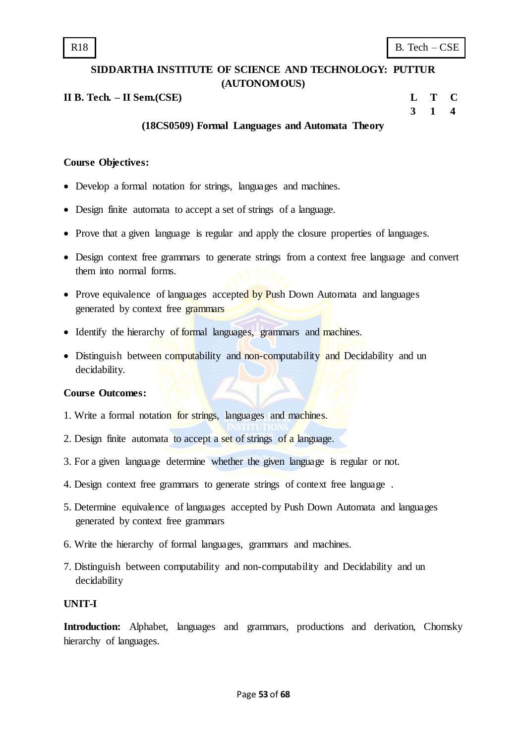R18

B. Tech – CSE

**SIDDARTHA INSTITUTE OF SCIENCE AND TECHNOLOGY: PUTTUR (AUTONOMOUS)**

**II B. Tech. – II Sem.(CSE)**

| L | T | C |
|---|---|---|
| 3 | 1 | 4 |

**(18CS0509) Formal Languages and Automata Theory**

**Course Objectives:**

- Develop a formal notation for strings, languages and machines.
- Design finite automata to accept a set of strings of a language.
- Prove that a given language is regular and apply the closure properties of languages.
- Design context free grammars to generate strings from a context free language and convert them into normal forms.
- Prove equivalence of languages accepted by Push Down Automata and languages generated by context free grammars
- Identify the hierarchy of formal languages, grammars and machines.
- Distinguish between computability and non-computability and Decidability and un decidability.

**Course Outcomes:**

1. Write a formal notation for strings, languages and machines.
2. Design finite automata to accept a set of strings of a language.
3. For a given language determine whether the given language is regular or not.
4. Design context free grammars to generate strings of context free language .
5. Determine equivalence of languages accepted by Push Down Automata and languages generated by context free grammars
6. Write the hierarchy of formal languages, grammars and machines.
7. Distinguish between computability and non-computability and Decidability and un decidability

**UNIT-I**

**Introduction:** Alphabet, languages and grammars, productions and derivation, Chomsky hierarchy of languages.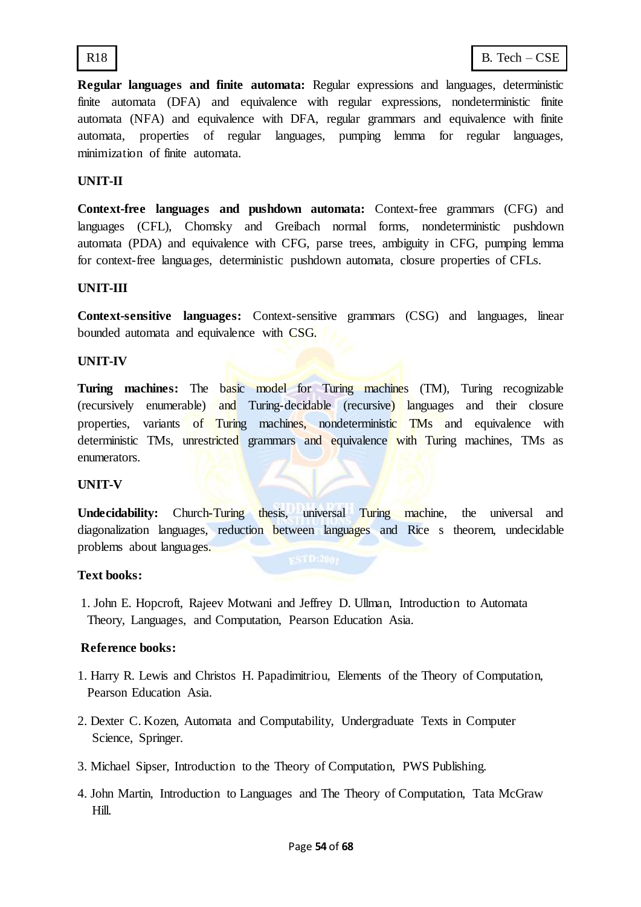**Regular languages and finite automata:** Regular expressions and languages, deterministic finite automata (DFA) and equivalence with regular expressions, nondeterministic finite automata (NFA) and equivalence with DFA, regular grammars and equivalence with finite automata, properties of regular languages, pumping lemma for regular languages, minimization of finite automata.

**UNIT-II**

**Context-free languages and pushdown automata:** Context-free grammars (CFG) and languages (CFL), Chomsky and Greibach normal forms, nondeterministic pushdown automata (PDA) and equivalence with CFG, parse trees, ambiguity in CFG, pumping lemma for context-free languages, deterministic pushdown automata, closure properties of CFLs.

**UNIT-III**

**Context-sensitive languages:** Context-sensitive grammars (CSG) and languages, linear bounded automata and equivalence with CSG.

**UNIT-IV**

**Turing machines:** The basic model for Turing machines (TM), Turing recognizable (recursively enumerable) and Turing-decidable (recursive) languages and their closure properties, variants of Turing machines, nondeterministic TMs and equivalence with deterministic TMs, unrestricted grammars and equivalence with Turing machines, TMs as enumerators.

**UNIT-V**

**Undecidability:** Church-Turing thesis, universal Turing machine, the universal and diagonalization languages, reduction between languages and Rice s theorem, undecidable problems about languages.

**Text books:**

1. John E. Hopcroft, Rajeev Motwani and Jeffrey D. Ullman, Introduction to Automata Theory, Languages, and Computation, Pearson Education Asia.

**Reference books:**

1. Harry R. Lewis and Christos H. Papadimitriou, Elements of the Theory of Computation, Pearson Education Asia.
2. Dexter C. Kozen, Automata and Computability, Undergraduate Texts in Computer Science, Springer.
3. Michael Sipser, Introduction to the Theory of Computation, PWS Publishing.
4. John Martin, Introduction to Languages and The Theory of Computation, Tata McGraw Hill.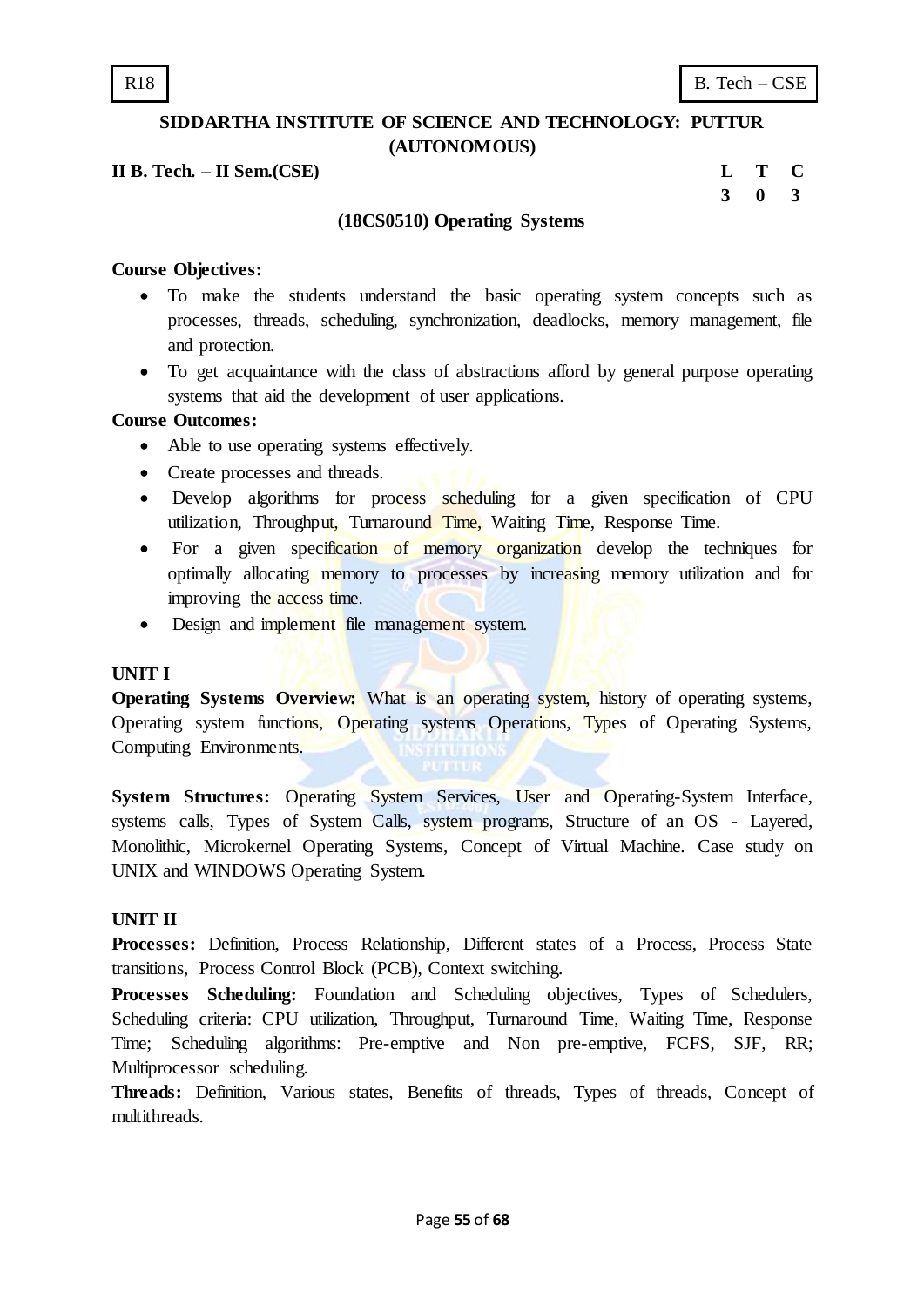R18 | B. Tech – CSE

**SIDDARTHA INSTITUTE OF SCIENCE AND TECHNOLOGY: PUTTUR (AUTONOMOUS)**

**II B. Tech. – II Sem.(CSE)**

| L | T | C |
|---|---|---|
| 3 | 0 | 3 |

**(18CS0510) Operating Systems**

**Course Objectives:**

- To make the students understand the basic operating system concepts such as processes, threads, scheduling, synchronization, deadlocks, memory management, file and protection.
- To get acquaintance with the class of abstractions afford by general purpose operating systems that aid the development of user applications.

**Course Outcomes:**

- Able to use operating systems effectively.
- Create processes and threads.
- Develop algorithms for process scheduling for a given specification of CPU utilization, Throughput, Turnaround Time, Waiting Time, Response Time.
- For a given specification of memory organization develop the techniques for optimally allocating memory to processes by increasing memory utilization and for improving the access time.
- Design and implement file management system.

**UNIT I**

**Operating Systems Overview:** What is an operating system, history of operating systems, Operating system functions, Operating systems Operations, Types of Operating Systems, Computing Environments.

**System Structures:** Operating System Services, User and Operating-System Interface, systems calls, Types of System Calls, system programs, Structure of an OS - Layered, Monolithic, Microkernel Operating Systems, Concept of Virtual Machine. Case study on UNIX and WINDOWS Operating System.

**UNIT II**

**Processes:** Definition, Process Relationship, Different states of a Process, Process State transitions, Process Control Block (PCB), Context switching.

**Processes Scheduling:** Foundation and Scheduling objectives, Types of Schedulers, Scheduling criteria: CPU utilization, Throughput, Turnaround Time, Waiting Time, Response Time; Scheduling algorithms: Pre-emptive and Non pre-emptive, FCFS, SJF, RR; Multiprocessor scheduling.

**Threads:** Definition, Various states, Benefits of threads, Types of threads, Concept of multithreads.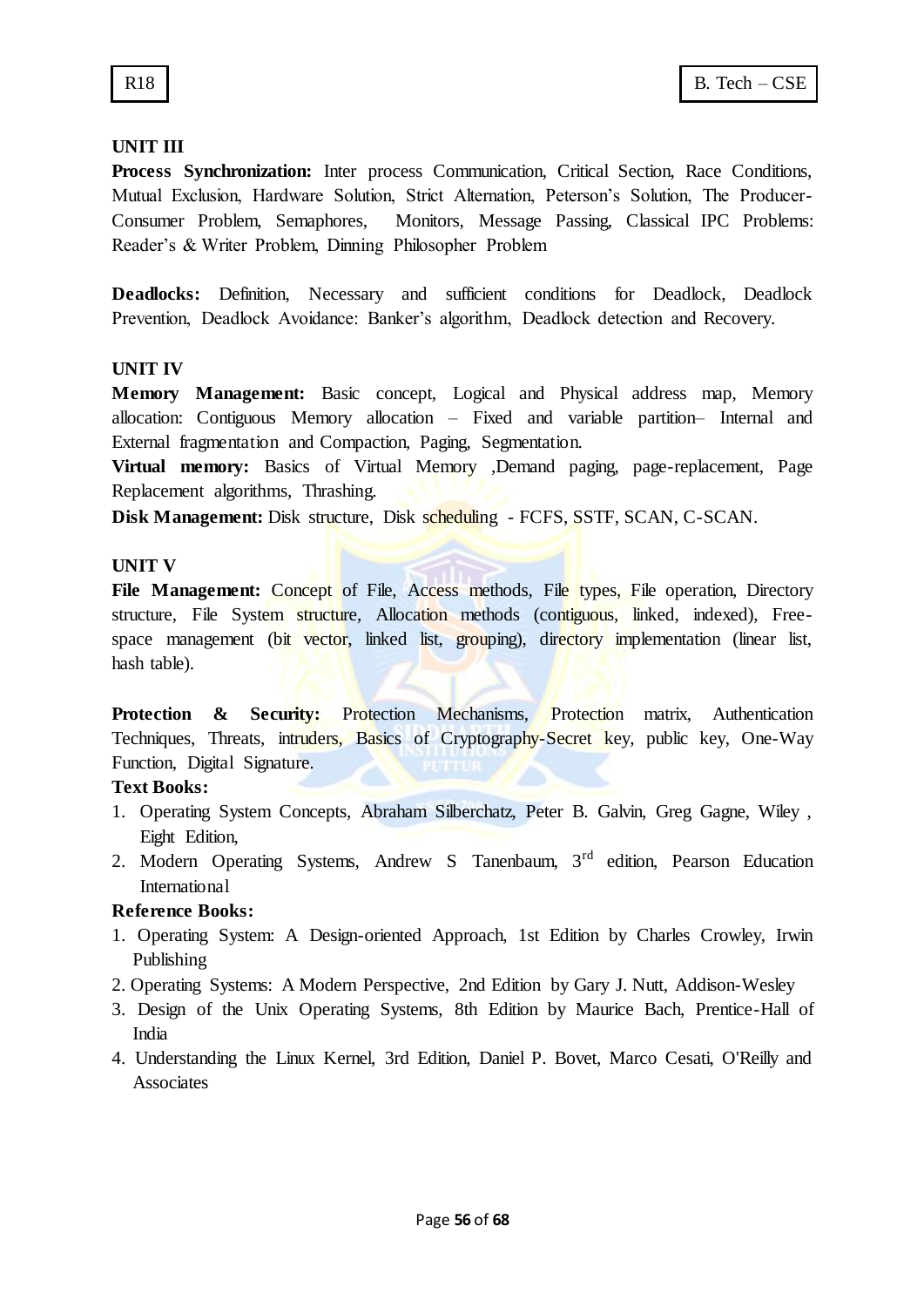## UNIT III

**Process Synchronization:** Inter process Communication, Critical Section, Race Conditions, Mutual Exclusion, Hardware Solution, Strict Alternation, Peterson's Solution, The Producer-Consumer Problem, Semaphores, Monitors, Message Passing, Classical IPC Problems: Reader's & Writer Problem, Dinning Philosopher Problem

**Deadlocks:** Definition, Necessary and sufficient conditions for Deadlock, Deadlock Prevention, Deadlock Avoidance: Banker's algorithm, Deadlock detection and Recovery.

## UNIT IV

**Memory Management:** Basic concept, Logical and Physical address map, Memory allocation: Contiguous Memory allocation – Fixed and variable partition– Internal and External fragmentation and Compaction, Paging, Segmentation.

**Virtual memory:** Basics of Virtual Memory ,Demand paging, page-replacement, Page Replacement algorithms, Thrashing.

**Disk Management:** Disk structure, Disk scheduling - FCFS, SSTF, SCAN, C-SCAN.

## UNIT V

**File Management:** Concept of File, Access methods, File types, File operation, Directory structure, File System structure, Allocation methods (contiguous, linked, indexed), Free-space management (bit vector, linked list, grouping), directory implementation (linear list, hash table).

**Protection & Security:** Protection Mechanisms, Protection matrix, Authentication Techniques, Threats, intruders, Basics of Cryptography-Secret key, public key, One-Way Function, Digital Signature.

**Text Books:**

1. Operating System Concepts, Abraham Silberchatz, Peter B. Galvin, Greg Gagne, Wiley , Eight Edition,
2. Modern Operating Systems, Andrew S Tanenbaum, 3rd edition, Pearson Education International

**Reference Books:**

1. Operating System: A Design-oriented Approach, 1st Edition by Charles Crowley, Irwin Publishing
2. Operating Systems: A Modern Perspective, 2nd Edition by Gary J. Nutt, Addison-Wesley
3. Design of the Unix Operating Systems, 8th Edition by Maurice Bach, Prentice-Hall of India
4. Understanding the Linux Kernel, 3rd Edition, Daniel P. Bovet, Marco Cesati, O'Reilly and Associates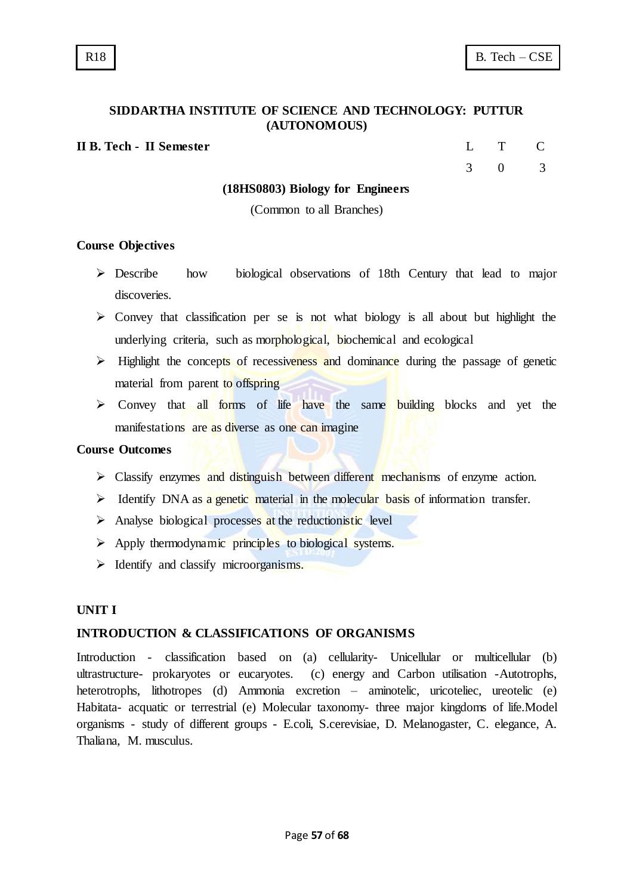R18

B. Tech – CSE

**SIDDARTHA INSTITUTE OF SCIENCE AND TECHNOLOGY: PUTTUR (AUTONOMOUS)**

**II B. Tech - II Semester**

| L | T | C |
|---|---|---|
| 3 | 0 | 3 |

**(18HS0803) Biology for Engineers**

(Common to all Branches)

**Course Objectives**

- Describe how biological observations of 18th Century that lead to major discoveries.
- Convey that classification per se is not what biology is all about but highlight the underlying criteria, such as morphological, biochemical and ecological
- Highlight the concepts of recessiveness and dominance during the passage of genetic material from parent to offspring
- Convey that all forms of life have the same building blocks and yet the manifestations are as diverse as one can imagine

**Course Outcomes**

- Classify enzymes and distinguish between different mechanisms of enzyme action.
- Identify DNA as a genetic material in the molecular basis of information transfer.
- Analyse biological processes at the reductionistic level
- Apply thermodynamic principles to biological systems.
- Identify and classify microorganisms.

**UNIT I**

**INTRODUCTION & CLASSIFICATIONS OF ORGANISMS**

Introduction - classification based on (a) cellularity- Unicellular or multicellular (b) ultrastructure- prokaryotes or eucaryotes. (c) energy and Carbon utilisation -Autotrophs, heterotrophs, lithotropes (d) Ammonia excretion – aminotelic, uricoteliec, ureotelic (e) Habitata- acquatic or terrestrial (e) Molecular taxonomy- three major kingdoms of life.Model organisms - study of different groups - E.coli, S.cerevisiae, D. Melanogaster, C. elegance, A. Thaliana, M. musculus.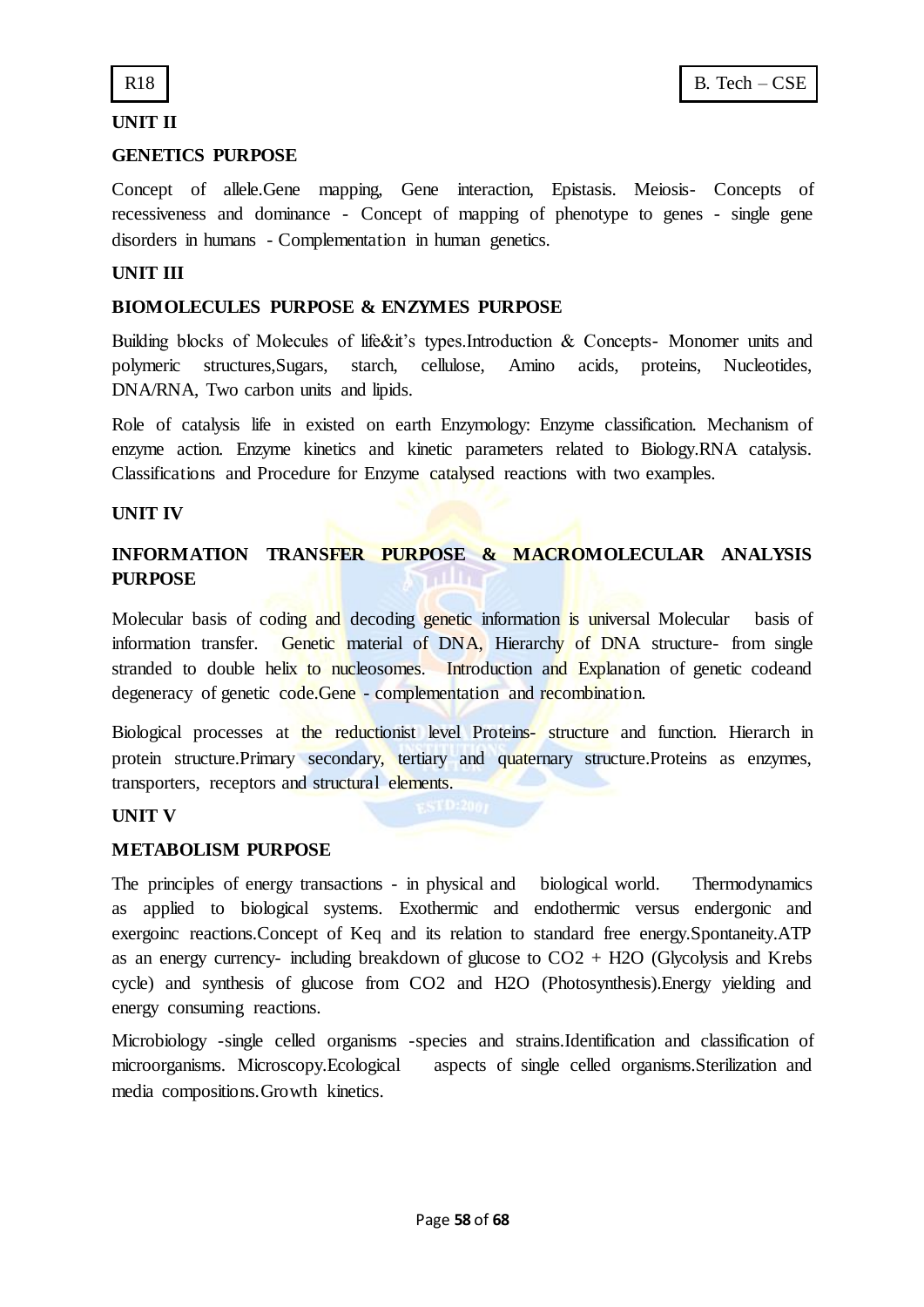**UNIT II**

**GENETICS PURPOSE**

Concept of allele.Gene mapping, Gene interaction, Epistasis. Meiosis- Concepts of recessiveness and dominance - Concept of mapping of phenotype to genes - single gene disorders in humans - Complementation in human genetics.

**UNIT III**

**BIOMOLECULES PURPOSE & ENZYMES PURPOSE**

Building blocks of Molecules of life&it's types.Introduction & Concepts- Monomer units and polymeric structures,Sugars, starch, cellulose, Amino acids, proteins, Nucleotides, DNA/RNA, Two carbon units and lipids.

Role of catalysis life in existed on earth Enzymology: Enzyme classification. Mechanism of enzyme action. Enzyme kinetics and kinetic parameters related to Biology.RNA catalysis. Classifications and Procedure for Enzyme catalysed reactions with two examples.

**UNIT IV**

**INFORMATION TRANSFER PURPOSE & MACROMOLECULAR ANALYSIS PURPOSE**

Molecular basis of coding and decoding genetic information is universal Molecular basis of information transfer. Genetic material of DNA, Hierarchy of DNA structure- from single stranded to double helix to nucleosomes. Introduction and Explanation of genetic codeand degeneracy of genetic code.Gene - complementation and recombination.

Biological processes at the reductionist level Proteins- structure and function. Hierarch in protein structure.Primary secondary, tertiary and quaternary structure.Proteins as enzymes, transporters, receptors and structural elements.

**UNIT V**

**METABOLISM PURPOSE**

The principles of energy transactions - in physical and biological world. Thermodynamics as applied to biological systems. Exothermic and endothermic versus endergonic and exergoinc reactions.Concept of Keq and its relation to standard free energy.Spontaneity.ATP as an energy currency- including breakdown of glucose to $CO_2$ + $H_2O$ (Glycolysis and Krebs cycle) and synthesis of glucose from $CO_2$ and $H_2O$ (Photosynthesis).Energy yielding and energy consuming reactions.

Microbiology -single celled organisms -species and strains.Identification and classification of microorganisms. Microscopy.Ecological aspects of single celled organisms.Sterilization and media compositions.Growth kinetics.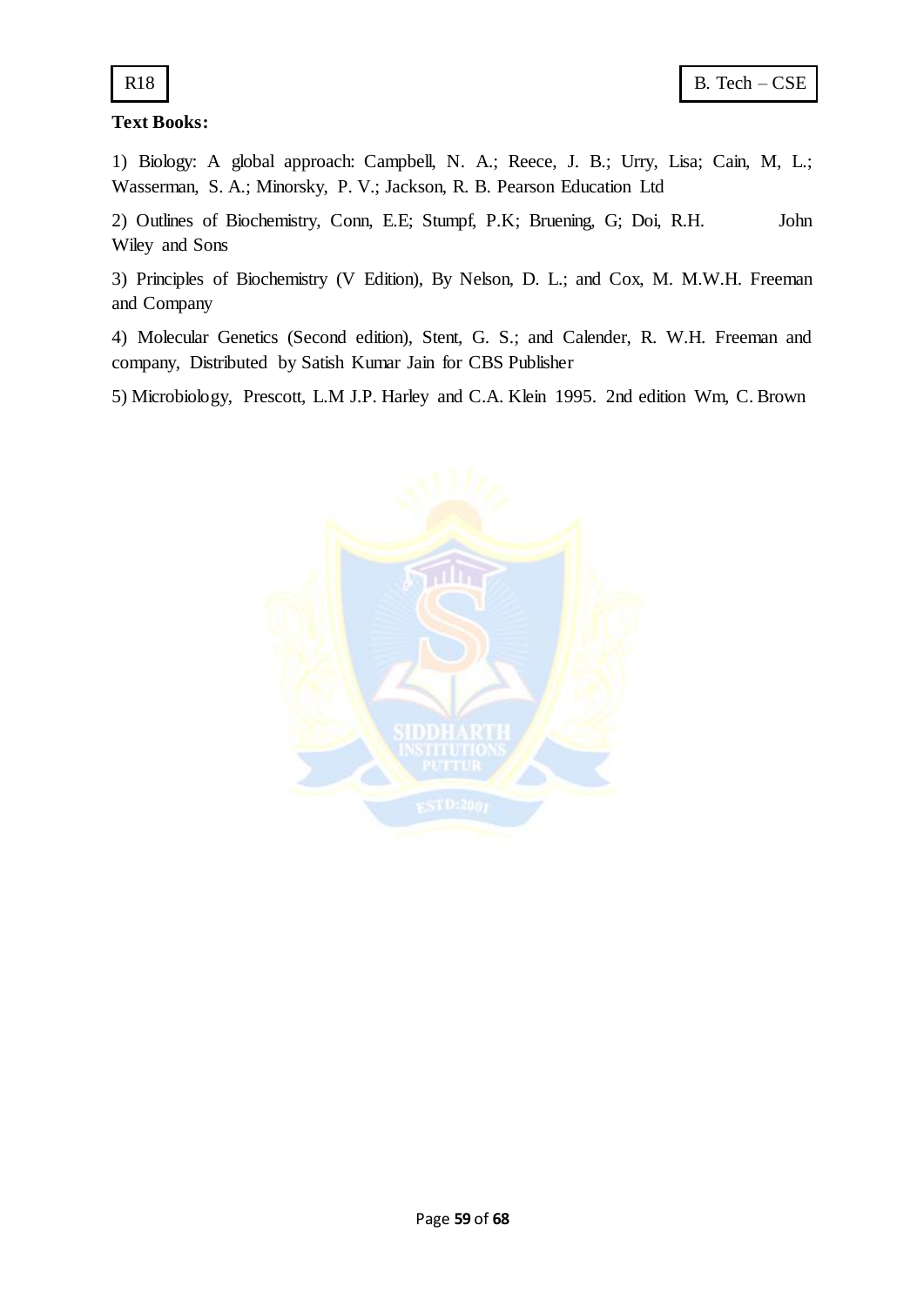**Text Books:**

1) Biology: A global approach: Campbell, N. A.; Reece, J. B.; Urry, Lisa; Cain, M, L.; Wasserman, S. A.; Minorsky, P. V.; Jackson, R. B. Pearson Education Ltd

2) Outlines of Biochemistry, Conn, E.E; Stumpf, P.K; Bruening, G; Doi, R.H. John Wiley and Sons

3) Principles of Biochemistry (V Edition), By Nelson, D. L.; and Cox, M. M.W.H. Freeman and Company

4) Molecular Genetics (Second edition), Stent, G. S.; and Calender, R. W.H. Freeman and company, Distributed by Satish Kumar Jain for CBS Publisher

5) Microbiology, Prescott, L.M J.P. Harley and C.A. Klein 1995. 2nd edition Wm, C. Brown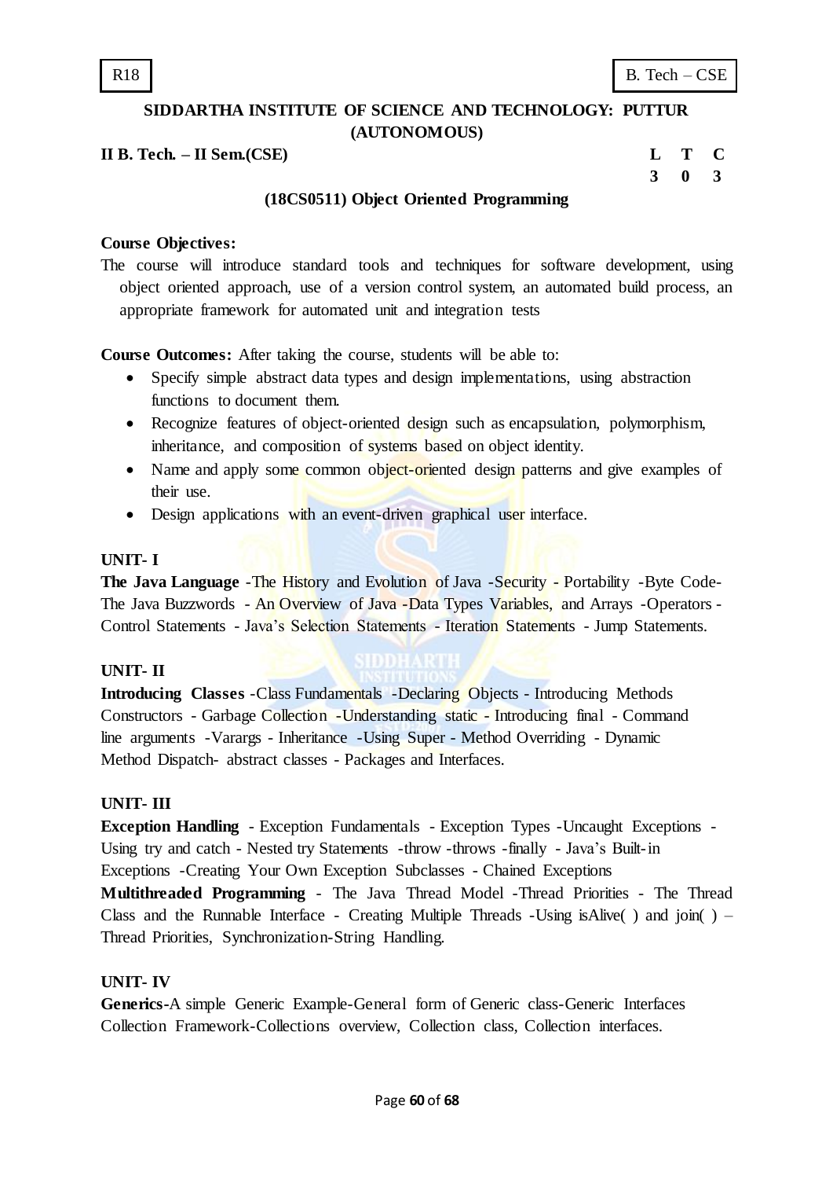R18 | B. Tech – CSE

**SIDDARTHA INSTITUTE OF SCIENCE AND TECHNOLOGY: PUTTUR (AUTONOMOUS)**

**II B. Tech. – II Sem.(CSE)**

| L | T | C |
|---|---|---|
| 3 | 0 | 3 |

**(18CS0511) Object Oriented Programming**

**Course Objectives:**

The course will introduce standard tools and techniques for software development, using object oriented approach, use of a version control system, an automated build process, an appropriate framework for automated unit and integration tests

**Course Outcomes:** After taking the course, students will be able to:

- Specify simple abstract data types and design implementations, using abstraction functions to document them.
- Recognize features of object-oriented design such as encapsulation, polymorphism, inheritance, and composition of systems based on object identity.
- Name and apply some common object-oriented design patterns and give examples of their use.
- Design applications with an event-driven graphical user interface.

**UNIT- I**

**The Java Language** -The History and Evolution of Java -Security - Portability -Byte Code-The Java Buzzwords - An Overview of Java -Data Types Variables, and Arrays -Operators -Control Statements - Java's Selection Statements - Iteration Statements - Jump Statements.

**UNIT- II**

**Introducing Classes** -Class Fundamentals -Declaring Objects - Introducing Methods Constructors - Garbage Collection -Understanding static - Introducing final - Command line arguments -Varargs - Inheritance -Using Super - Method Overriding - Dynamic Method Dispatch- abstract classes - Packages and Interfaces.

**UNIT- III**

**Exception Handling** - Exception Fundamentals - Exception Types -Uncaught Exceptions - Using try and catch - Nested try Statements -throw -throws -finally - Java's Built-in Exceptions -Creating Your Own Exception Subclasses - Chained Exceptions

**Multithreaded Programming** - The Java Thread Model -Thread Priorities - The Thread Class and the Runnable Interface - Creating Multiple Threads -Using isAlive( ) and join( ) – Thread Priorities, Synchronization-String Handling.

**UNIT- IV**

**Generics-**A simple Generic Example-General form of Generic class-Generic Interfaces Collection Framework-Collections overview, Collection class, Collection interfaces.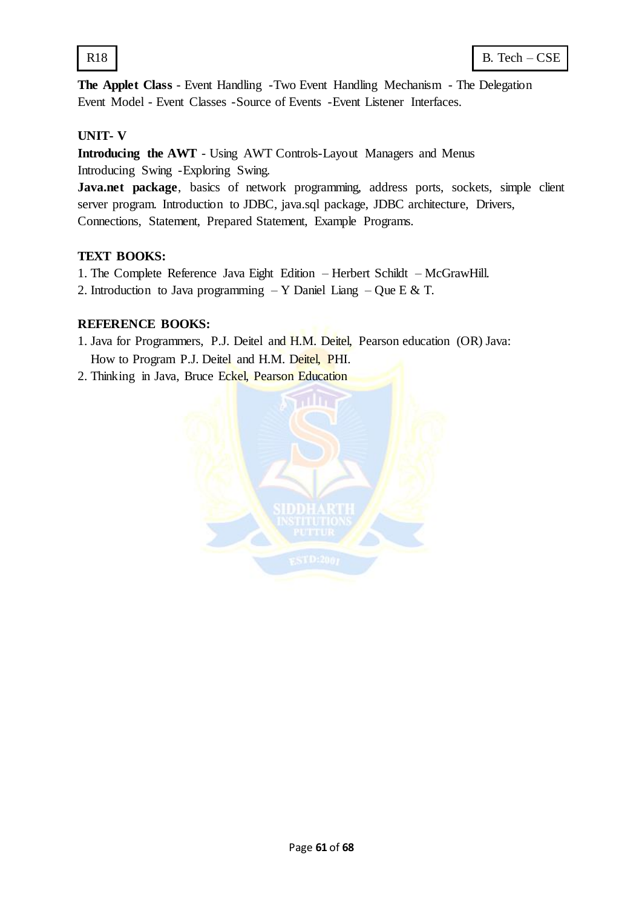**The Applet Class** - Event Handling -Two Event Handling Mechanism - The Delegation Event Model - Event Classes -Source of Events -Event Listener Interfaces.

**UNIT- V**

**Introducing the AWT** - Using AWT Controls-Layout Managers and Menus
Introducing Swing -Exploring Swing.

**Java.net package**, basics of network programming, address ports, sockets, simple client server program. Introduction to JDBC, java.sql package, JDBC architecture, Drivers, Connections, Statement, Prepared Statement, Example Programs.

**TEXT BOOKS:**

1. The Complete Reference Java Eight Edition – Herbert Schildt – McGrawHill.
2. Introduction to Java programming – Y Daniel Liang – Que E & T.

**REFERENCE BOOKS:**

1. Java for Programmers, P.J. Deitel and H.M. Deitel, Pearson education (OR) Java: How to Program P.J. Deitel and H.M. Deitel, PHI.
2. Thinking in Java, Bruce Eckel, Pearson Education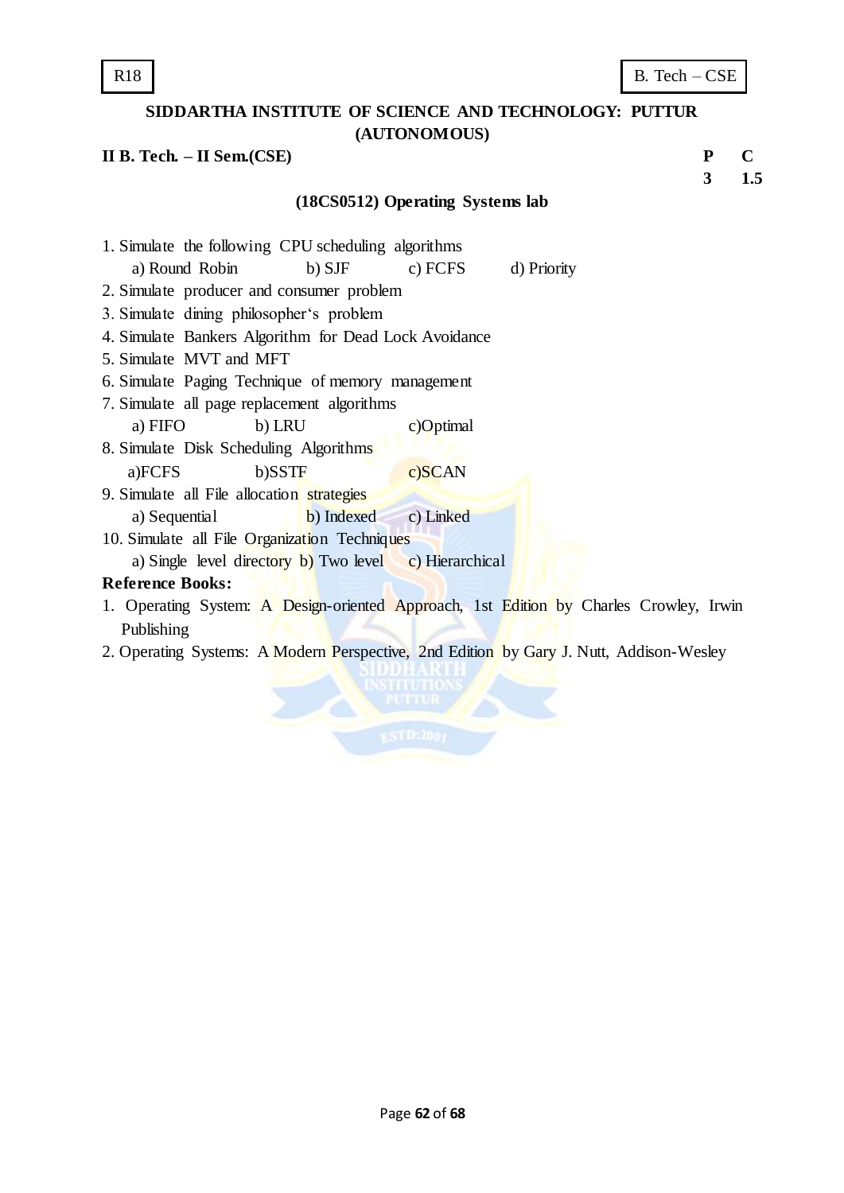R18 | B. Tech – CSE

**SIDDARTHA INSTITUTE OF SCIENCE AND TECHNOLOGY: PUTTUR (AUTONOMOUS)**

**II B. Tech. – II Sem.(CSE)**

| P | C |
|---|---|
| 3 | 1.5 |

## (18CS0512) Operating Systems lab

1. Simulate the following CPU scheduling algorithms
   a) Round Robin b) SJF c) FCFS d) Priority
2. Simulate producer and consumer problem
3. Simulate dining philosopher's problem
4. Simulate Bankers Algorithm for Dead Lock Avoidance
5. Simulate MVT and MFT
6. Simulate Paging Technique of memory management
7. Simulate all page replacement algorithms
   a) FIFO b) LRU c)Optimal
8. Simulate Disk Scheduling Algorithms
   a)FCFS b)SSTF c)SCAN
9. Simulate all File allocation strategies
   a) Sequential b) Indexed c) Linked
10. Simulate all File Organization Techniques
    a) Single level directory b) Two level c) Hierarchical

**Reference Books:**

1. Operating System: A Design-oriented Approach, 1st Edition by Charles Crowley, Irwin Publishing
2. Operating Systems: A Modern Perspective, 2nd Edition by Gary J. Nutt, Addison-Wesley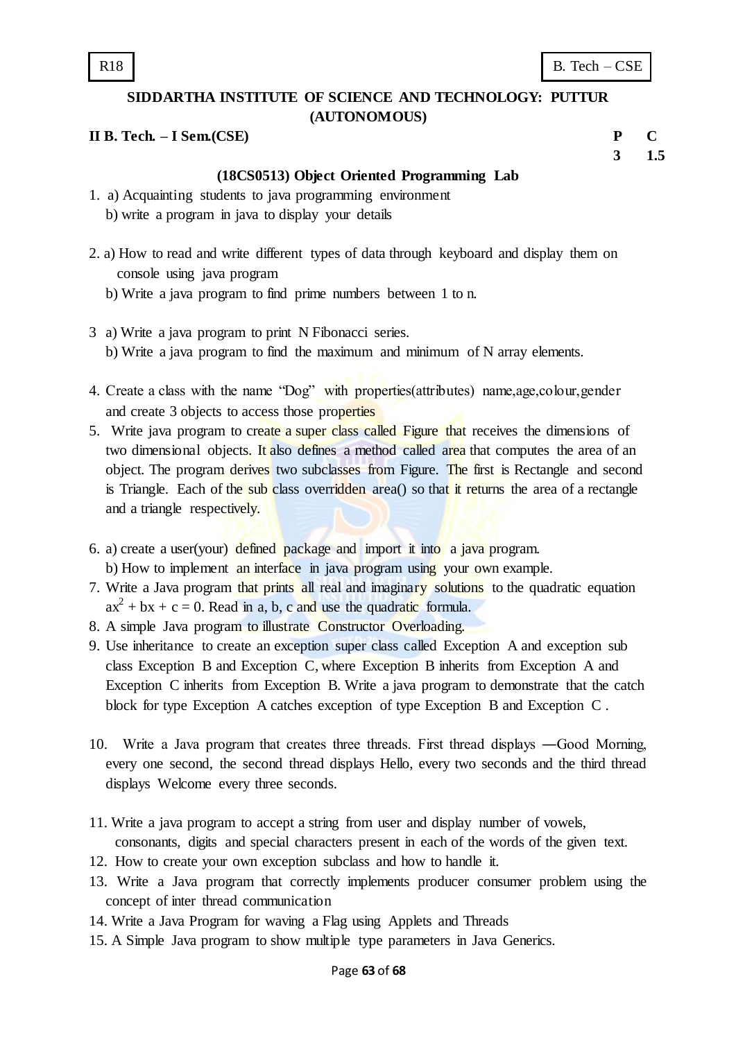R18

B. Tech – CSE

**SIDDARTHA INSTITUTE OF SCIENCE AND TECHNOLOGY: PUTTUR (AUTONOMOUS)**

**II B. Tech. – I Sem.(CSE)**

| P | C |
|---|---|
| 3 | 1.5 |

**(18CS0513) Object Oriented Programming Lab**

1. a) Acquainting students to java programming environment
   b) write a program in java to display your details

2. a) How to read and write different types of data through keyboard and display them on console using java program
   b) Write a java program to find prime numbers between 1 to n.

3. a) Write a java program to print N Fibonacci series.
   b) Write a java program to find the maximum and minimum of N array elements.

4. Create a class with the name "Dog" with properties(attributes) name,age,colour,gender and create 3 objects to access those properties
5. Write java program to create a super class called Figure that receives the dimensions of two dimensional objects. It also defines a method called area that computes the area of an object. The program derives two subclasses from Figure. The first is Rectangle and second is Triangle. Each of the sub class overridden area() so that it returns the area of a rectangle and a triangle respectively.

6. a) create a user(your) defined package and import it into a java program.
   b) How to implement an interface in java program using your own example.
7. Write a Java program that prints all real and imaginary solutions to the quadratic equation $ax^2 + bx + c = 0$. Read in a, b, c and use the quadratic formula.
8. A simple Java program to illustrate Constructor Overloading.
9. Use inheritance to create an exception super class called Exception A and exception sub class Exception B and Exception C, where Exception B inherits from Exception A and Exception C inherits from Exception B. Write a java program to demonstrate that the catch block for type Exception A catches exception of type Exception B and Exception C .

10. Write a Java program that creates three threads. First thread displays ―Good Morning, every one second, the second thread displays Hello, every two seconds and the third thread displays Welcome every three seconds.

11. Write a java program to accept a string from user and display number of vowels, consonants, digits and special characters present in each of the words of the given text.
12. How to create your own exception subclass and how to handle it.
13. Write a Java program that correctly implements producer consumer problem using the concept of inter thread communication
14. Write a Java Program for waving a Flag using Applets and Threads
15. A Simple Java program to show multiple type parameters in Java Generics.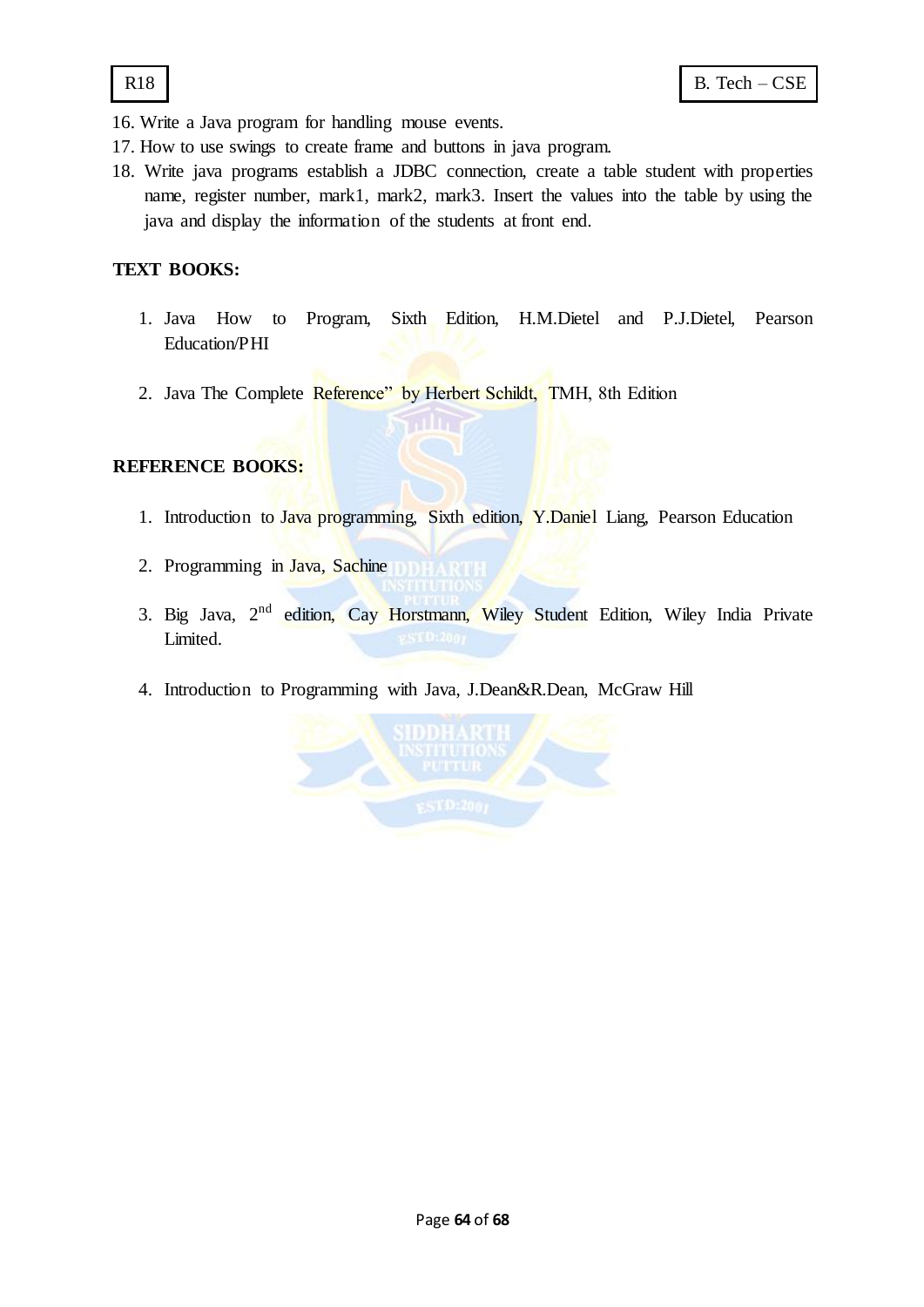16. Write a Java program for handling mouse events.
17. How to use swings to create frame and buttons in java program.
18. Write java programs establish a JDBC connection, create a table student with properties name, register number, mark1, mark2, mark3. Insert the values into the table by using the java and display the information of the students at front end.

**TEXT BOOKS:**

1. Java How to Program, Sixth Edition, H.M.Dietel and P.J.Dietel, Pearson Education/PHI
2. Java The Complete Reference" by Herbert Schildt, TMH, 8th Edition

**REFERENCE BOOKS:**

1. Introduction to Java programming, Sixth edition, Y.Daniel Liang, Pearson Education
2. Programming in Java, Sachine
3. Big Java, 2nd edition, Cay Horstmann, Wiley Student Edition, Wiley India Private Limited.
4. Introduction to Programming with Java, J.Dean&R.Dean, McGraw Hill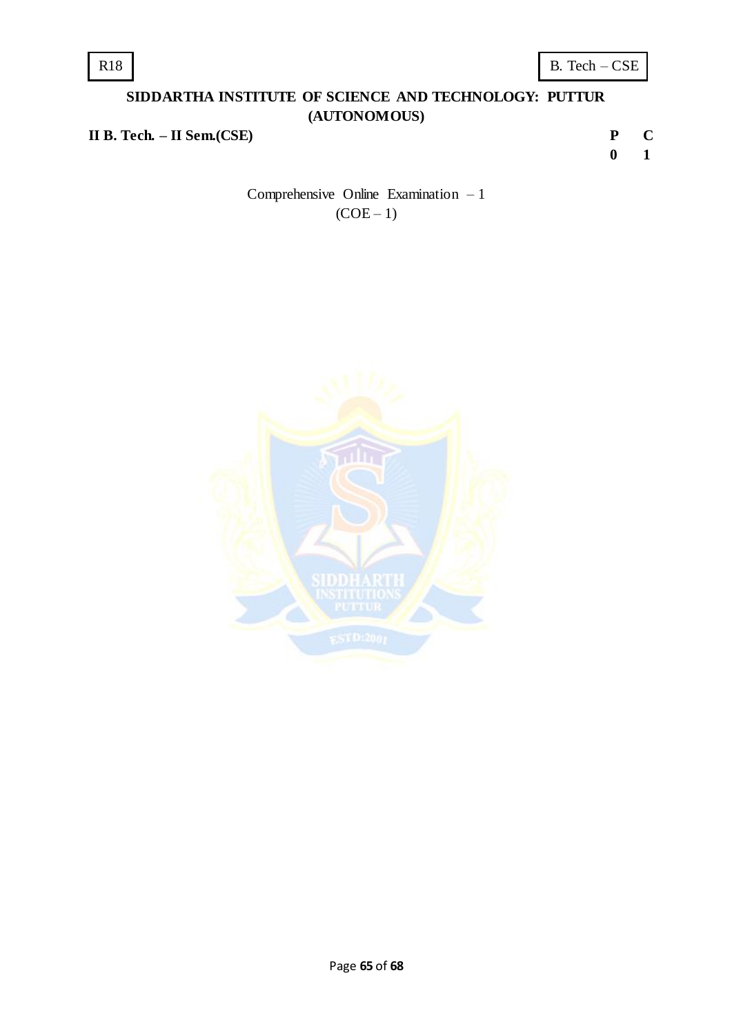R18

B. Tech – CSE

**SIDDARTHA INSTITUTE OF SCIENCE AND TECHNOLOGY: PUTTUR**
**(AUTONOMOUS)**

**II B. Tech. – II Sem.(CSE)**

| | |
|---|---|
| **P** | **C** |
| **0** | **1** |

Comprehensive Online Examination – 1
(COE – 1)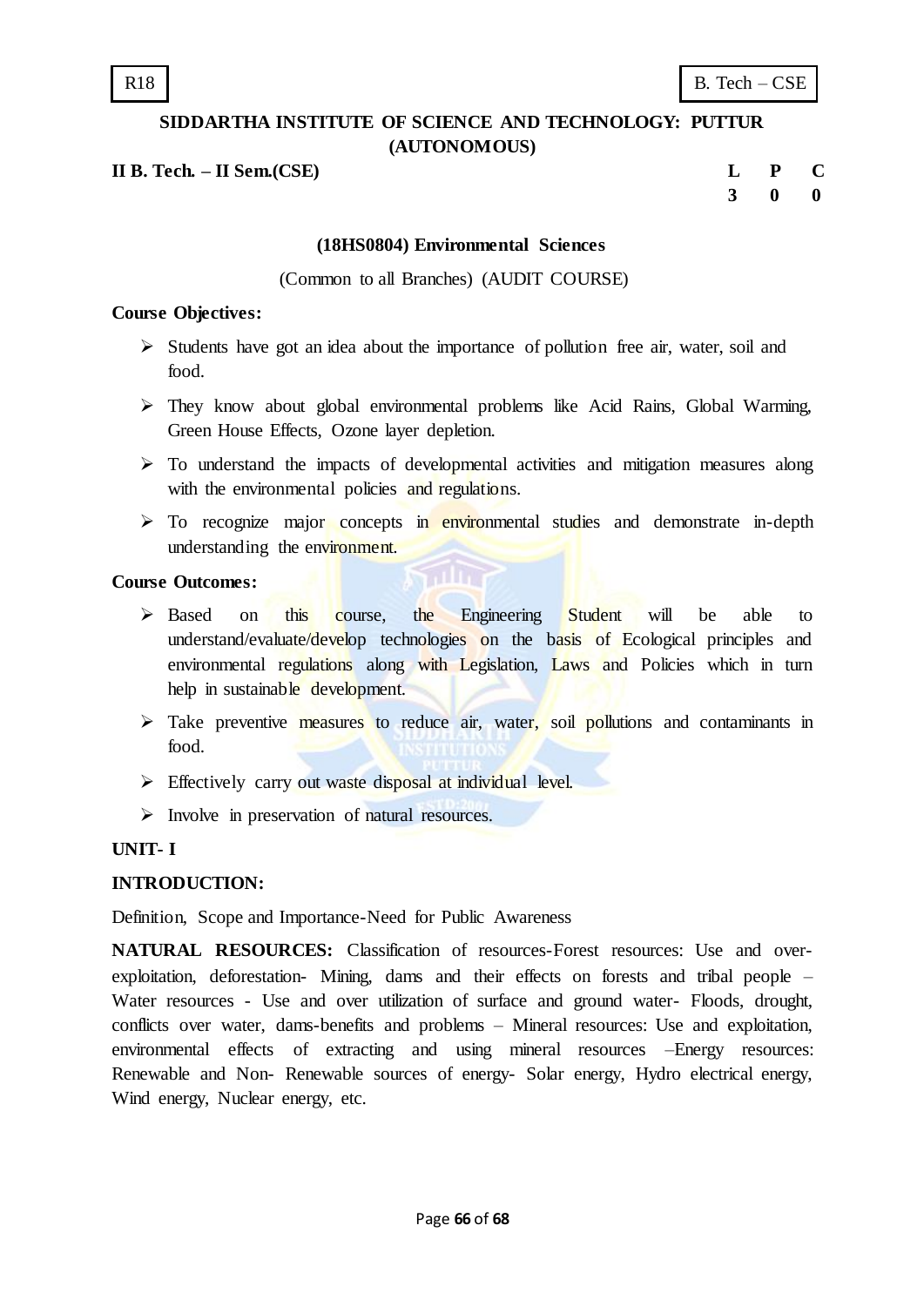R18 | B. Tech – CSE

**SIDDARTHA INSTITUTE OF SCIENCE AND TECHNOLOGY: PUTTUR (AUTONOMOUS)**

**II B. Tech. – II Sem.(CSE)**

| L | P | C |
|---|---|---|
| 3 | 0 | 0 |

**(18HS0804) Environmental Sciences**

(Common to all Branches) (AUDIT COURSE)

**Course Objectives:**

- Students have got an idea about the importance of pollution free air, water, soil and food.
- They know about global environmental problems like Acid Rains, Global Warming, Green House Effects, Ozone layer depletion.
- To understand the impacts of developmental activities and mitigation measures along with the environmental policies and regulations.
- To recognize major concepts in environmental studies and demonstrate in-depth understanding the environment.

**Course Outcomes:**

- Based on this course, the Engineering Student will be able to understand/evaluate/develop technologies on the basis of Ecological principles and environmental regulations along with Legislation, Laws and Policies which in turn help in sustainable development.
- Take preventive measures to reduce air, water, soil pollutions and contaminants in food.
- Effectively carry out waste disposal at individual level.
- Involve in preservation of natural resources.

**UNIT- I**

**INTRODUCTION:**

Definition, Scope and Importance-Need for Public Awareness

**NATURAL RESOURCES:** Classification of resources-Forest resources: Use and over-exploitation, deforestation- Mining, dams and their effects on forests and tribal people – Water resources - Use and over utilization of surface and ground water- Floods, drought, conflicts over water, dams-benefits and problems – Mineral resources: Use and exploitation, environmental effects of extracting and using mineral resources –Energy resources: Renewable and Non- Renewable sources of energy- Solar energy, Hydro electrical energy, Wind energy, Nuclear energy, etc.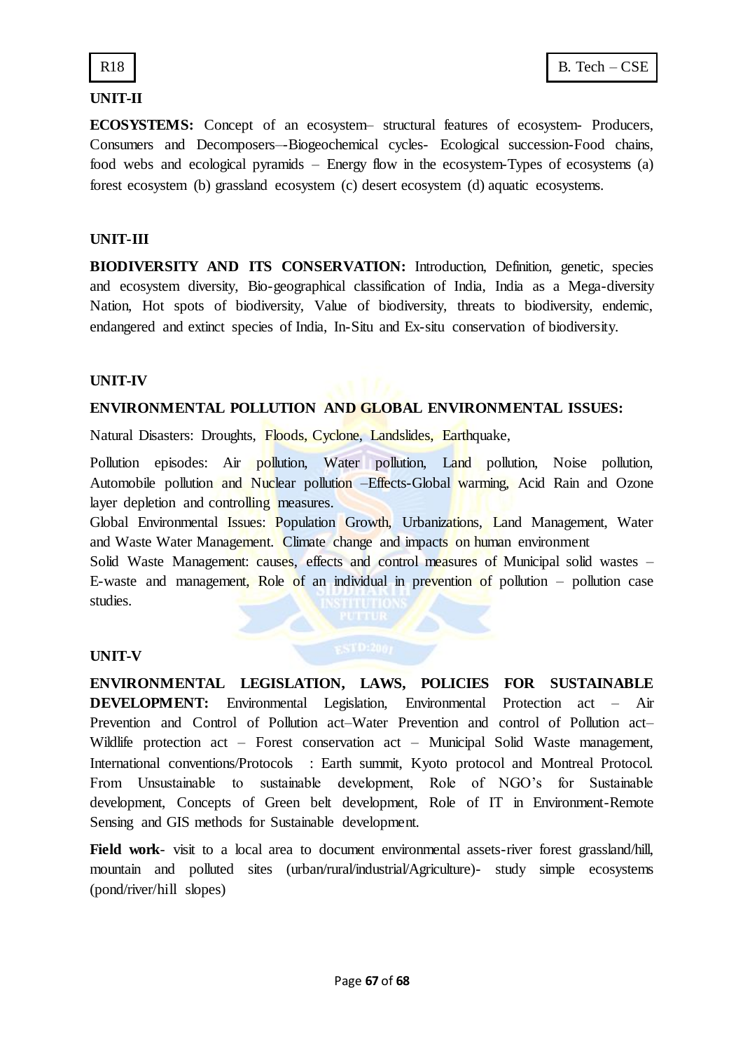## UNIT-II

**ECOSYSTEMS:** Concept of an ecosystem– structural features of ecosystem- Producers, Consumers and Decomposers–-Biogeochemical cycles- Ecological succession-Food chains, food webs and ecological pyramids – Energy flow in the ecosystem-Types of ecosystems (a) forest ecosystem (b) grassland ecosystem (c) desert ecosystem (d) aquatic ecosystems.

## UNIT-III

**BIODIVERSITY AND ITS CONSERVATION:** Introduction, Definition, genetic, species and ecosystem diversity, Bio-geographical classification of India, India as a Mega-diversity Nation, Hot spots of biodiversity, Value of biodiversity, threats to biodiversity, endemic, endangered and extinct species of India, In-Situ and Ex-situ conservation of biodiversity.

## UNIT-IV

**ENVIRONMENTAL POLLUTION AND GLOBAL ENVIRONMENTAL ISSUES:**

Natural Disasters: Droughts, Floods, Cyclone, Landslides, Earthquake,

Pollution episodes: Air pollution, Water pollution, Land pollution, Noise pollution, Automobile pollution and Nuclear pollution –Effects-Global warming, Acid Rain and Ozone layer depletion and controlling measures.

Global Environmental Issues: Population Growth, Urbanizations, Land Management, Water and Waste Water Management. Climate change and impacts on human environment

Solid Waste Management: causes, effects and control measures of Municipal solid wastes – E-waste and management, Role of an individual in prevention of pollution – pollution case studies.

## UNIT-V

**ENVIRONMENTAL LEGISLATION, LAWS, POLICIES FOR SUSTAINABLE DEVELOPMENT:** Environmental Legislation, Environmental Protection act – Air Prevention and Control of Pollution act–Water Prevention and control of Pollution act– Wildlife protection act – Forest conservation act – Municipal Solid Waste management, International conventions/Protocols : Earth summit, Kyoto protocol and Montreal Protocol. From Unsustainable to sustainable development, Role of NGO's for Sustainable development, Concepts of Green belt development, Role of IT in Environment-Remote Sensing and GIS methods for Sustainable development.

**Field work**- visit to a local area to document environmental assets-river forest grassland/hill, mountain and polluted sites (urban/rural/industrial/Agriculture)- study simple ecosystems (pond/river/hill slopes)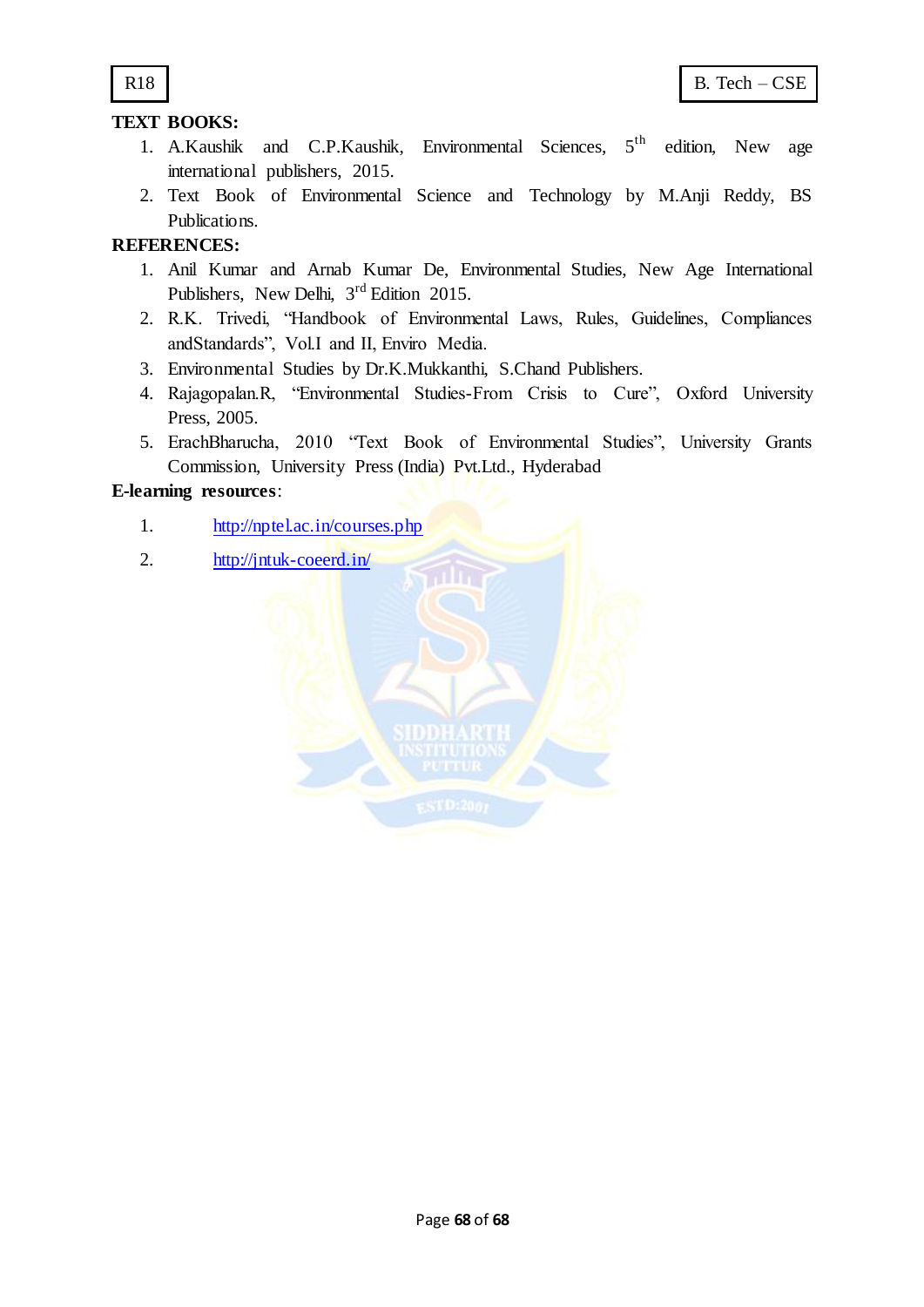**TEXT BOOKS:**

1. A.Kaushik and C.P.Kaushik, Environmental Sciences, 5th edition, New age international publishers, 2015.
2. Text Book of Environmental Science and Technology by M.Anji Reddy, BS Publications.

**REFERENCES:**

1. Anil Kumar and Arnab Kumar De, Environmental Studies, New Age International Publishers, New Delhi, 3rd Edition 2015.
2. R.K. Trivedi, "Handbook of Environmental Laws, Rules, Guidelines, Compliances andStandards", Vol.I and II, Enviro Media.
3. Environmental Studies by Dr.K.Mukkanthi, S.Chand Publishers.
4. Rajagopalan.R, "Environmental Studies-From Crisis to Cure", Oxford University Press, 2005.
5. ErachBharucha, 2010 "Text Book of Environmental Studies", University Grants Commission, University Press (India) Pvt.Ltd., Hyderabad

**E-learning resources**:

1. http://nptel.ac.in/courses.php
2. http://jntuk-coeerd.in/